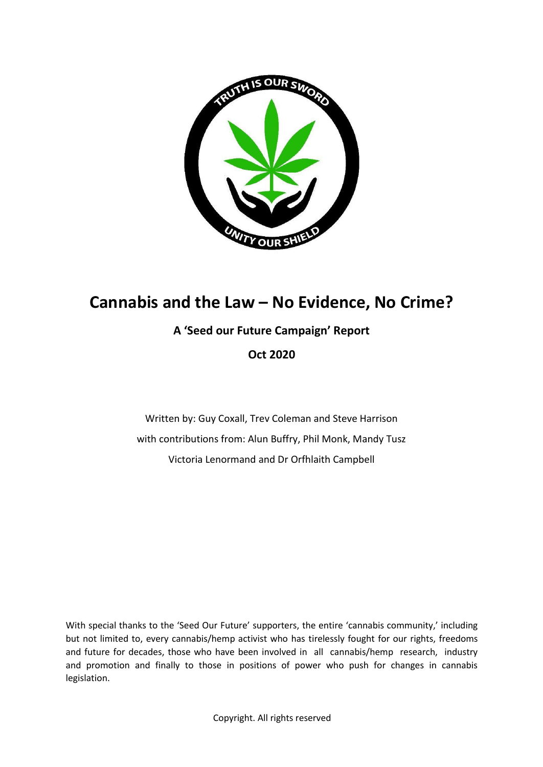# Cannabis and the Law – No Evidence, No Crime?

**A 'Seed our Future Campaign' Report**

**Oct 2020**

Written by: Guy Coxall, Trev Coleman and Steve Harrison

with contributions from: Alun Buffry, Phil Monk, Mandy Tusz

Victoria Lenormand and Dr Orfhlaith Campbell

With special thanks to the 'Seed Our Future' supporters, the entire 'cannabis community,' including but not limited to, every cannabis/hemp activist who has tirelessly fought for our rights, freedoms and future for decades, those who have been involved in all cannabis/hemp research, industry and promotion and finally to those in positions of power who push for changes in cannabis legislation.

Copyright. All rights reserved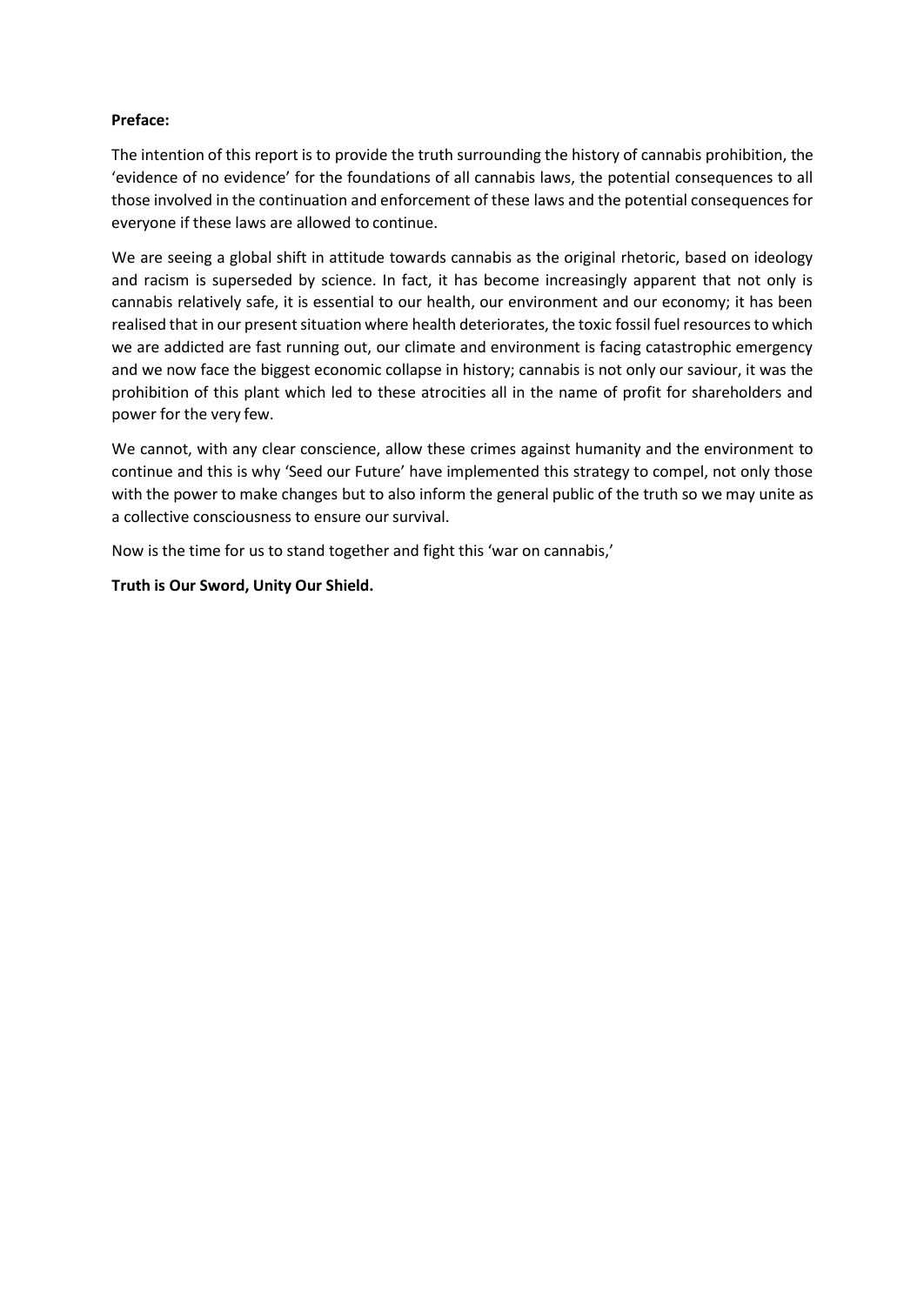**Preface:**

The intention of this report is to provide the truth surrounding the history of cannabis prohibition, the 'evidence of no evidence' for the foundations of all cannabis laws, the potential consequences to all those involved in the continuation and enforcement of these laws and the potential consequences for everyone if these laws are allowed to continue.

We are seeing a global shift in attitude towards cannabis as the original rhetoric, based on ideology and racism is superseded by science. In fact, it has become increasingly apparent that not only is cannabis relatively safe, it is essential to our health, our environment and our economy; it has been realised that in our present situation where health deteriorates, the toxic fossil fuel resources to which we are addicted are fast running out, our climate and environment is facing catastrophic emergency and we now face the biggest economic collapse in history; cannabis is not only our saviour, it was the prohibition of this plant which led to these atrocities all in the name of profit for shareholders and power for the very few.

We cannot, with any clear conscience, allow these crimes against humanity and the environment to continue and this is why 'Seed our Future' have implemented this strategy to compel, not only those with the power to make changes but to also inform the general public of the truth so we may unite as a collective consciousness to ensure our survival.

Now is the time for us to stand together and fight this 'war on cannabis,'

**Truth is Our Sword, Unity Our Shield.**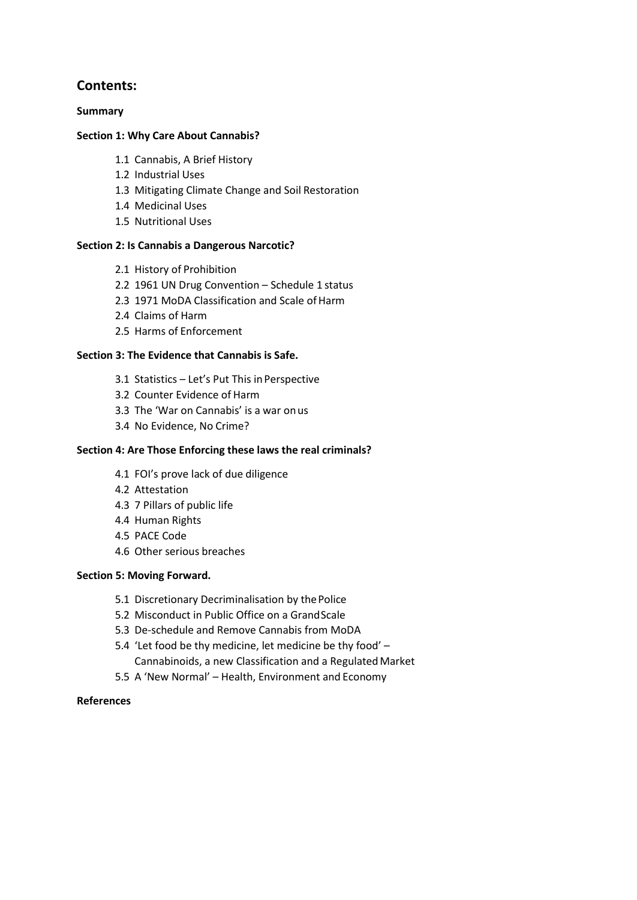## Contents:

**Summary**

**Section 1: Why Care About Cannabis?**

- 1.1 Cannabis, A Brief History
- 1.2 Industrial Uses
- 1.3 Mitigating Climate Change and Soil Restoration
- 1.4 Medicinal Uses
- 1.5 Nutritional Uses

**Section 2: Is Cannabis a Dangerous Narcotic?**

- 2.1 History of Prohibition
- 2.2 1961 UN Drug Convention – Schedule 1 status
- 2.3 1971 MoDA Classification and Scale of Harm
- 2.4 Claims of Harm
- 2.5 Harms of Enforcement

**Section 3: The Evidence that Cannabis is Safe.**

- 3.1 Statistics – Let's Put This in Perspective
- 3.2 Counter Evidence of Harm
- 3.3 The 'War on Cannabis' is a war on us
- 3.4 No Evidence, No Crime?

**Section 4: Are Those Enforcing these laws the real criminals?**

- 4.1 FOI's prove lack of due diligence
- 4.2 Attestation
- 4.3 7 Pillars of public life
- 4.4 Human Rights
- 4.5 PACE Code
- 4.6 Other serious breaches

**Section 5: Moving Forward.**

- 5.1 Discretionary Decriminalisation by the Police
- 5.2 Misconduct in Public Office on a Grand Scale
- 5.3 De-schedule and Remove Cannabis from MoDA
- 5.4 'Let food be thy medicine, let medicine be thy food' – Cannabinoids, a new Classification and a Regulated Market
- 5.5 A 'New Normal' – Health, Environment and Economy

**References**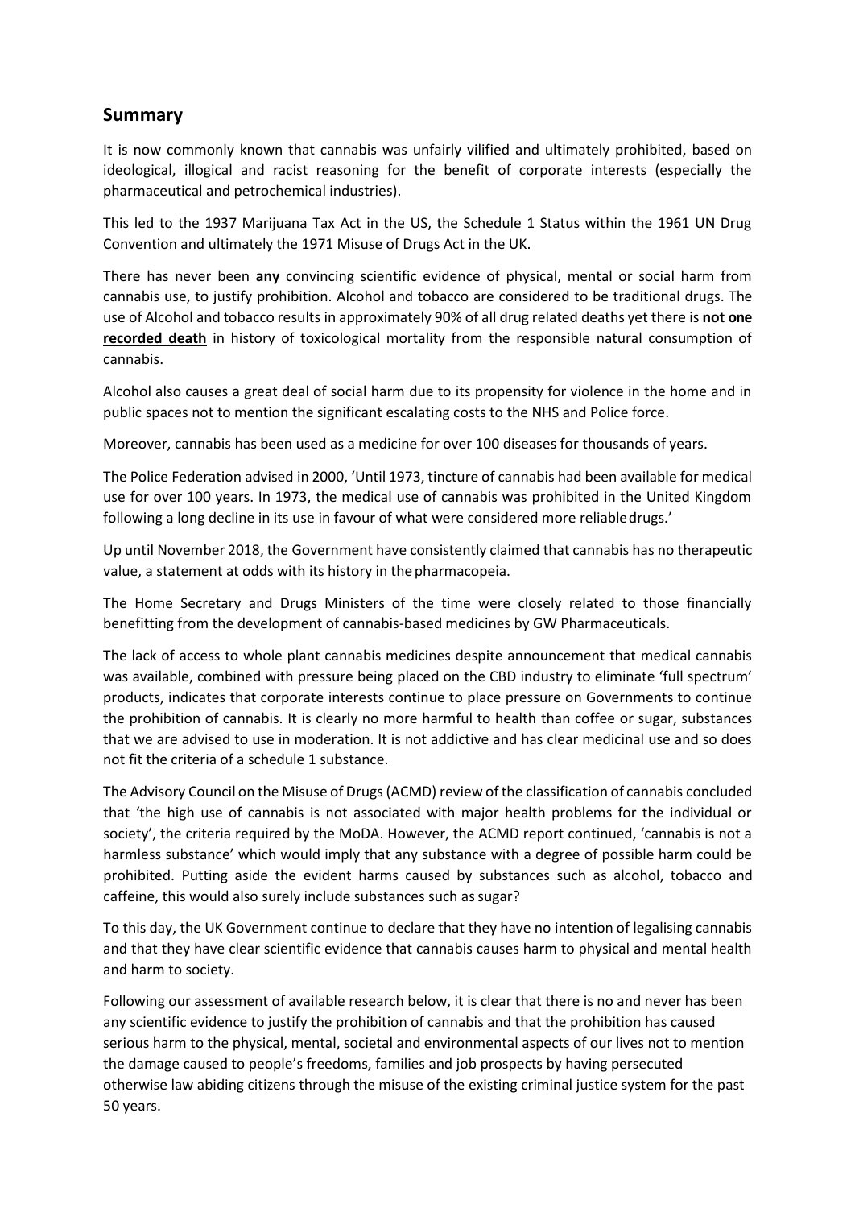## Summary

It is now commonly known that cannabis was unfairly vilified and ultimately prohibited, based on ideological, illogical and racist reasoning for the benefit of corporate interests (especially the pharmaceutical and petrochemical industries).

This led to the 1937 Marijuana Tax Act in the US, the Schedule 1 Status within the 1961 UN Drug Convention and ultimately the 1971 Misuse of Drugs Act in the UK.

There has never been **any** convincing scientific evidence of physical, mental or social harm from cannabis use, to justify prohibition. Alcohol and tobacco are considered to be traditional drugs. The use of Alcohol and tobacco results in approximately 90% of all drug related deaths yet there is **not one recorded death** in history of toxicological mortality from the responsible natural consumption of cannabis.

Alcohol also causes a great deal of social harm due to its propensity for violence in the home and in public spaces not to mention the significant escalating costs to the NHS and Police force.

Moreover, cannabis has been used as a medicine for over 100 diseases for thousands of years.

The Police Federation advised in 2000, 'Until 1973, tincture of cannabis had been available for medical use for over 100 years. In 1973, the medical use of cannabis was prohibited in the United Kingdom following a long decline in its use in favour of what were considered more reliable drugs.'

Up until November 2018, the Government have consistently claimed that cannabis has no therapeutic value, a statement at odds with its history in the pharmacopeia.

The Home Secretary and Drugs Ministers of the time were closely related to those financially benefitting from the development of cannabis-based medicines by GW Pharmaceuticals.

The lack of access to whole plant cannabis medicines despite announcement that medical cannabis was available, combined with pressure being placed on the CBD industry to eliminate 'full spectrum' products, indicates that corporate interests continue to place pressure on Governments to continue the prohibition of cannabis. It is clearly no more harmful to health than coffee or sugar, substances that we are advised to use in moderation. It is not addictive and has clear medicinal use and so does not fit the criteria of a schedule 1 substance.

The Advisory Council on the Misuse of Drugs (ACMD) review of the classification of cannabis concluded that 'the high use of cannabis is not associated with major health problems for the individual or society', the criteria required by the MoDA. However, the ACMD report continued, 'cannabis is not a harmless substance' which would imply that any substance with a degree of possible harm could be prohibited. Putting aside the evident harms caused by substances such as alcohol, tobacco and caffeine, this would also surely include substances such as sugar?

To this day, the UK Government continue to declare that they have no intention of legalising cannabis and that they have clear scientific evidence that cannabis causes harm to physical and mental health and harm to society.

Following our assessment of available research below, it is clear that there is no and never has been any scientific evidence to justify the prohibition of cannabis and that the prohibition has caused serious harm to the physical, mental, societal and environmental aspects of our lives not to mention the damage caused to people's freedoms, families and job prospects by having persecuted otherwise law abiding citizens through the misuse of the existing criminal justice system for the past 50 years.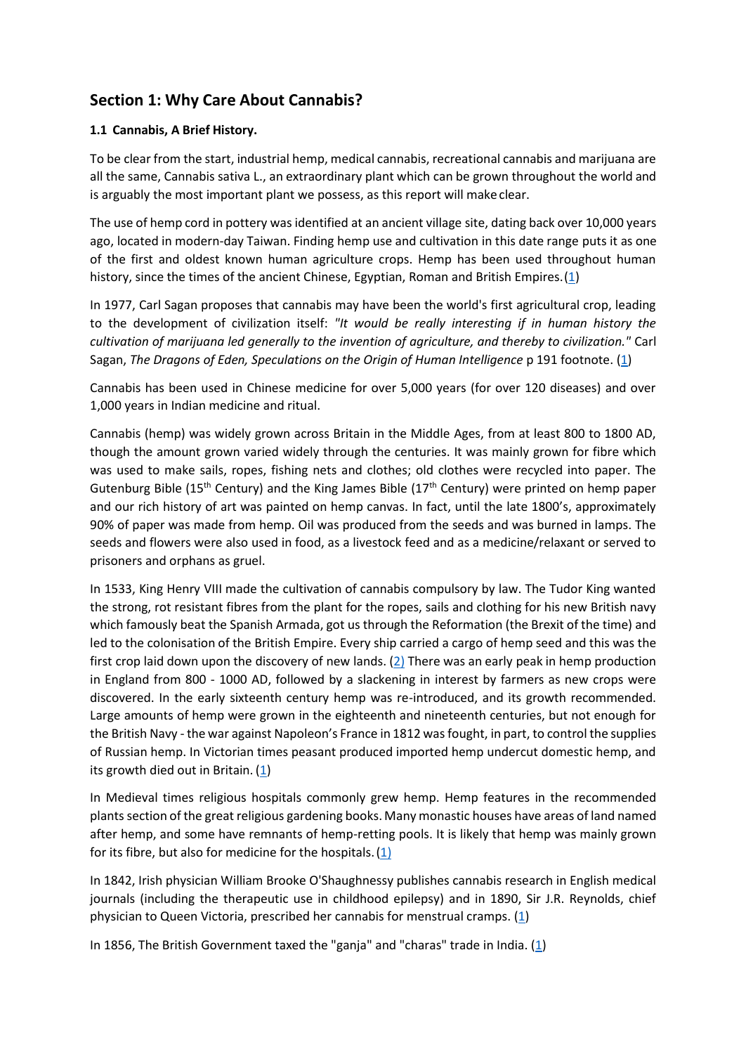## Section 1: Why Care About Cannabis?

### 1.1 Cannabis, A Brief History.

To be clear from the start, industrial hemp, medical cannabis, recreational cannabis and marijuana are all the same, Cannabis sativa L., an extraordinary plant which can be grown throughout the world and is arguably the most important plant we possess, as this report will make clear.

The use of hemp cord in pottery was identified at an ancient village site, dating back over 10,000 years ago, located in modern-day Taiwan. Finding hemp use and cultivation in this date range puts it as one of the first and oldest known human agriculture crops. Hemp has been used throughout human history, since the times of the ancient Chinese, Egyptian, Roman and British Empires. (1)

In 1977, Carl Sagan proposes that cannabis may have been the world's first agricultural crop, leading to the development of civilization itself: *"It would be really interesting if in human history the cultivation of marijuana led generally to the invention of agriculture, and thereby to civilization."* Carl Sagan, *The Dragons of Eden, Speculations on the Origin of Human Intelligence* p 191 footnote. (1)

Cannabis has been used in Chinese medicine for over 5,000 years (for over 120 diseases) and over 1,000 years in Indian medicine and ritual.

Cannabis (hemp) was widely grown across Britain in the Middle Ages, from at least 800 to 1800 AD, though the amount grown varied widely through the centuries. It was mainly grown for fibre which was used to make sails, ropes, fishing nets and clothes; old clothes were recycled into paper. The Gutenburg Bible (15th Century) and the King James Bible (17th Century) were printed on hemp paper and our rich history of art was painted on hemp canvas. In fact, until the late 1800's, approximately 90% of paper was made from hemp. Oil was produced from the seeds and was burned in lamps. The seeds and flowers were also used in food, as a livestock feed and as a medicine/relaxant or served to prisoners and orphans as gruel.

In 1533, King Henry VIII made the cultivation of cannabis compulsory by law. The Tudor King wanted the strong, rot resistant fibres from the plant for the ropes, sails and clothing for his new British navy which famously beat the Spanish Armada, got us through the Reformation (the Brexit of the time) and led to the colonisation of the British Empire. Every ship carried a cargo of hemp seed and this was the first crop laid down upon the discovery of new lands. (2) There was an early peak in hemp production in England from 800 - 1000 AD, followed by a slackening in interest by farmers as new crops were discovered. In the early sixteenth century hemp was re-introduced, and its growth recommended. Large amounts of hemp were grown in the eighteenth and nineteenth centuries, but not enough for the British Navy - the war against Napoleon's France in 1812 was fought, in part, to control the supplies of Russian hemp. In Victorian times peasant produced imported hemp undercut domestic hemp, and its growth died out in Britain. (1)

In Medieval times religious hospitals commonly grew hemp. Hemp features in the recommended plants section of the great religious gardening books. Many monastic houses have areas of land named after hemp, and some have remnants of hemp-retting pools. It is likely that hemp was mainly grown for its fibre, but also for medicine for the hospitals. (1)

In 1842, Irish physician William Brooke O'Shaughnessy publishes cannabis research in English medical journals (including the therapeutic use in childhood epilepsy) and in 1890, Sir J.R. Reynolds, chief physician to Queen Victoria, prescribed her cannabis for menstrual cramps. (1)

In 1856, The British Government taxed the "ganja" and "charas" trade in India. (1)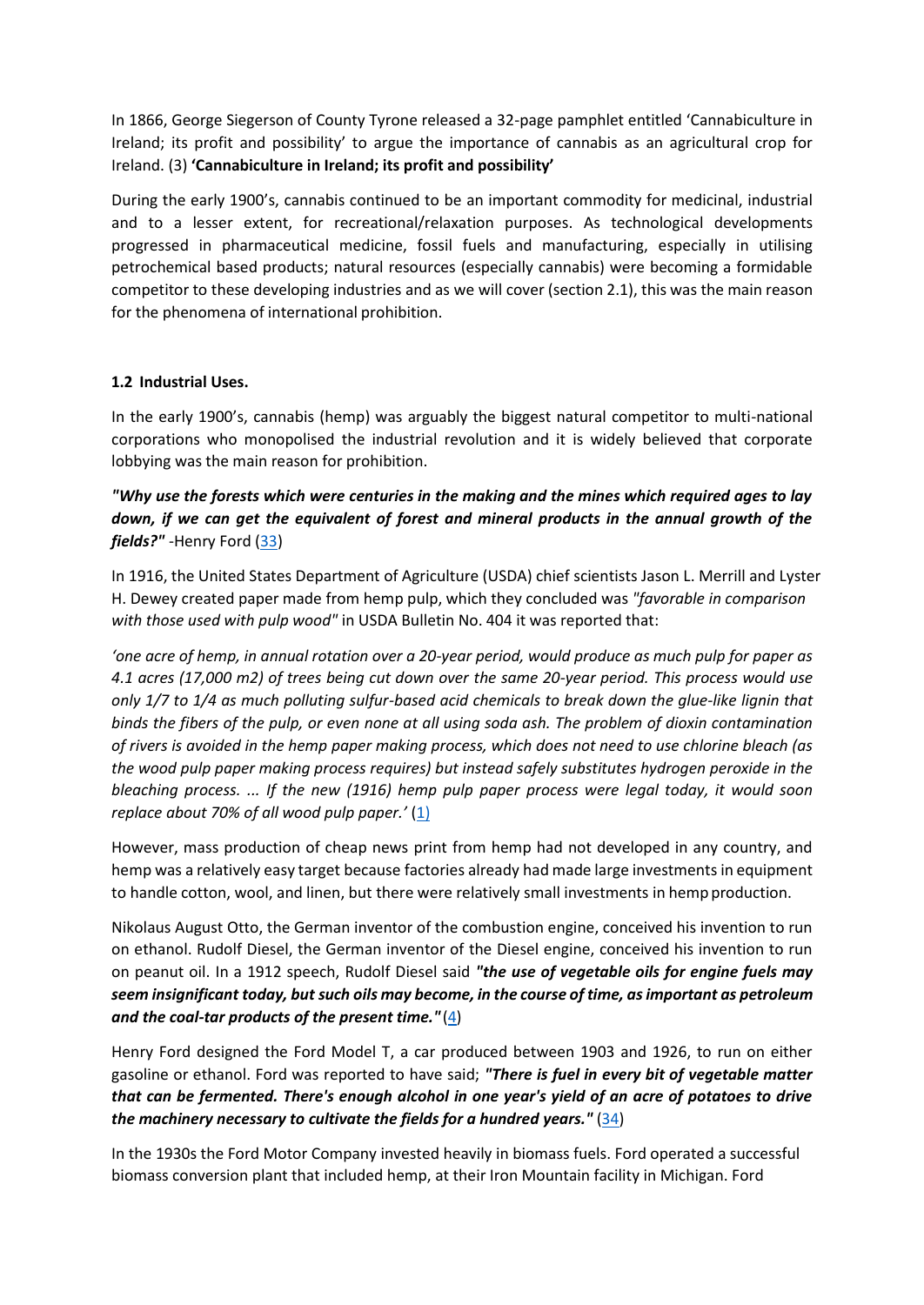In 1866, George Siegerson of County Tyrone released a 32-page pamphlet entitled 'Cannabiculture in Ireland; its profit and possibility' to argue the importance of cannabis as an agricultural crop for Ireland. (3) **'Cannabiculture in Ireland; its profit and possibility'**

During the early 1900's, cannabis continued to be an important commodity for medicinal, industrial and to a lesser extent, for recreational/relaxation purposes. As technological developments progressed in pharmaceutical medicine, fossil fuels and manufacturing, especially in utilising petrochemical based products; natural resources (especially cannabis) were becoming a formidable competitor to these developing industries and as we will cover (section 2.1), this was the main reason for the phenomena of international prohibition.

### 1.2 Industrial Uses.

In the early 1900's, cannabis (hemp) was arguably the biggest natural competitor to multi-national corporations who monopolised the industrial revolution and it is widely believed that corporate lobbying was the main reason for prohibition.

***"Why use the forests which were centuries in the making and the mines which required ages to lay down, if we can get the equivalent of forest and mineral products in the annual growth of the fields?"*** -Henry Ford (33)

In 1916, the United States Department of Agriculture (USDA) chief scientists Jason L. Merrill and Lyster H. Dewey created paper made from hemp pulp, which they concluded was *"favorable in comparison with those used with pulp wood"* in USDA Bulletin No. 404 it was reported that:

*'one acre of hemp, in annual rotation over a 20-year period, would produce as much pulp for paper as 4.1 acres (17,000 m2) of trees being cut down over the same 20-year period. This process would use only 1/7 to 1/4 as much polluting sulfur-based acid chemicals to break down the glue-like lignin that binds the fibers of the pulp, or even none at all using soda ash. The problem of dioxin contamination of rivers is avoided in the hemp paper making process, which does not need to use chlorine bleach (as the wood pulp paper making process requires) but instead safely substitutes hydrogen peroxide in the bleaching process. ... If the new (1916) hemp pulp paper process were legal today, it would soon replace about 70% of all wood pulp paper.'* (1)

However, mass production of cheap news print from hemp had not developed in any country, and hemp was a relatively easy target because factories already had made large investments in equipment to handle cotton, wool, and linen, but there were relatively small investments in hemp production.

Nikolaus August Otto, the German inventor of the combustion engine, conceived his invention to run on ethanol. Rudolf Diesel, the German inventor of the Diesel engine, conceived his invention to run on peanut oil. In a 1912 speech, Rudolf Diesel said ***"the use of vegetable oils for engine fuels may seem insignificant today, but such oils may become, in the course of time, as important as petroleum and the coal-tar products of the present time."*** (4)

Henry Ford designed the Ford Model T, a car produced between 1903 and 1926, to run on either gasoline or ethanol. Ford was reported to have said; ***"There is fuel in every bit of vegetable matter that can be fermented. There's enough alcohol in one year's yield of an acre of potatoes to drive the machinery necessary to cultivate the fields for a hundred years."*** (34)

In the 1930s the Ford Motor Company invested heavily in biomass fuels. Ford operated a successful biomass conversion plant that included hemp, at their Iron Mountain facility in Michigan. Ford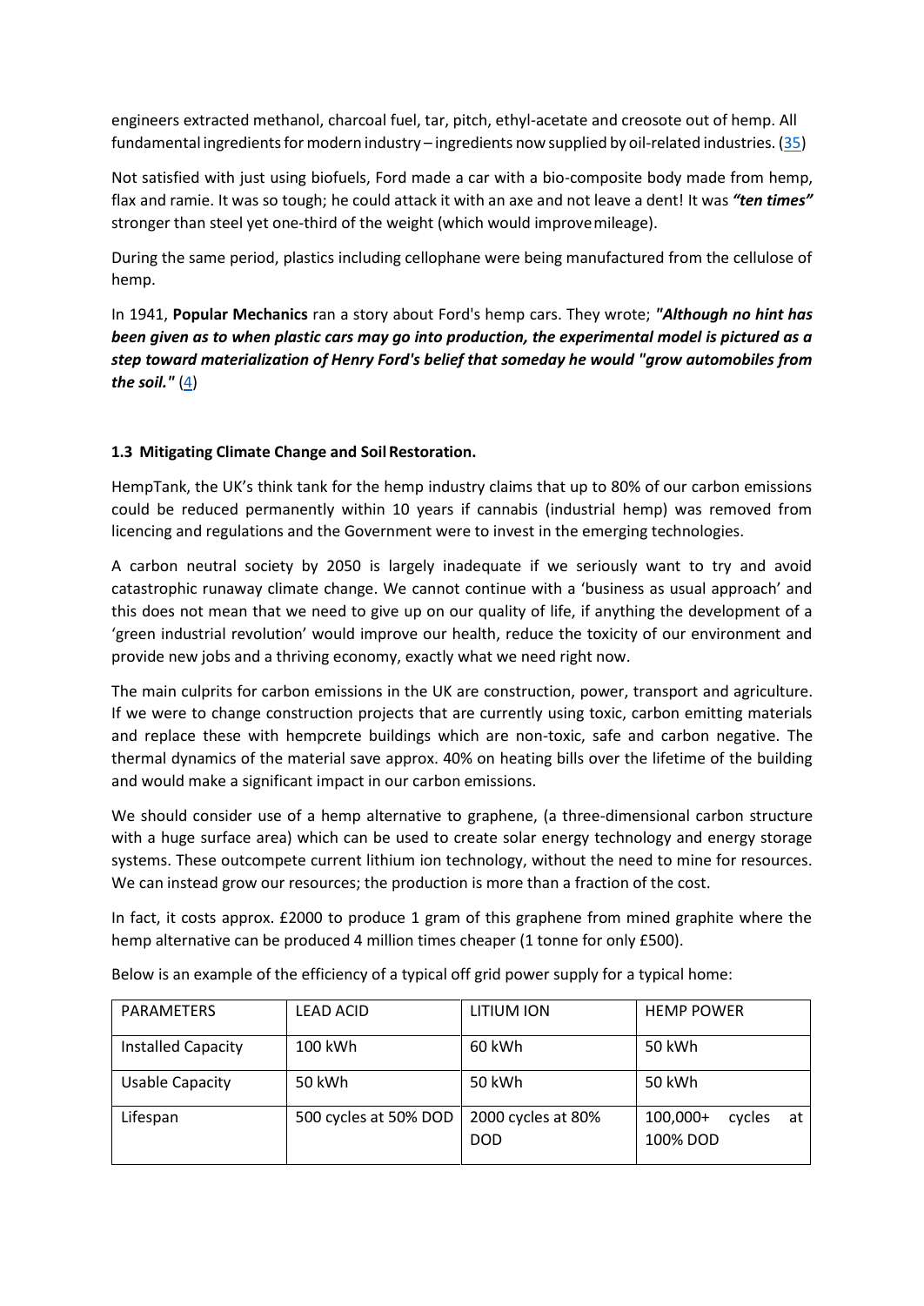engineers extracted methanol, charcoal fuel, tar, pitch, ethyl-acetate and creosote out of hemp. All fundamental ingredients for modern industry – ingredients now supplied by oil-related industries. ([35](#))

Not satisfied with just using biofuels, Ford made a car with a bio-composite body made from hemp, flax and ramie. It was so tough; he could attack it with an axe and not leave a dent! It was ***"ten times"*** stronger than steel yet one-third of the weight (which would improve mileage).

During the same period, plastics including cellophane were being manufactured from the cellulose of hemp.

In 1941, **Popular Mechanics** ran a story about Ford's hemp cars. They wrote; ***"Although no hint has been given as to when plastic cars may go into production, the experimental model is pictured as a step toward materialization of Henry Ford's belief that someday he would "grow automobiles from the soil."*** ([4](#))

### 1.3 Mitigating Climate Change and Soil Restoration.

HempTank, the UK's think tank for the hemp industry claims that up to 80% of our carbon emissions could be reduced permanently within 10 years if cannabis (industrial hemp) was removed from licencing and regulations and the Government were to invest in the emerging technologies.

A carbon neutral society by 2050 is largely inadequate if we seriously want to try and avoid catastrophic runaway climate change. We cannot continue with a 'business as usual approach' and this does not mean that we need to give up on our quality of life, if anything the development of a 'green industrial revolution' would improve our health, reduce the toxicity of our environment and provide new jobs and a thriving economy, exactly what we need right now.

The main culprits for carbon emissions in the UK are construction, power, transport and agriculture. If we were to change construction projects that are currently using toxic, carbon emitting materials and replace these with hempcrete buildings which are non-toxic, safe and carbon negative. The thermal dynamics of the material save approx. 40% on heating bills over the lifetime of the building and would make a significant impact in our carbon emissions.

We should consider use of a hemp alternative to graphene, (a three-dimensional carbon structure with a huge surface area) which can be used to create solar energy technology and energy storage systems. These outcompete current lithium ion technology, without the need to mine for resources. We can instead grow our resources; the production is more than a fraction of the cost.

In fact, it costs approx. £2000 to produce 1 gram of this graphene from mined graphite where the hemp alternative can be produced 4 million times cheaper (1 tonne for only £500).

Below is an example of the efficiency of a typical off grid power supply for a typical home:

| PARAMETERS | LEAD ACID | LITIUM ION | HEMP POWER |
|---|---|---|---|
| Installed Capacity | 100 kWh | 60 kWh | 50 kWh |
| Usable Capacity | 50 kWh | 50 kWh | 50 kWh |
| Lifespan | 500 cycles at 50% DOD | 2000 cycles at 80% DOD | 100,000+ cycles at 100% DOD |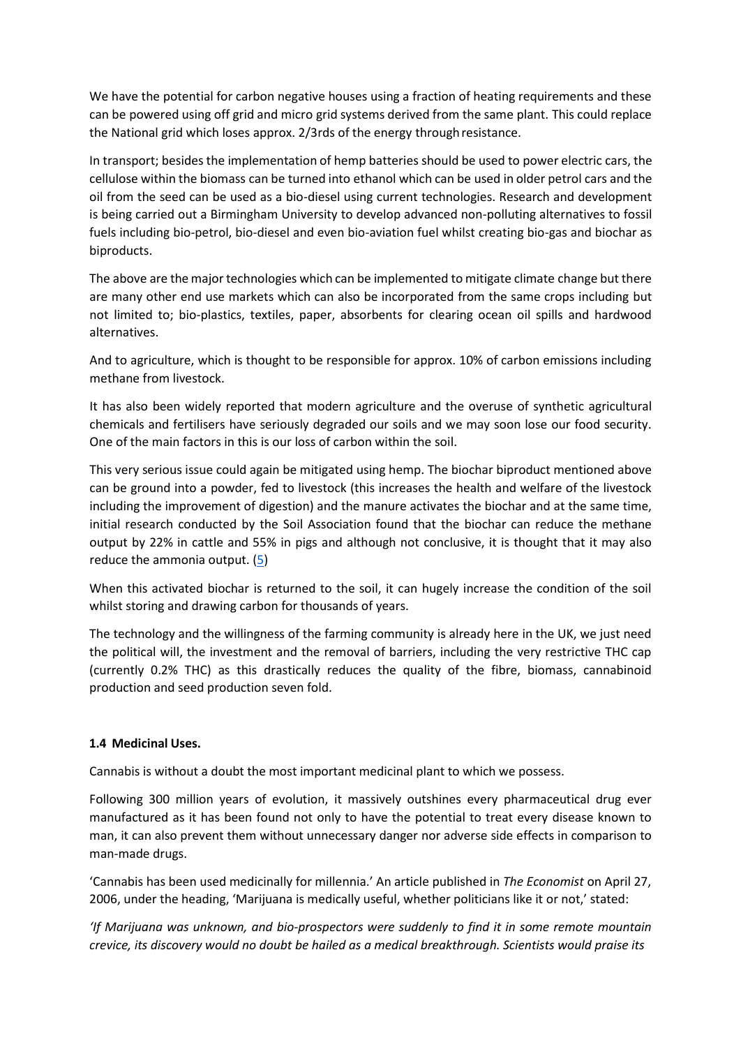We have the potential for carbon negative houses using a fraction of heating requirements and these can be powered using off grid and micro grid systems derived from the same plant. This could replace the National grid which loses approx. 2/3rds of the energy through resistance.

In transport; besides the implementation of hemp batteries should be used to power electric cars, the cellulose within the biomass can be turned into ethanol which can be used in older petrol cars and the oil from the seed can be used as a bio-diesel using current technologies. Research and development is being carried out a Birmingham University to develop advanced non-polluting alternatives to fossil fuels including bio-petrol, bio-diesel and even bio-aviation fuel whilst creating bio-gas and biochar as biproducts.

The above are the major technologies which can be implemented to mitigate climate change but there are many other end use markets which can also be incorporated from the same crops including but not limited to; bio-plastics, textiles, paper, absorbents for clearing ocean oil spills and hardwood alternatives.

And to agriculture, which is thought to be responsible for approx. 10% of carbon emissions including methane from livestock.

It has also been widely reported that modern agriculture and the overuse of synthetic agricultural chemicals and fertilisers have seriously degraded our soils and we may soon lose our food security. One of the main factors in this is our loss of carbon within the soil.

This very serious issue could again be mitigated using hemp. The biochar biproduct mentioned above can be ground into a powder, fed to livestock (this increases the health and welfare of the livestock including the improvement of digestion) and the manure activates the biochar and at the same time, initial research conducted by the Soil Association found that the biochar can reduce the methane output by 22% in cattle and 55% in pigs and although not conclusive, it is thought that it may also reduce the ammonia output. (5)

When this activated biochar is returned to the soil, it can hugely increase the condition of the soil whilst storing and drawing carbon for thousands of years.

The technology and the willingness of the farming community is already here in the UK, we just need the political will, the investment and the removal of barriers, including the very restrictive THC cap (currently 0.2% THC) as this drastically reduces the quality of the fibre, biomass, cannabinoid production and seed production seven fold.

### 1.4 Medicinal Uses.

Cannabis is without a doubt the most important medicinal plant to which we possess.

Following 300 million years of evolution, it massively outshines every pharmaceutical drug ever manufactured as it has been found not only to have the potential to treat every disease known to man, it can also prevent them without unnecessary danger nor adverse side effects in comparison to man-made drugs.

'Cannabis has been used medicinally for millennia.' An article published in *The Economist* on April 27, 2006, under the heading, 'Marijuana is medically useful, whether politicians like it or not,' stated:

*'If Marijuana was unknown, and bio-prospectors were suddenly to find it in some remote mountain crevice, its discovery would no doubt be hailed as a medical breakthrough. Scientists would praise its*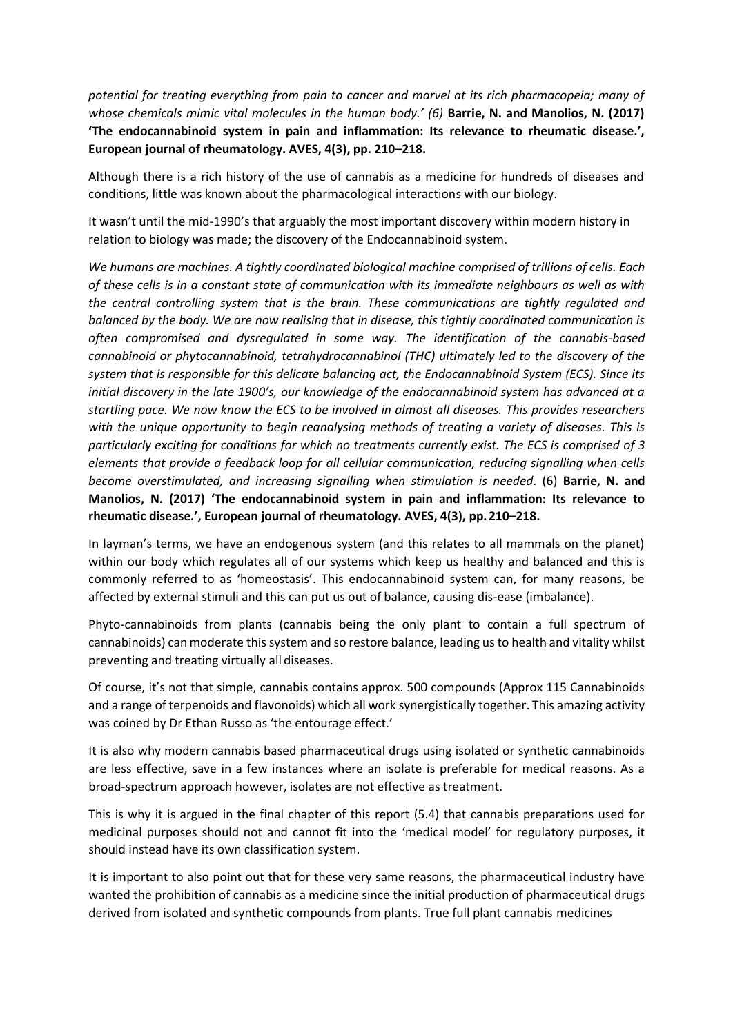*potential for treating everything from pain to cancer and marvel at its rich pharmacopeia; many of whose chemicals mimic vital molecules in the human body.' (6)* **Barrie, N. and Manolios, N. (2017) 'The endocannabinoid system in pain and inflammation: Its relevance to rheumatic disease.', European journal of rheumatology. AVES, 4(3), pp. 210–218.**

Although there is a rich history of the use of cannabis as a medicine for hundreds of diseases and conditions, little was known about the pharmacological interactions with our biology.

It wasn't until the mid-1990's that arguably the most important discovery within modern history in relation to biology was made; the discovery of the Endocannabinoid system.

*We humans are machines. A tightly coordinated biological machine comprised of trillions of cells. Each of these cells is in a constant state of communication with its immediate neighbours as well as with the central controlling system that is the brain. These communications are tightly regulated and balanced by the body. We are now realising that in disease, this tightly coordinated communication is often compromised and dysregulated in some way. The identification of the cannabis-based cannabinoid or phytocannabinoid, tetrahydrocannabinol (THC) ultimately led to the discovery of the system that is responsible for this delicate balancing act, the Endocannabinoid System (ECS). Since its initial discovery in the late 1900's, our knowledge of the endocannabinoid system has advanced at a startling pace. We now know the ECS to be involved in almost all diseases. This provides researchers with the unique opportunity to begin reanalysing methods of treating a variety of diseases. This is particularly exciting for conditions for which no treatments currently exist. The ECS is comprised of 3 elements that provide a feedback loop for all cellular communication, reducing signalling when cells become overstimulated, and increasing signalling when stimulation is needed*. (6) **Barrie, N. and Manolios, N. (2017) 'The endocannabinoid system in pain and inflammation: Its relevance to rheumatic disease.', European journal of rheumatology. AVES, 4(3), pp. 210–218.**

In layman's terms, we have an endogenous system (and this relates to all mammals on the planet) within our body which regulates all of our systems which keep us healthy and balanced and this is commonly referred to as 'homeostasis'. This endocannabinoid system can, for many reasons, be affected by external stimuli and this can put us out of balance, causing dis-ease (imbalance).

Phyto-cannabinoids from plants (cannabis being the only plant to contain a full spectrum of cannabinoids) can moderate this system and so restore balance, leading us to health and vitality whilst preventing and treating virtually all diseases.

Of course, it's not that simple, cannabis contains approx. 500 compounds (Approx 115 Cannabinoids and a range of terpenoids and flavonoids) which all work synergistically together. This amazing activity was coined by Dr Ethan Russo as 'the entourage effect.'

It is also why modern cannabis based pharmaceutical drugs using isolated or synthetic cannabinoids are less effective, save in a few instances where an isolate is preferable for medical reasons. As a broad-spectrum approach however, isolates are not effective as treatment.

This is why it is argued in the final chapter of this report (5.4) that cannabis preparations used for medicinal purposes should not and cannot fit into the 'medical model' for regulatory purposes, it should instead have its own classification system.

It is important to also point out that for these very same reasons, the pharmaceutical industry have wanted the prohibition of cannabis as a medicine since the initial production of pharmaceutical drugs derived from isolated and synthetic compounds from plants. True full plant cannabis medicines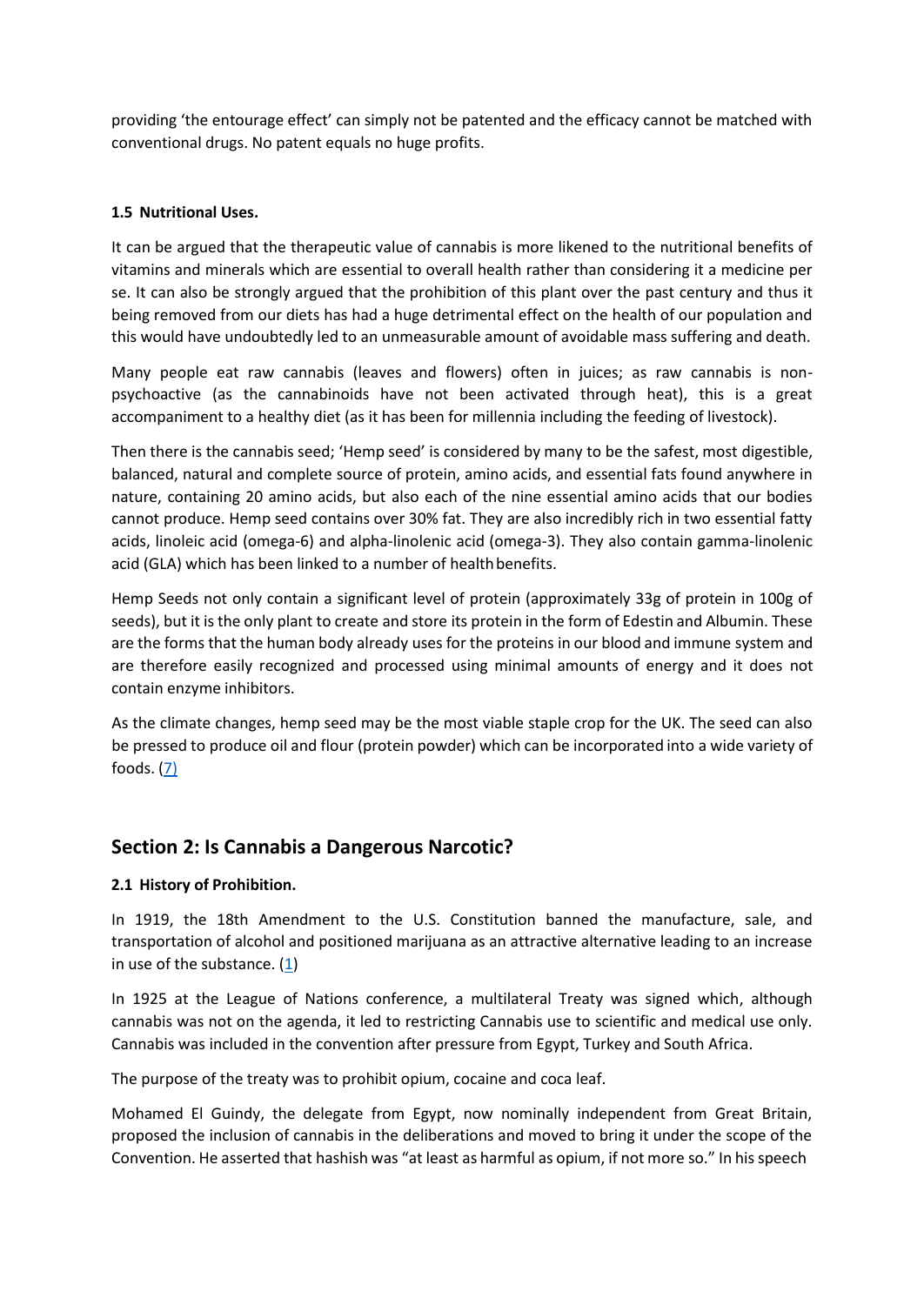providing ‘the entourage effect’ can simply not be patented and the efficacy cannot be matched with conventional drugs. No patent equals no huge profits.

### 1.5 Nutritional Uses.

It can be argued that the therapeutic value of cannabis is more likened to the nutritional benefits of vitamins and minerals which are essential to overall health rather than considering it a medicine per se. It can also be strongly argued that the prohibition of this plant over the past century and thus it being removed from our diets has had a huge detrimental effect on the health of our population and this would have undoubtedly led to an unmeasurable amount of avoidable mass suffering and death.

Many people eat raw cannabis (leaves and flowers) often in juices; as raw cannabis is non-psychoactive (as the cannabinoids have not been activated through heat), this is a great accompaniment to a healthy diet (as it has been for millennia including the feeding of livestock).

Then there is the cannabis seed; ‘Hemp seed’ is considered by many to be the safest, most digestible, balanced, natural and complete source of protein, amino acids, and essential fats found anywhere in nature, containing 20 amino acids, but also each of the nine essential amino acids that our bodies cannot produce. Hemp seed contains over 30% fat. They are also incredibly rich in two essential fatty acids, linoleic acid (omega-6) and alpha-linolenic acid (omega-3). They also contain gamma-linolenic acid (GLA) which has been linked to a number of health benefits.

Hemp Seeds not only contain a significant level of protein (approximately 33g of protein in 100g of seeds), but it is the only plant to create and store its protein in the form of Edestin and Albumin. These are the forms that the human body already uses for the proteins in our blood and immune system and are therefore easily recognized and processed using minimal amounts of energy and it does not contain enzyme inhibitors.

As the climate changes, hemp seed may be the most viable staple crop for the UK. The seed can also be pressed to produce oil and flour (protein powder) which can be incorporated into a wide variety of foods. (7)

## Section 2: Is Cannabis a Dangerous Narcotic?

### 2.1 History of Prohibition.

In 1919, the 18th Amendment to the U.S. Constitution banned the manufacture, sale, and transportation of alcohol and positioned marijuana as an attractive alternative leading to an increase in use of the substance. (1)

In 1925 at the League of Nations conference, a multilateral Treaty was signed which, although cannabis was not on the agenda, it led to restricting Cannabis use to scientific and medical use only. Cannabis was included in the convention after pressure from Egypt, Turkey and South Africa.

The purpose of the treaty was to prohibit opium, cocaine and coca leaf.

Mohamed El Guindy, the delegate from Egypt, now nominally independent from Great Britain, proposed the inclusion of cannabis in the deliberations and moved to bring it under the scope of the Convention. He asserted that hashish was “at least as harmful as opium, if not more so.” In his speech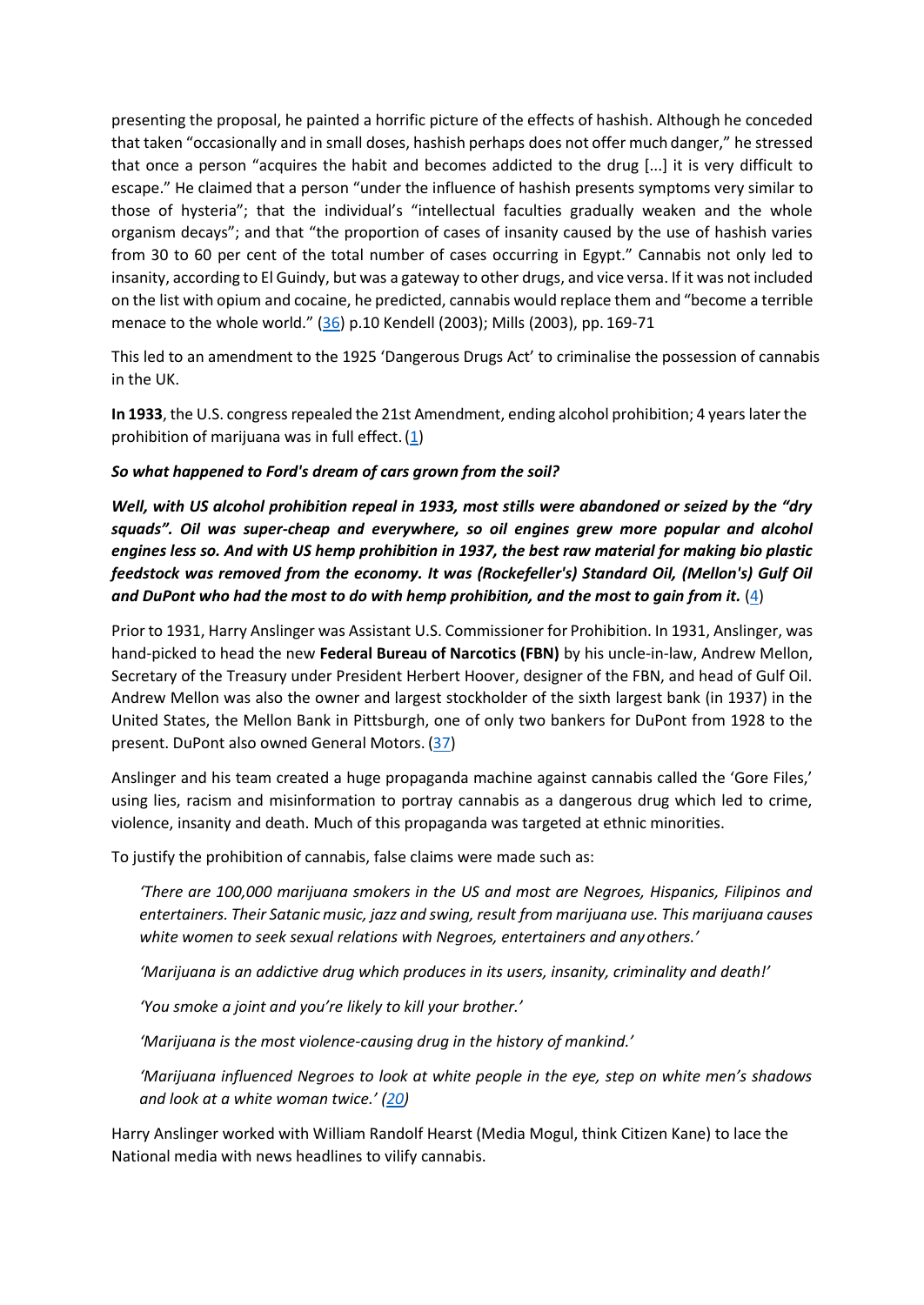presenting the proposal, he painted a horrific picture of the effects of hashish. Although he conceded that taken "occasionally and in small doses, hashish perhaps does not offer much danger," he stressed that once a person "acquires the habit and becomes addicted to the drug [...] it is very difficult to escape." He claimed that a person "under the influence of hashish presents symptoms very similar to those of hysteria"; that the individual's "intellectual faculties gradually weaken and the whole organism decays"; and that "the proportion of cases of insanity caused by the use of hashish varies from 30 to 60 per cent of the total number of cases occurring in Egypt." Cannabis not only led to insanity, according to El Guindy, but was a gateway to other drugs, and vice versa. If it was not included on the list with opium and cocaine, he predicted, cannabis would replace them and "become a terrible menace to the whole world." (36) p.10 Kendell (2003); Mills (2003), pp. 169-71

This led to an amendment to the 1925 'Dangerous Drugs Act' to criminalise the possession of cannabis in the UK.

**In 1933**, the U.S. congress repealed the 21st Amendment, ending alcohol prohibition; 4 years later the prohibition of marijuana was in full effect. (1)

***So what happened to Ford's dream of cars grown from the soil?***

***Well, with US alcohol prohibition repeal in 1933, most stills were abandoned or seized by the "dry squads". Oil was super-cheap and everywhere, so oil engines grew more popular and alcohol engines less so. And with US hemp prohibition in 1937, the best raw material for making bio plastic feedstock was removed from the economy. It was (Rockefeller's) Standard Oil, (Mellon's) Gulf Oil and DuPont who had the most to do with hemp prohibition, and the most to gain from it.*** (4)

Prior to 1931, Harry Anslinger was Assistant U.S. Commissioner for Prohibition. In 1931, Anslinger, was hand-picked to head the new **Federal Bureau of Narcotics (FBN)** by his uncle-in-law, Andrew Mellon, Secretary of the Treasury under President Herbert Hoover, designer of the FBN, and head of Gulf Oil. Andrew Mellon was also the owner and largest stockholder of the sixth largest bank (in 1937) in the United States, the Mellon Bank in Pittsburgh, one of only two bankers for DuPont from 1928 to the present. DuPont also owned General Motors. (37)

Anslinger and his team created a huge propaganda machine against cannabis called the 'Gore Files,' using lies, racism and misinformation to portray cannabis as a dangerous drug which led to crime, violence, insanity and death. Much of this propaganda was targeted at ethnic minorities.

To justify the prohibition of cannabis, false claims were made such as:

> *'There are 100,000 marijuana smokers in the US and most are Negroes, Hispanics, Filipinos and entertainers. Their Satanic music, jazz and swing, result from marijuana use. This marijuana causes white women to seek sexual relations with Negroes, entertainers and any others.'*
>
> *'Marijuana is an addictive drug which produces in its users, insanity, criminality and death!'*
>
> *'You smoke a joint and you're likely to kill your brother.'*
>
> *'Marijuana is the most violence-causing drug in the history of mankind.'*
>
> *'Marijuana influenced Negroes to look at white people in the eye, step on white men's shadows and look at a white woman twice.' (20)*

Harry Anslinger worked with William Randolf Hearst (Media Mogul, think Citizen Kane) to lace the National media with news headlines to vilify cannabis.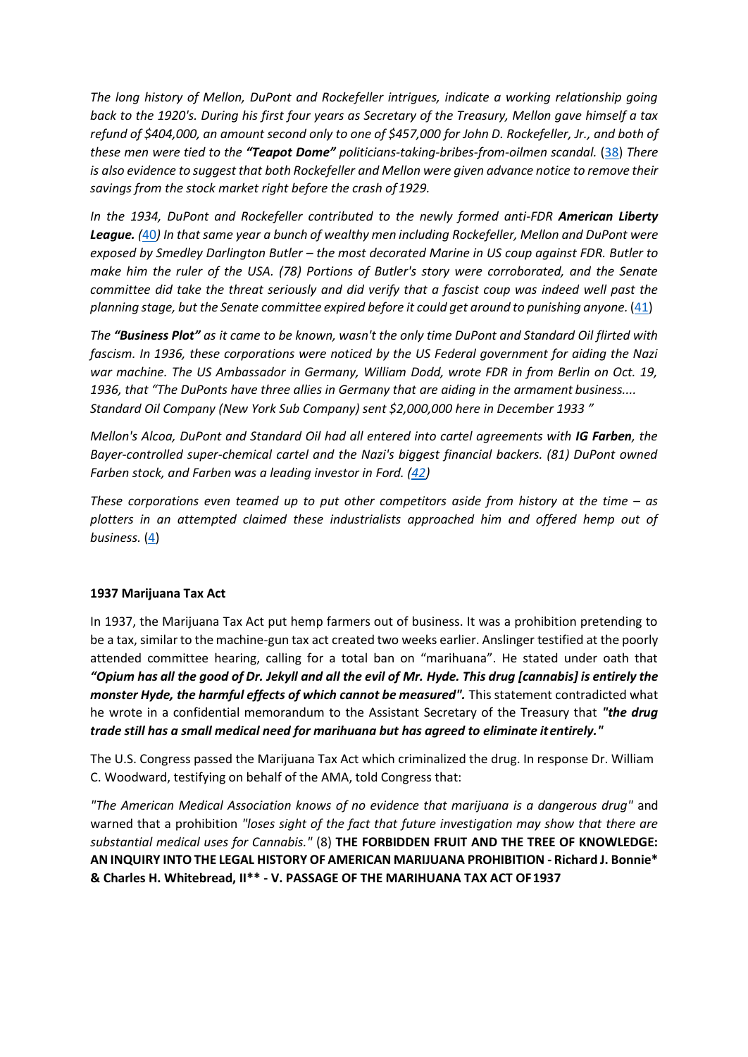*The long history of Mellon, DuPont and Rockefeller intrigues, indicate a working relationship going back to the 1920's. During his first four years as Secretary of the Treasury, Mellon gave himself a tax refund of $404,000, an amount second only to one of $457,000 for John D. Rockefeller, Jr., and both of these men were tied to the **"Teapot Dome"** politicians-taking-bribes-from-oilmen scandal.* (38) *There is also evidence to suggest that both Rockefeller and Mellon were given advance notice to remove their savings from the stock market right before the crash of 1929.*

*In the 1934, DuPont and Rockefeller contributed to the newly formed anti-FDR **American Liberty League.** (40) In that same year a bunch of wealthy men including Rockefeller, Mellon and DuPont were exposed by Smedley Darlington Butler – the most decorated Marine in US coup against FDR. Butler to make him the ruler of the USA. (78) Portions of Butler's story were corroborated, and the Senate committee did take the threat seriously and did verify that a fascist coup was indeed well past the planning stage, but the Senate committee expired before it could get around to punishing anyone.* (41)

*The **"Business Plot"** as it came to be known, wasn't the only time DuPont and Standard Oil flirted with fascism. In 1936, these corporations were noticed by the US Federal government for aiding the Nazi war machine. The US Ambassador in Germany, William Dodd, wrote FDR in from Berlin on Oct. 19, 1936, that "The DuPonts have three allies in Germany that are aiding in the armament business.... Standard Oil Company (New York Sub Company) sent $2,000,000 here in December 1933 "*

*Mellon's Alcoa, DuPont and Standard Oil had all entered into cartel agreements with **IG Farben**, the Bayer-controlled super-chemical cartel and the Nazi's biggest financial backers. (81) DuPont owned Farben stock, and Farben was a leading investor in Ford. (42)*

*These corporations even teamed up to put other competitors aside from history at the time – as plotters in an attempted claimed these industrialists approached him and offered hemp out of business.* (4)

**1937 Marijuana Tax Act**

In 1937, the Marijuana Tax Act put hemp farmers out of business. It was a prohibition pretending to be a tax, similar to the machine-gun tax act created two weeks earlier. Anslinger testified at the poorly attended committee hearing, calling for a total ban on "marihuana". He stated under oath that ***"Opium has all the good of Dr. Jekyll and all the evil of Mr. Hyde. This drug [cannabis] is entirely the monster Hyde, the harmful effects of which cannot be measured".*** This statement contradicted what he wrote in a confidential memorandum to the Assistant Secretary of the Treasury that ***"the drug trade still has a small medical need for marihuana but has agreed to eliminate it entirely."***

The U.S. Congress passed the Marijuana Tax Act which criminalized the drug. In response Dr. William C. Woodward, testifying on behalf of the AMA, told Congress that:

*"The American Medical Association knows of no evidence that marijuana is a dangerous drug"* and warned that a prohibition *"loses sight of the fact that future investigation may show that there are substantial medical uses for Cannabis."* (8) **THE FORBIDDEN FRUIT AND THE TREE OF KNOWLEDGE: AN INQUIRY INTO THE LEGAL HISTORY OF AMERICAN MARIJUANA PROHIBITION - Richard J. Bonnie* & Charles H. Whitebread, II** - V. PASSAGE OF THE MARIHUANA TAX ACT OF 1937**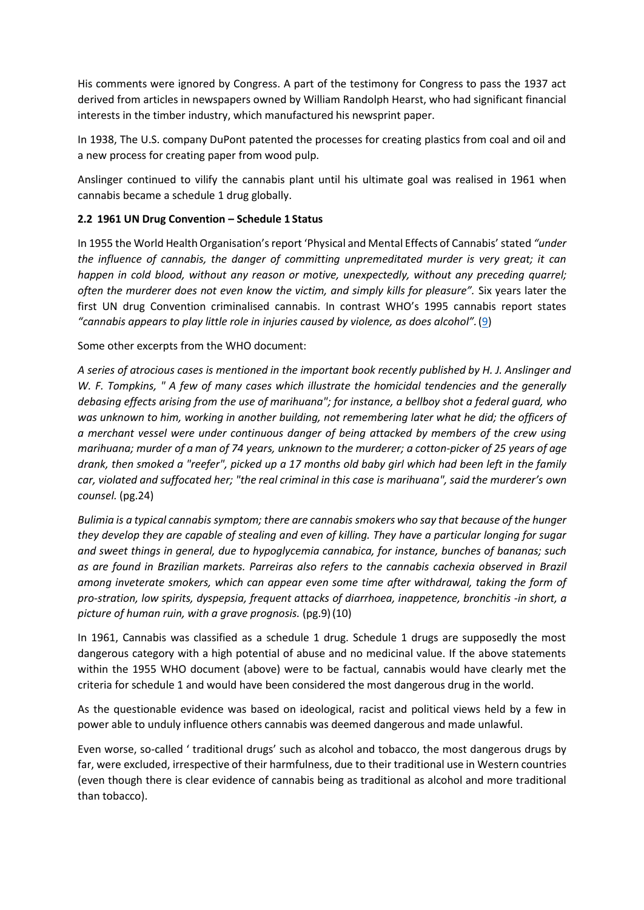His comments were ignored by Congress. A part of the testimony for Congress to pass the 1937 act derived from articles in newspapers owned by William Randolph Hearst, who had significant financial interests in the timber industry, which manufactured his newsprint paper.

In 1938, The U.S. company DuPont patented the processes for creating plastics from coal and oil and a new process for creating paper from wood pulp.

Anslinger continued to vilify the cannabis plant until his ultimate goal was realised in 1961 when cannabis became a schedule 1 drug globally.

### 2.2 1961 UN Drug Convention – Schedule 1 Status

In 1955 the World Health Organisation's report 'Physical and Mental Effects of Cannabis' stated *"under the influence of cannabis, the danger of committing unpremeditated murder is very great; it can happen in cold blood, without any reason or motive, unexpectedly, without any preceding quarrel; often the murderer does not even know the victim, and simply kills for pleasure".* Six years later the first UN drug Convention criminalised cannabis. In contrast WHO's 1995 cannabis report states *"cannabis appears to play little role in injuries caused by violence, as does alcohol".* (9)

Some other excerpts from the WHO document:

*A series of atrocious cases is mentioned in the important book recently published by H. J. Anslinger and W. F. Tompkins, " A few of many cases which illustrate the homicidal tendencies and the generally debasing effects arising from the use of marihuana"; for instance, a bellboy shot a federal guard, who was unknown to him, working in another building, not remembering later what he did; the officers of a merchant vessel were under continuous danger of being attacked by members of the crew using marihuana; murder of a man of 74 years, unknown to the murderer; a cotton-picker of 25 years of age drank, then smoked a "reefer", picked up a 17 months old baby girl which had been left in the family car, violated and suffocated her; "the real criminal in this case is marihuana", said the murderer's own counsel.* (pg.24)

*Bulimia is a typical cannabis symptom; there are cannabis smokers who say that because of the hunger they develop they are capable of stealing and even of killing. They have a particular longing for sugar and sweet things in general, due to hypoglycemia cannabica, for instance, bunches of bananas; such as are found in Brazilian markets. Parreiras also refers to the cannabis cachexia observed in Brazil among inveterate smokers, which can appear even some time after withdrawal, taking the form of pro-stration, low spirits, dyspepsia, frequent attacks of diarrhoea, inappetence, bronchitis -in short, a picture of human ruin, with a grave prognosis.* (pg.9) (10)

In 1961, Cannabis was classified as a schedule 1 drug. Schedule 1 drugs are supposedly the most dangerous category with a high potential of abuse and no medicinal value. If the above statements within the 1955 WHO document (above) were to be factual, cannabis would have clearly met the criteria for schedule 1 and would have been considered the most dangerous drug in the world.

As the questionable evidence was based on ideological, racist and political views held by a few in power able to unduly influence others cannabis was deemed dangerous and made unlawful.

Even worse, so-called ' traditional drugs' such as alcohol and tobacco, the most dangerous drugs by far, were excluded, irrespective of their harmfulness, due to their traditional use in Western countries (even though there is clear evidence of cannabis being as traditional as alcohol and more traditional than tobacco).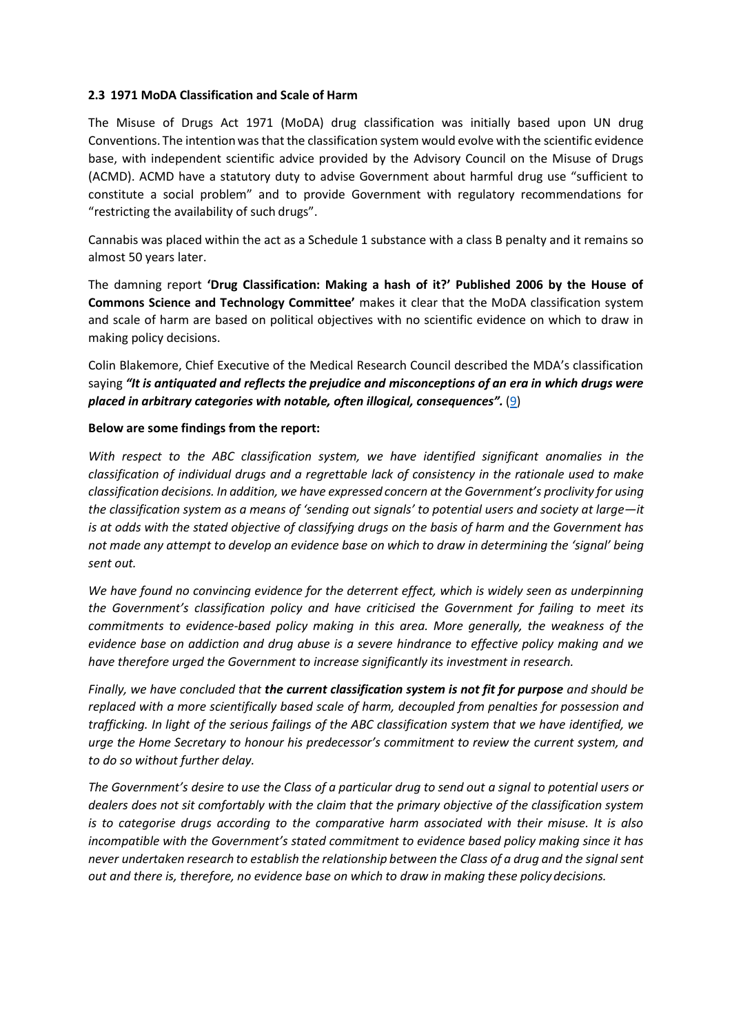**2.3 1971 MoDA Classification and Scale of Harm**

The Misuse of Drugs Act 1971 (MoDA) drug classification was initially based upon UN drug Conventions. The intention was that the classification system would evolve with the scientific evidence base, with independent scientific advice provided by the Advisory Council on the Misuse of Drugs (ACMD). ACMD have a statutory duty to advise Government about harmful drug use "sufficient to constitute a social problem" and to provide Government with regulatory recommendations for "restricting the availability of such drugs".

Cannabis was placed within the act as a Schedule 1 substance with a class B penalty and it remains so almost 50 years later.

The damning report **'Drug Classification: Making a hash of it?' Published 2006 by the House of Commons Science and Technology Committee'** makes it clear that the MoDA classification system and scale of harm are based on political objectives with no scientific evidence on which to draw in making policy decisions.

Colin Blakemore, Chief Executive of the Medical Research Council described the MDA's classification saying ***"It is antiquated and reflects the prejudice and misconceptions of an era in which drugs were placed in arbitrary categories with notable, often illogical, consequences".*** (9)

**Below are some findings from the report:**

*With respect to the ABC classification system, we have identified significant anomalies in the classification of individual drugs and a regrettable lack of consistency in the rationale used to make classification decisions. In addition, we have expressed concern at the Government's proclivity for using the classification system as a means of 'sending out signals' to potential users and society at large—it is at odds with the stated objective of classifying drugs on the basis of harm and the Government has not made any attempt to develop an evidence base on which to draw in determining the 'signal' being sent out.*

*We have found no convincing evidence for the deterrent effect, which is widely seen as underpinning the Government's classification policy and have criticised the Government for failing to meet its commitments to evidence-based policy making in this area. More generally, the weakness of the evidence base on addiction and drug abuse is a severe hindrance to effective policy making and we have therefore urged the Government to increase significantly its investment in research.*

*Finally, we have concluded that **the current classification system is not fit for purpose** and should be replaced with a more scientifically based scale of harm, decoupled from penalties for possession and trafficking. In light of the serious failings of the ABC classification system that we have identified, we urge the Home Secretary to honour his predecessor's commitment to review the current system, and to do so without further delay.*

*The Government's desire to use the Class of a particular drug to send out a signal to potential users or dealers does not sit comfortably with the claim that the primary objective of the classification system is to categorise drugs according to the comparative harm associated with their misuse. It is also incompatible with the Government's stated commitment to evidence based policy making since it has never undertaken research to establish the relationship between the Class of a drug and the signal sent out and there is, therefore, no evidence base on which to draw in making these policy decisions.*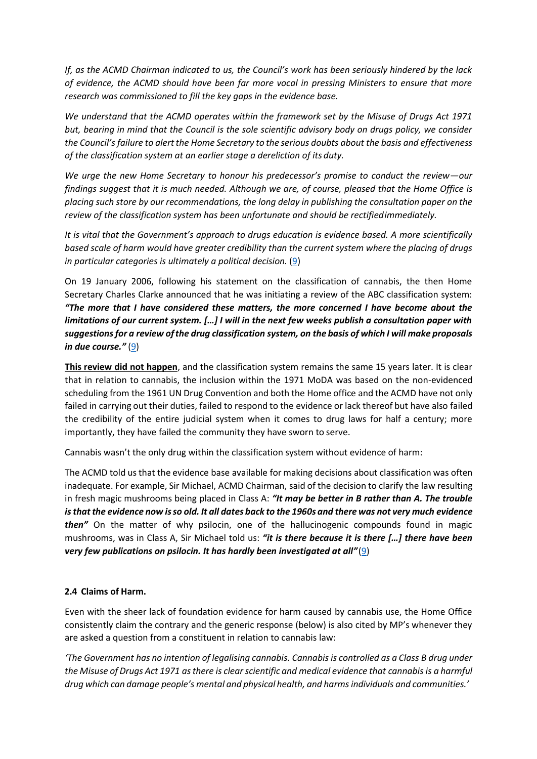*If, as the ACMD Chairman indicated to us, the Council's work has been seriously hindered by the lack of evidence, the ACMD should have been far more vocal in pressing Ministers to ensure that more research was commissioned to fill the key gaps in the evidence base.*

*We understand that the ACMD operates within the framework set by the Misuse of Drugs Act 1971 but, bearing in mind that the Council is the sole scientific advisory body on drugs policy, we consider the Council's failure to alert the Home Secretary to the serious doubts about the basis and effectiveness of the classification system at an earlier stage a dereliction of its duty.*

*We urge the new Home Secretary to honour his predecessor's promise to conduct the review—our findings suggest that it is much needed. Although we are, of course, pleased that the Home Office is placing such store by our recommendations, the long delay in publishing the consultation paper on the review of the classification system has been unfortunate and should be rectified immediately.*

*It is vital that the Government's approach to drugs education is evidence based. A more scientifically based scale of harm would have greater credibility than the current system where the placing of drugs in particular categories is ultimately a political decision.* (9)

On 19 January 2006, following his statement on the classification of cannabis, the then Home Secretary Charles Clarke announced that he was initiating a review of the ABC classification system: ***"The more that I have considered these matters, the more concerned I have become about the limitations of our current system. […] I will in the next few weeks publish a consultation paper with suggestions for a review of the drug classification system, on the basis of which I will make proposals in due course."*** (9)

**This review did not happen**, and the classification system remains the same 15 years later. It is clear that in relation to cannabis, the inclusion within the 1971 MoDA was based on the non-evidenced scheduling from the 1961 UN Drug Convention and both the Home office and the ACMD have not only failed in carrying out their duties, failed to respond to the evidence or lack thereof but have also failed the credibility of the entire judicial system when it comes to drug laws for half a century; more importantly, they have failed the community they have sworn to serve.

Cannabis wasn't the only drug within the classification system without evidence of harm:

The ACMD told us that the evidence base available for making decisions about classification was often inadequate. For example, Sir Michael, ACMD Chairman, said of the decision to clarify the law resulting in fresh magic mushrooms being placed in Class A: ***"It may be better in B rather than A. The trouble is that the evidence now is so old. It all dates back to the 1960s and there was not very much evidence then"*** On the matter of why psilocin, one of the hallucinogenic compounds found in magic mushrooms, was in Class A, Sir Michael told us: ***"it is there because it is there […] there have been very few publications on psilocin. It has hardly been investigated at all"***(9)

## 2.4 Claims of Harm.

Even with the sheer lack of foundation evidence for harm caused by cannabis use, the Home Office consistently claim the contrary and the generic response (below) is also cited by MP's whenever they are asked a question from a constituent in relation to cannabis law:

*'The Government has no intention of legalising cannabis. Cannabis is controlled as a Class B drug under the Misuse of Drugs Act 1971 as there is clear scientific and medical evidence that cannabis is a harmful drug which can damage people's mental and physical health, and harms individuals and communities.'*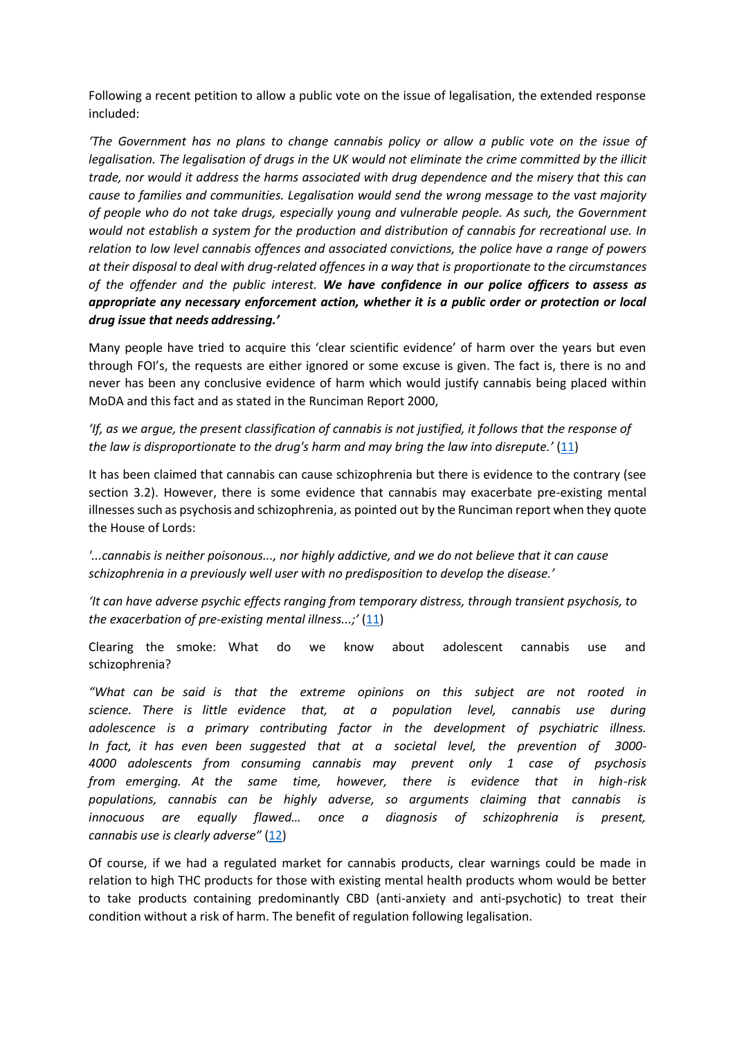Following a recent petition to allow a public vote on the issue of legalisation, the extended response included:

*'The Government has no plans to change cannabis policy or allow a public vote on the issue of legalisation. The legalisation of drugs in the UK would not eliminate the crime committed by the illicit trade, nor would it address the harms associated with drug dependence and the misery that this can cause to families and communities. Legalisation would send the wrong message to the vast majority of people who do not take drugs, especially young and vulnerable people. As such, the Government would not establish a system for the production and distribution of cannabis for recreational use. In relation to low level cannabis offences and associated convictions, the police have a range of powers at their disposal to deal with drug-related offences in a way that is proportionate to the circumstances of the offender and the public interest.* ***We have confidence in our police officers to assess as appropriate any necessary enforcement action, whether it is a public order or protection or local drug issue that needs addressing.'***

Many people have tried to acquire this 'clear scientific evidence' of harm over the years but even through FOI's, the requests are either ignored or some excuse is given. The fact is, there is no and never has been any conclusive evidence of harm which would justify cannabis being placed within MoDA and this fact and as stated in the Runciman Report 2000,

*'If, as we argue, the present classification of cannabis is not justified, it follows that the response of the law is disproportionate to the drug's harm and may bring the law into disrepute.'* (11)

It has been claimed that cannabis can cause schizophrenia but there is evidence to the contrary (see section 3.2). However, there is some evidence that cannabis may exacerbate pre-existing mental illnesses such as psychosis and schizophrenia, as pointed out by the Runciman report when they quote the House of Lords:

*'...cannabis is neither poisonous..., nor highly addictive, and we do not believe that it can cause schizophrenia in a previously well user with no predisposition to develop the disease.'*

*'It can have adverse psychic effects ranging from temporary distress, through transient psychosis, to the exacerbation of pre-existing mental illness...;'* (11)

Clearing the smoke: What do we know about adolescent cannabis use and schizophrenia?

*"What can be said is that the extreme opinions on this subject are not rooted in science. There is little evidence that, at a population level, cannabis use during adolescence is a primary contributing factor in the development of psychiatric illness. In fact, it has even been suggested that at a societal level, the prevention of 3000-4000 adolescents from consuming cannabis may prevent only 1 case of psychosis from emerging. At the same time, however, there is evidence that in high-risk populations, cannabis can be highly adverse, so arguments claiming that cannabis is innocuous are equally flawed… once a diagnosis of schizophrenia is present, cannabis use is clearly adverse"* (12)

Of course, if we had a regulated market for cannabis products, clear warnings could be made in relation to high THC products for those with existing mental health products whom would be better to take products containing predominantly CBD (anti-anxiety and anti-psychotic) to treat their condition without a risk of harm. The benefit of regulation following legalisation.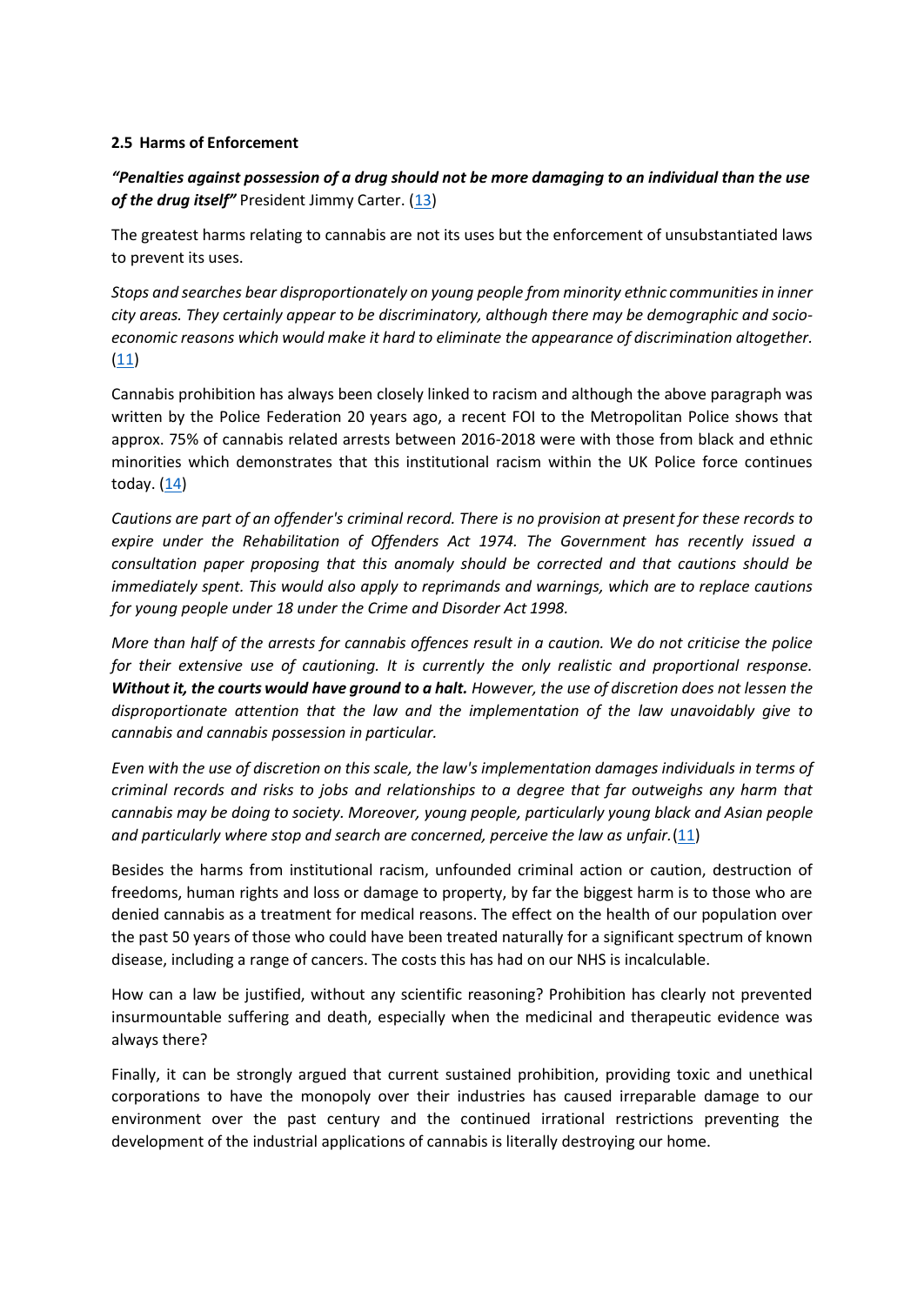## 2.5 Harms of Enforcement

***"Penalties against possession of a drug should not be more damaging to an individual than the use of the drug itself"*** President Jimmy Carter. ([13](#))

The greatest harms relating to cannabis are not its uses but the enforcement of unsubstantiated laws to prevent its uses.

*Stops and searches bear disproportionately on young people from minority ethnic communities in inner city areas. They certainly appear to be discriminatory, although there may be demographic and socio-economic reasons which would make it hard to eliminate the appearance of discrimination altogether.* ([11](#))

Cannabis prohibition has always been closely linked to racism and although the above paragraph was written by the Police Federation 20 years ago, a recent FOI to the Metropolitan Police shows that approx. 75% of cannabis related arrests between 2016-2018 were with those from black and ethnic minorities which demonstrates that this institutional racism within the UK Police force continues today. ([14](#))

*Cautions are part of an offender's criminal record. There is no provision at present for these records to expire under the Rehabilitation of Offenders Act 1974. The Government has recently issued a consultation paper proposing that this anomaly should be corrected and that cautions should be immediately spent. This would also apply to reprimands and warnings, which are to replace cautions for young people under 18 under the Crime and Disorder Act 1998.*

*More than half of the arrests for cannabis offences result in a caution. We do not criticise the police for their extensive use of cautioning. It is currently the only realistic and proportional response.* ***Without it, the courts would have ground to a halt.*** *However, the use of discretion does not lessen the disproportionate attention that the law and the implementation of the law unavoidably give to cannabis and cannabis possession in particular.*

*Even with the use of discretion on this scale, the law's implementation damages individuals in terms of criminal records and risks to jobs and relationships to a degree that far outweighs any harm that cannabis may be doing to society. Moreover, young people, particularly young black and Asian people and particularly where stop and search are concerned, perceive the law as unfair.* ([11](#))

Besides the harms from institutional racism, unfounded criminal action or caution, destruction of freedoms, human rights and loss or damage to property, by far the biggest harm is to those who are denied cannabis as a treatment for medical reasons. The effect on the health of our population over the past 50 years of those who could have been treated naturally for a significant spectrum of known disease, including a range of cancers. The costs this has had on our NHS is incalculable.

How can a law be justified, without any scientific reasoning? Prohibition has clearly not prevented insurmountable suffering and death, especially when the medicinal and therapeutic evidence was always there?

Finally, it can be strongly argued that current sustained prohibition, providing toxic and unethical corporations to have the monopoly over their industries has caused irreparable damage to our environment over the past century and the continued irrational restrictions preventing the development of the industrial applications of cannabis is literally destroying our home.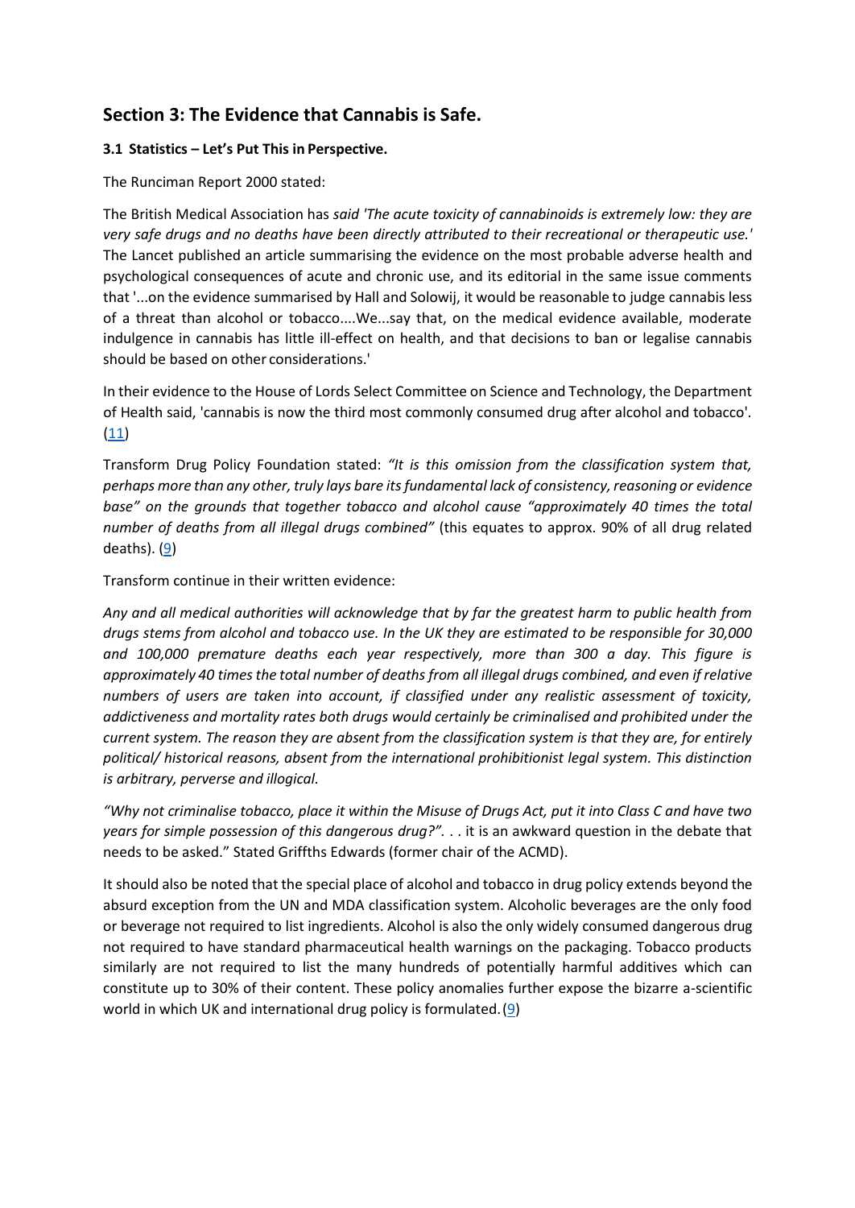## Section 3: The Evidence that Cannabis is Safe.

### 3.1 Statistics – Let's Put This in Perspective.

The Runciman Report 2000 stated:

The British Medical Association has *said 'The acute toxicity of cannabinoids is extremely low: they are very safe drugs and no deaths have been directly attributed to their recreational or therapeutic use.'* The Lancet published an article summarising the evidence on the most probable adverse health and psychological consequences of acute and chronic use, and its editorial in the same issue comments that '...on the evidence summarised by Hall and Solowij, it would be reasonable to judge cannabis less of a threat than alcohol or tobacco....We...say that, on the medical evidence available, moderate indulgence in cannabis has little ill-effect on health, and that decisions to ban or legalise cannabis should be based on other considerations.'

In their evidence to the House of Lords Select Committee on Science and Technology, the Department of Health said, 'cannabis is now the third most commonly consumed drug after alcohol and tobacco'. (11)

Transform Drug Policy Foundation stated: *"It is this omission from the classification system that, perhaps more than any other, truly lays bare its fundamental lack of consistency, reasoning or evidence base"* on the grounds that together tobacco and alcohol cause *"approximately 40 times the total number of deaths from all illegal drugs combined"* (this equates to approx. 90% of all drug related deaths). (9)

Transform continue in their written evidence:

*Any and all medical authorities will acknowledge that by far the greatest harm to public health from drugs stems from alcohol and tobacco use. In the UK they are estimated to be responsible for 30,000 and 100,000 premature deaths each year respectively, more than 300 a day. This figure is approximately 40 times the total number of deaths from all illegal drugs combined, and even if relative numbers of users are taken into account, if classified under any realistic assessment of toxicity, addictiveness and mortality rates both drugs would certainly be criminalised and prohibited under the current system. The reason they are absent from the classification system is that they are, for entirely political/ historical reasons, absent from the international prohibitionist legal system. This distinction is arbitrary, perverse and illogical.*

*"Why not criminalise tobacco, place it within the Misuse of Drugs Act, put it into Class C and have two years for simple possession of this dangerous drug?".* . . it is an awkward question in the debate that needs to be asked." Stated Griffths Edwards (former chair of the ACMD).

It should also be noted that the special place of alcohol and tobacco in drug policy extends beyond the absurd exception from the UN and MDA classification system. Alcoholic beverages are the only food or beverage not required to list ingredients. Alcohol is also the only widely consumed dangerous drug not required to have standard pharmaceutical health warnings on the packaging. Tobacco products similarly are not required to list the many hundreds of potentially harmful additives which can constitute up to 30% of their content. These policy anomalies further expose the bizarre a-scientific world in which UK and international drug policy is formulated. (9)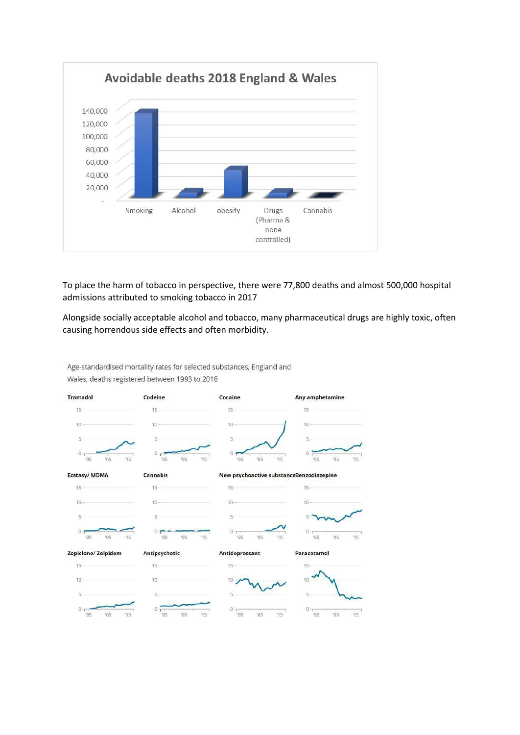**Avoidable deaths 2018 England & Wales**

To place the harm of tobacco in perspective, there were 77,800 deaths and almost 500,000 hospital admissions attributed to smoking tobacco in 2017

Alongside socially acceptable alcohol and tobacco, many pharmaceutical drugs are highly toxic, often causing horrendous side effects and often morbidity.

Age-standardised mortality rates for selected substances, England and Wales, deaths registered between 1993 to 2018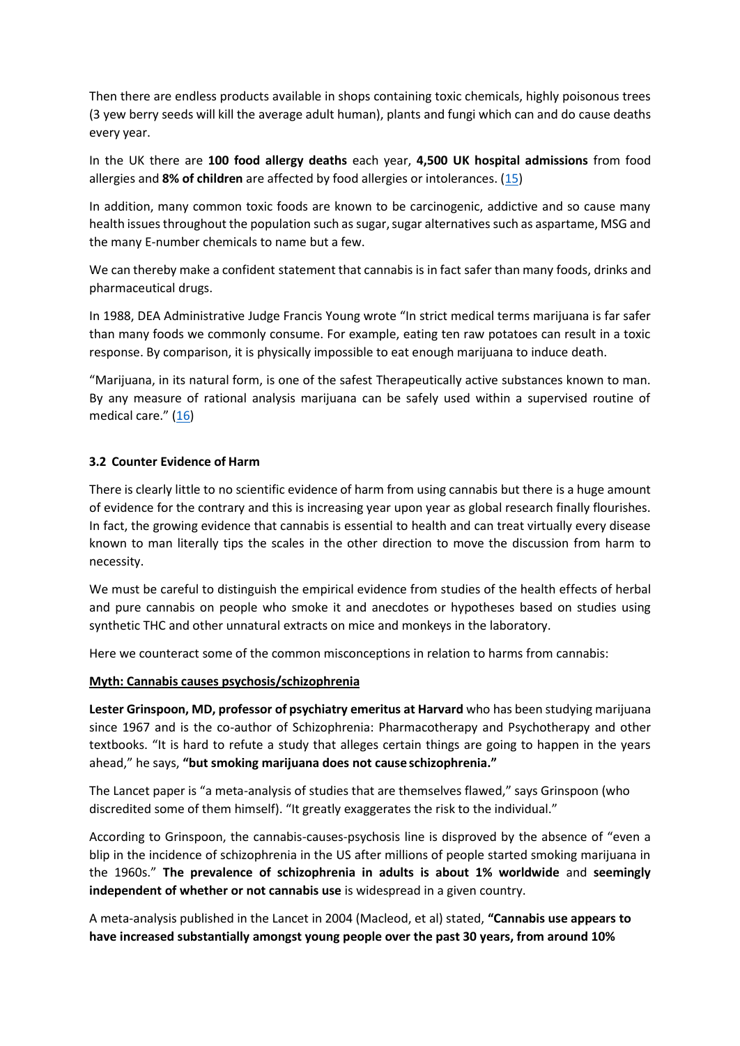Then there are endless products available in shops containing toxic chemicals, highly poisonous trees (3 yew berry seeds will kill the average adult human), plants and fungi which can and do cause deaths every year.

In the UK there are **100 food allergy deaths** each year, **4,500 UK hospital admissions** from food allergies and **8% of children** are affected by food allergies or intolerances. (15)

In addition, many common toxic foods are known to be carcinogenic, addictive and so cause many health issues throughout the population such as sugar, sugar alternatives such as aspartame, MSG and the many E-number chemicals to name but a few.

We can thereby make a confident statement that cannabis is in fact safer than many foods, drinks and pharmaceutical drugs.

In 1988, DEA Administrative Judge Francis Young wrote "In strict medical terms marijuana is far safer than many foods we commonly consume. For example, eating ten raw potatoes can result in a toxic response. By comparison, it is physically impossible to eat enough marijuana to induce death.

"Marijuana, in its natural form, is one of the safest Therapeutically active substances known to man. By any measure of rational analysis marijuana can be safely used within a supervised routine of medical care." (16)

### 3.2 Counter Evidence of Harm

There is clearly little to no scientific evidence of harm from using cannabis but there is a huge amount of evidence for the contrary and this is increasing year upon year as global research finally flourishes. In fact, the growing evidence that cannabis is essential to health and can treat virtually every disease known to man literally tips the scales in the other direction to move the discussion from harm to necessity.

We must be careful to distinguish the empirical evidence from studies of the health effects of herbal and pure cannabis on people who smoke it and anecdotes or hypotheses based on studies using synthetic THC and other unnatural extracts on mice and monkeys in the laboratory.

Here we counteract some of the common misconceptions in relation to harms from cannabis:

**<u>Myth: Cannabis causes psychosis/schizophrenia</u>**

**Lester Grinspoon, MD, professor of psychiatry emeritus at Harvard** who has been studying marijuana since 1967 and is the co-author of Schizophrenia: Pharmacotherapy and Psychotherapy and other textbooks. "It is hard to refute a study that alleges certain things are going to happen in the years ahead," he says, **"but smoking marijuana does not cause schizophrenia."**

The Lancet paper is "a meta-analysis of studies that are themselves flawed," says Grinspoon (who discredited some of them himself). "It greatly exaggerates the risk to the individual."

According to Grinspoon, the cannabis-causes-psychosis line is disproved by the absence of "even a blip in the incidence of schizophrenia in the US after millions of people started smoking marijuana in the 1960s." **The prevalence of schizophrenia in adults is about 1% worldwide** and **seemingly independent of whether or not cannabis use** is widespread in a given country.

A meta-analysis published in the Lancet in 2004 (Macleod, et al) stated, **"Cannabis use appears to have increased substantially amongst young people over the past 30 years, from around 10%**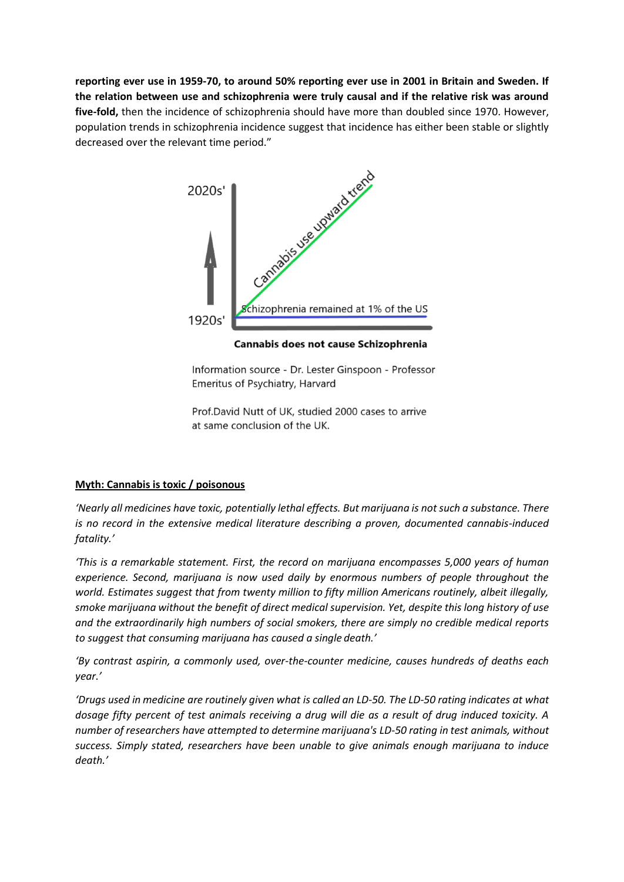**reporting ever use in 1959-70, to around 50% reporting ever use in 2001 in Britain and Sweden. If the relation between use and schizophrenia were truly causal and if the relative risk was around five-fold,** then the incidence of schizophrenia should have more than doubled since 1970. However, population trends in schizophrenia incidence suggest that incidence has either been stable or slightly decreased over the relevant time period."

**Cannabis does not cause Schizophrenia**

Information source - Dr. Lester Ginspoon - Professor Emeritus of Psychiatry, Harvard

Prof.David Nutt of UK, studied 2000 cases to arrive at same conclusion of the UK.

## Myth: Cannabis is toxic / poisonous

*'Nearly all medicines have toxic, potentially lethal effects. But marijuana is not such a substance. There is no record in the extensive medical literature describing a proven, documented cannabis-induced fatality.'*

*'This is a remarkable statement. First, the record on marijuana encompasses 5,000 years of human experience. Second, marijuana is now used daily by enormous numbers of people throughout the world. Estimates suggest that from twenty million to fifty million Americans routinely, albeit illegally, smoke marijuana without the benefit of direct medical supervision. Yet, despite this long history of use and the extraordinarily high numbers of social smokers, there are simply no credible medical reports to suggest that consuming marijuana has caused a single death.'*

*'By contrast aspirin, a commonly used, over-the-counter medicine, causes hundreds of deaths each year.'*

*'Drugs used in medicine are routinely given what is called an LD-50. The LD-50 rating indicates at what dosage fifty percent of test animals receiving a drug will die as a result of drug induced toxicity. A number of researchers have attempted to determine marijuana's LD-50 rating in test animals, without success. Simply stated, researchers have been unable to give animals enough marijuana to induce death.'*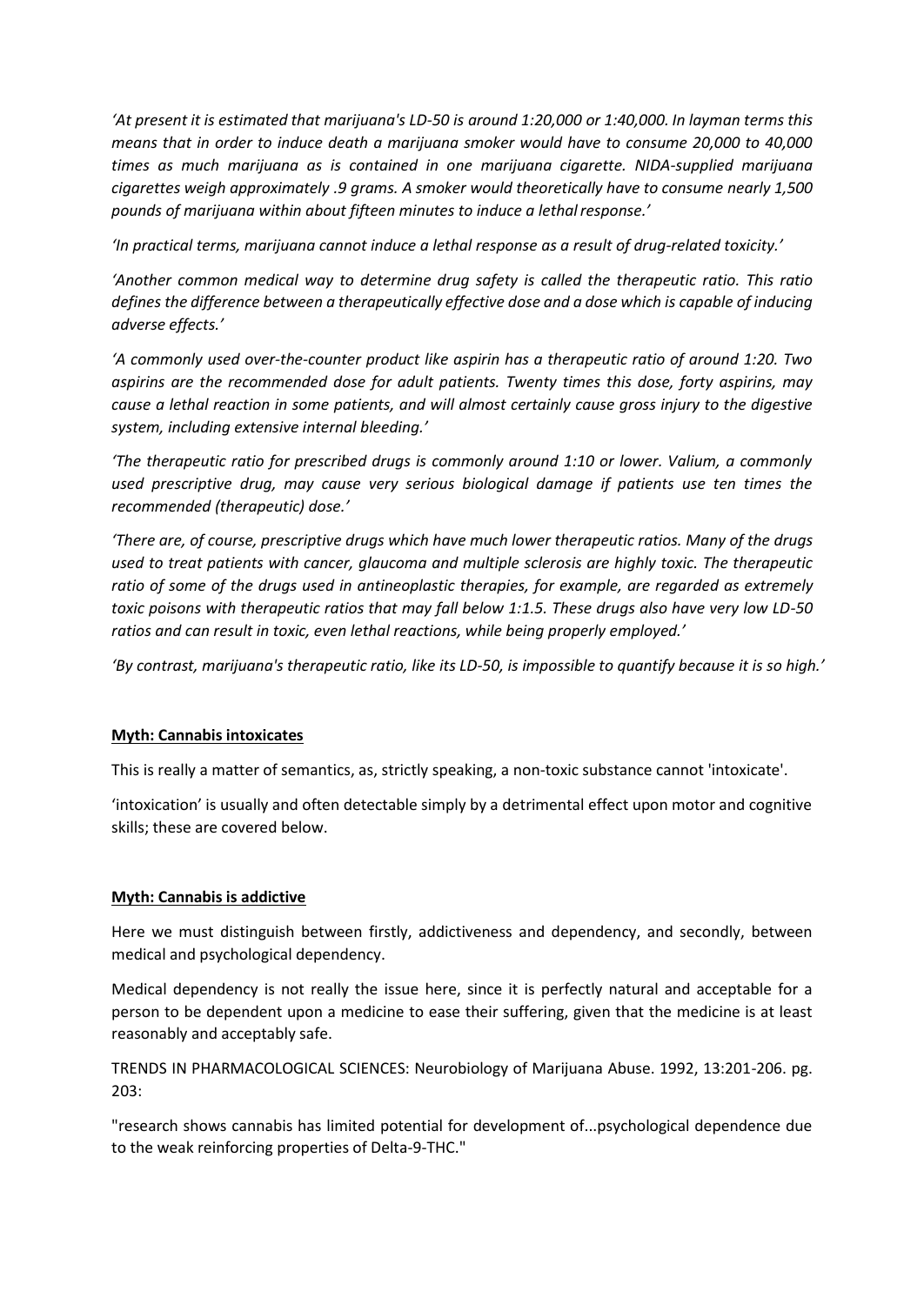*'At present it is estimated that marijuana's LD-50 is around 1:20,000 or 1:40,000. In layman terms this means that in order to induce death a marijuana smoker would have to consume 20,000 to 40,000 times as much marijuana as is contained in one marijuana cigarette. NIDA-supplied marijuana cigarettes weigh approximately .9 grams. A smoker would theoretically have to consume nearly 1,500 pounds of marijuana within about fifteen minutes to induce a lethal response.'*

*'In practical terms, marijuana cannot induce a lethal response as a result of drug-related toxicity.'*

*'Another common medical way to determine drug safety is called the therapeutic ratio. This ratio defines the difference between a therapeutically effective dose and a dose which is capable of inducing adverse effects.'*

*'A commonly used over-the-counter product like aspirin has a therapeutic ratio of around 1:20. Two aspirins are the recommended dose for adult patients. Twenty times this dose, forty aspirins, may cause a lethal reaction in some patients, and will almost certainly cause gross injury to the digestive system, including extensive internal bleeding.'*

*'The therapeutic ratio for prescribed drugs is commonly around 1:10 or lower. Valium, a commonly used prescriptive drug, may cause very serious biological damage if patients use ten times the recommended (therapeutic) dose.'*

*'There are, of course, prescriptive drugs which have much lower therapeutic ratios. Many of the drugs used to treat patients with cancer, glaucoma and multiple sclerosis are highly toxic. The therapeutic ratio of some of the drugs used in antineoplastic therapies, for example, are regarded as extremely toxic poisons with therapeutic ratios that may fall below 1:1.5. These drugs also have very low LD-50 ratios and can result in toxic, even lethal reactions, while being properly employed.'*

*'By contrast, marijuana's therapeutic ratio, like its LD-50, is impossible to quantify because it is so high.'*

**Myth: Cannabis intoxicates**

This is really a matter of semantics, as, strictly speaking, a non-toxic substance cannot 'intoxicate'.

'intoxication' is usually and often detectable simply by a detrimental effect upon motor and cognitive skills; these are covered below.

**Myth: Cannabis is addictive**

Here we must distinguish between firstly, addictiveness and dependency, and secondly, between medical and psychological dependency.

Medical dependency is not really the issue here, since it is perfectly natural and acceptable for a person to be dependent upon a medicine to ease their suffering, given that the medicine is at least reasonably and acceptably safe.

TRENDS IN PHARMACOLOGICAL SCIENCES: Neurobiology of Marijuana Abuse. 1992, 13:201-206. pg. 203:

"research shows cannabis has limited potential for development of...psychological dependence due to the weak reinforcing properties of Delta-9-THC."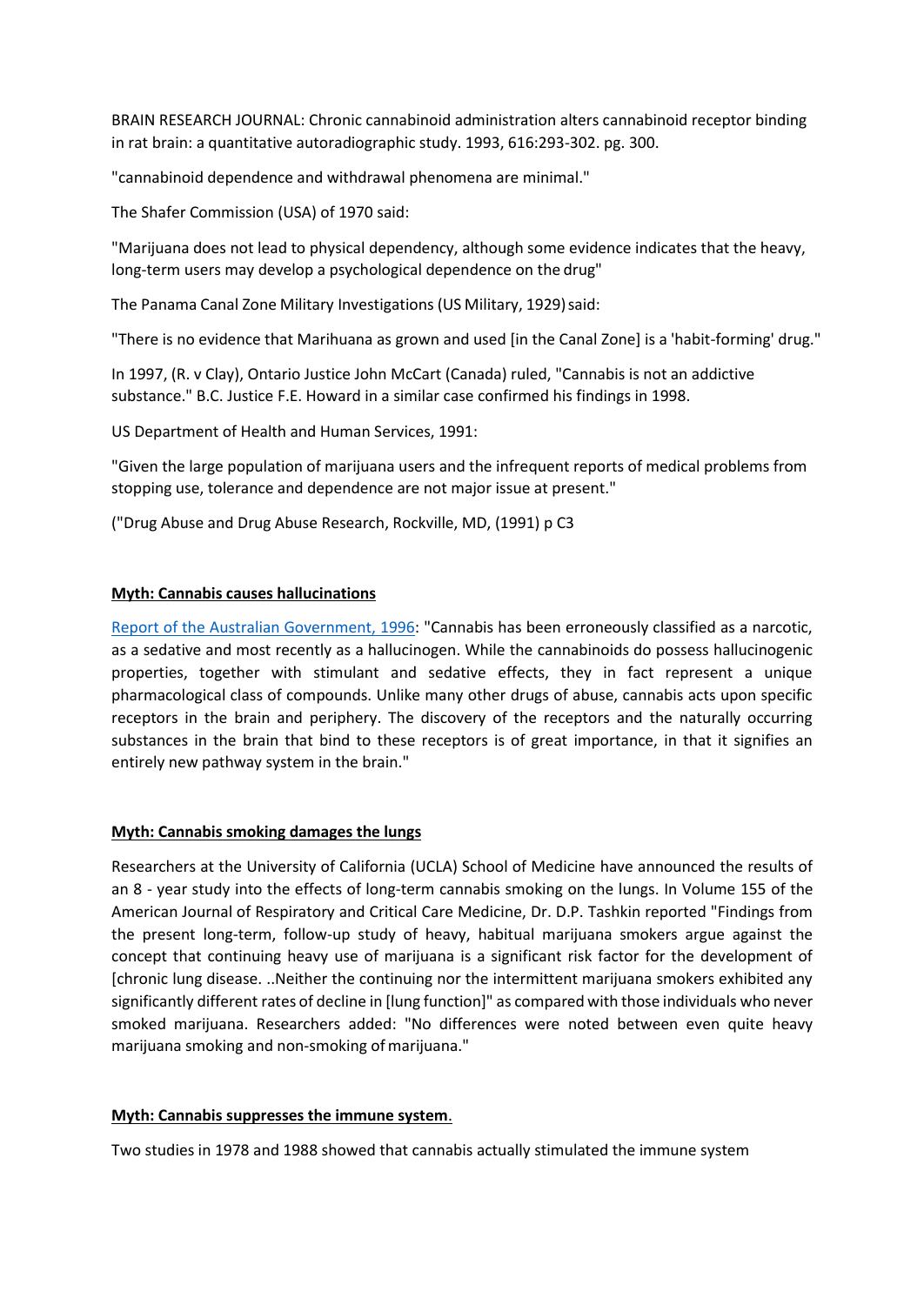BRAIN RESEARCH JOURNAL: Chronic cannabinoid administration alters cannabinoid receptor binding in rat brain: a quantitative autoradiographic study. 1993, 616:293-302. pg. 300.

"cannabinoid dependence and withdrawal phenomena are minimal."

The Shafer Commission (USA) of 1970 said:

"Marijuana does not lead to physical dependency, although some evidence indicates that the heavy, long-term users may develop a psychological dependence on the drug"

The Panama Canal Zone Military Investigations (US Military, 1929) said:

"There is no evidence that Marihuana as grown and used [in the Canal Zone] is a 'habit-forming' drug."

In 1997, (R. v Clay), Ontario Justice John McCart (Canada) ruled, "Cannabis is not an addictive substance." B.C. Justice F.E. Howard in a similar case confirmed his findings in 1998.

US Department of Health and Human Services, 1991:

"Given the large population of marijuana users and the infrequent reports of medical problems from stopping use, tolerance and dependence are not major issue at present."

("Drug Abuse and Drug Abuse Research, Rockville, MD, (1991) p C3

**Myth: Cannabis causes hallucinations**

Report of the Australian Government, 1996: "Cannabis has been erroneously classified as a narcotic, as a sedative and most recently as a hallucinogen. While the cannabinoids do possess hallucinogenic properties, together with stimulant and sedative effects, they in fact represent a unique pharmacological class of compounds. Unlike many other drugs of abuse, cannabis acts upon specific receptors in the brain and periphery. The discovery of the receptors and the naturally occurring substances in the brain that bind to these receptors is of great importance, in that it signifies an entirely new pathway system in the brain."

**Myth: Cannabis smoking damages the lungs**

Researchers at the University of California (UCLA) School of Medicine have announced the results of an 8 - year study into the effects of long-term cannabis smoking on the lungs. In Volume 155 of the American Journal of Respiratory and Critical Care Medicine, Dr. D.P. Tashkin reported "Findings from the present long-term, follow-up study of heavy, habitual marijuana smokers argue against the concept that continuing heavy use of marijuana is a significant risk factor for the development of [chronic lung disease. ..Neither the continuing nor the intermittent marijuana smokers exhibited any significantly different rates of decline in [lung function]" as compared with those individuals who never smoked marijuana. Researchers added: "No differences were noted between even quite heavy marijuana smoking and non-smoking of marijuana."

**Myth: Cannabis suppresses the immune system.**

Two studies in 1978 and 1988 showed that cannabis actually stimulated the immune system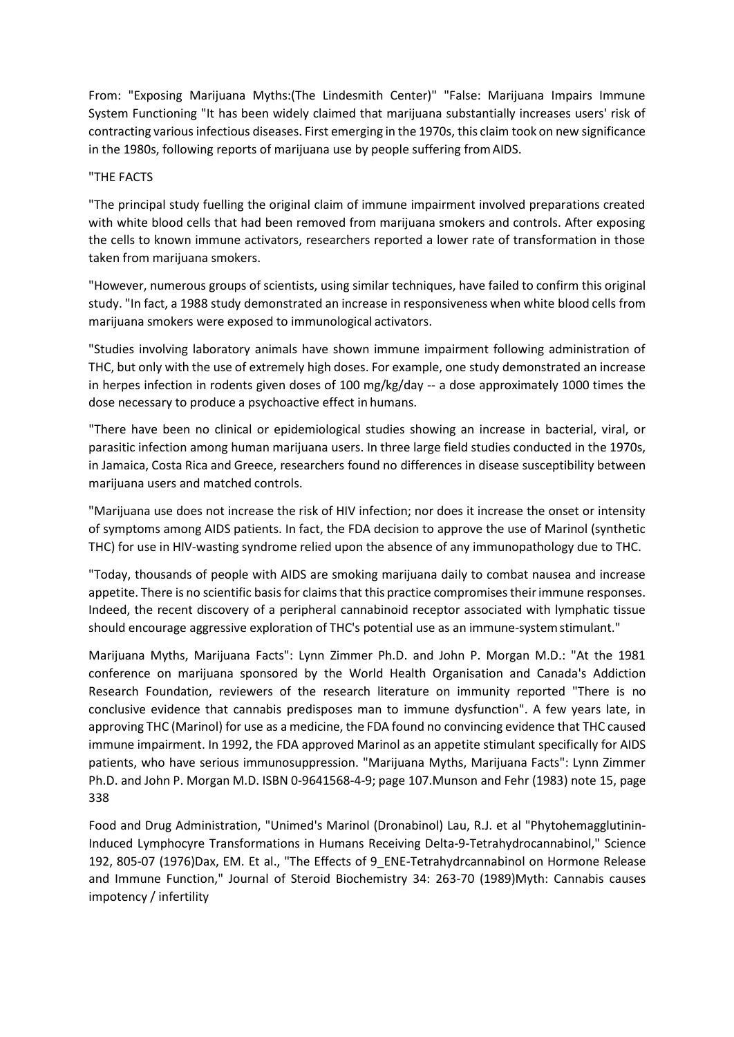From: "Exposing Marijuana Myths:(The Lindesmith Center)" "False: Marijuana Impairs Immune System Functioning "It has been widely claimed that marijuana substantially increases users' risk of contracting various infectious diseases. First emerging in the 1970s, this claim took on new significance in the 1980s, following reports of marijuana use by people suffering from AIDS.

"THE FACTS

"The principal study fuelling the original claim of immune impairment involved preparations created with white blood cells that had been removed from marijuana smokers and controls. After exposing the cells to known immune activators, researchers reported a lower rate of transformation in those taken from marijuana smokers.

"However, numerous groups of scientists, using similar techniques, have failed to confirm this original study. "In fact, a 1988 study demonstrated an increase in responsiveness when white blood cells from marijuana smokers were exposed to immunological activators.

"Studies involving laboratory animals have shown immune impairment following administration of THC, but only with the use of extremely high doses. For example, one study demonstrated an increase in herpes infection in rodents given doses of 100 mg/kg/day -- a dose approximately 1000 times the dose necessary to produce a psychoactive effect in humans.

"There have been no clinical or epidemiological studies showing an increase in bacterial, viral, or parasitic infection among human marijuana users. In three large field studies conducted in the 1970s, in Jamaica, Costa Rica and Greece, researchers found no differences in disease susceptibility between marijuana users and matched controls.

"Marijuana use does not increase the risk of HIV infection; nor does it increase the onset or intensity of symptoms among AIDS patients. In fact, the FDA decision to approve the use of Marinol (synthetic THC) for use in HIV-wasting syndrome relied upon the absence of any immunopathology due to THC.

"Today, thousands of people with AIDS are smoking marijuana daily to combat nausea and increase appetite. There is no scientific basis for claims that this practice compromises their immune responses. Indeed, the recent discovery of a peripheral cannabinoid receptor associated with lymphatic tissue should encourage aggressive exploration of THC's potential use as an immune-system stimulant."

Marijuana Myths, Marijuana Facts": Lynn Zimmer Ph.D. and John P. Morgan M.D.: "At the 1981 conference on marijuana sponsored by the World Health Organisation and Canada's Addiction Research Foundation, reviewers of the research literature on immunity reported "There is no conclusive evidence that cannabis predisposes man to immune dysfunction". A few years late, in approving THC (Marinol) for use as a medicine, the FDA found no convincing evidence that THC caused immune impairment. In 1992, the FDA approved Marinol as an appetite stimulant specifically for AIDS patients, who have serious immunosuppression. "Marijuana Myths, Marijuana Facts": Lynn Zimmer Ph.D. and John P. Morgan M.D. ISBN 0-9641568-4-9; page 107.Munson and Fehr (1983) note 15, page 338

Food and Drug Administration, "Unimed's Marinol (Dronabinol) Lau, R.J. et al "Phytohemagglutinin-Induced Lymphocyre Transformations in Humans Receiving Delta-9-Tetrahydrocannabinol," Science 192, 805-07 (1976)Dax, EM. Et al., "The Effects of 9_ENE-Tetrahydrcannabinol on Hormone Release and Immune Function," Journal of Steroid Biochemistry 34: 263-70 (1989)Myth: Cannabis causes impotency / infertility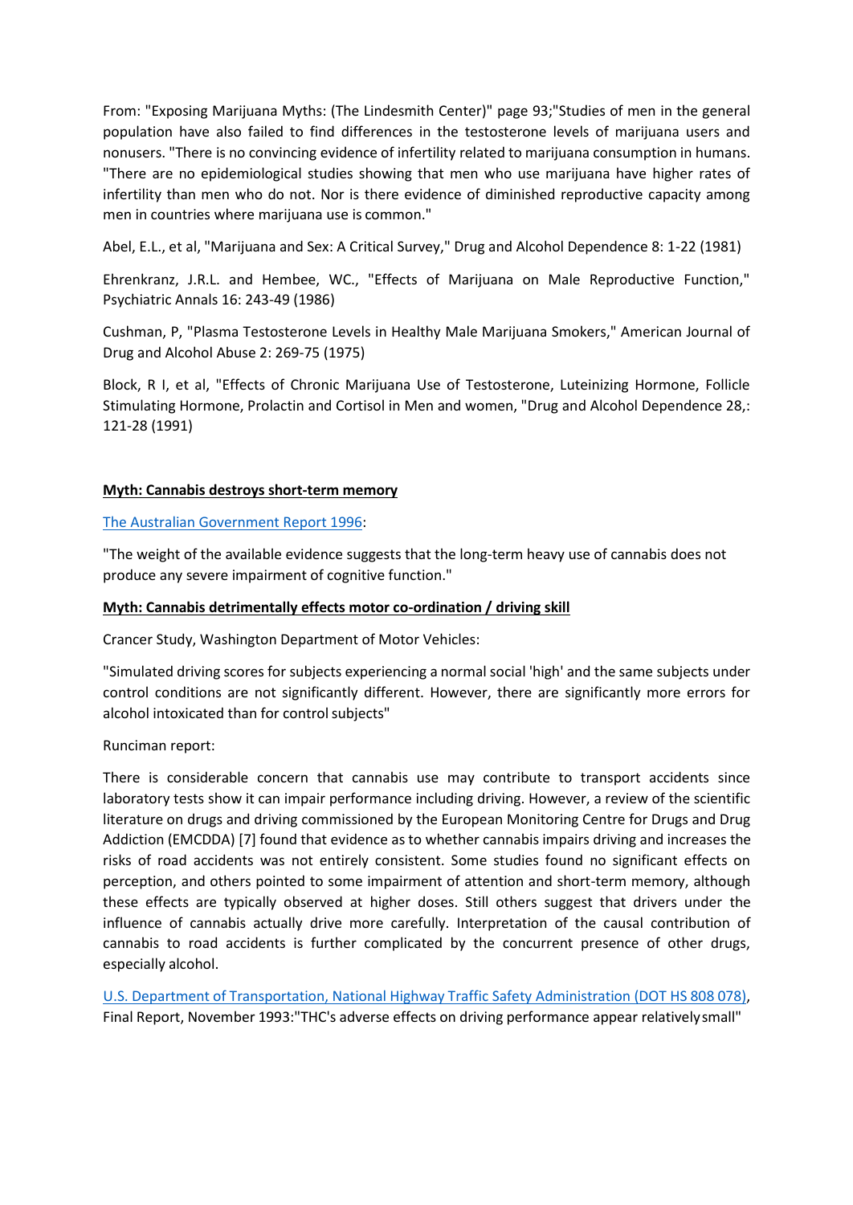From: "Exposing Marijuana Myths: (The Lindesmith Center)" page 93;"Studies of men in the general population have also failed to find differences in the testosterone levels of marijuana users and nonusers. "There is no convincing evidence of infertility related to marijuana consumption in humans. "There are no epidemiological studies showing that men who use marijuana have higher rates of infertility than men who do not. Nor is there evidence of diminished reproductive capacity among men in countries where marijuana use is common."

Abel, E.L., et al, "Marijuana and Sex: A Critical Survey," Drug and Alcohol Dependence 8: 1-22 (1981)

Ehrenkranz, J.R.L. and Hembee, WC., "Effects of Marijuana on Male Reproductive Function," Psychiatric Annals 16: 243-49 (1986)

Cushman, P, "Plasma Testosterone Levels in Healthy Male Marijuana Smokers," American Journal of Drug and Alcohol Abuse 2: 269-75 (1975)

Block, R I, et al, "Effects of Chronic Marijuana Use of Testosterone, Luteinizing Hormone, Follicle Stimulating Hormone, Prolactin and Cortisol in Men and women, "Drug and Alcohol Dependence 28,: 121-28 (1991)

**Myth: Cannabis destroys short-term memory**

The Australian Government Report 1996:

"The weight of the available evidence suggests that the long-term heavy use of cannabis does not produce any severe impairment of cognitive function."

**Myth: Cannabis detrimentally effects motor co-ordination / driving skill**

Crancer Study, Washington Department of Motor Vehicles:

"Simulated driving scores for subjects experiencing a normal social 'high' and the same subjects under control conditions are not significantly different. However, there are significantly more errors for alcohol intoxicated than for control subjects"

Runciman report:

There is considerable concern that cannabis use may contribute to transport accidents since laboratory tests show it can impair performance including driving. However, a review of the scientific literature on drugs and driving commissioned by the European Monitoring Centre for Drugs and Drug Addiction (EMCDDA) [7] found that evidence as to whether cannabis impairs driving and increases the risks of road accidents was not entirely consistent. Some studies found no significant effects on perception, and others pointed to some impairment of attention and short-term memory, although these effects are typically observed at higher doses. Still others suggest that drivers under the influence of cannabis actually drive more carefully. Interpretation of the causal contribution of cannabis to road accidents is further complicated by the concurrent presence of other drugs, especially alcohol.

U.S. Department of Transportation, National Highway Traffic Safety Administration (DOT HS 808 078), Final Report, November 1993:"THC's adverse effects on driving performance appear relatively small"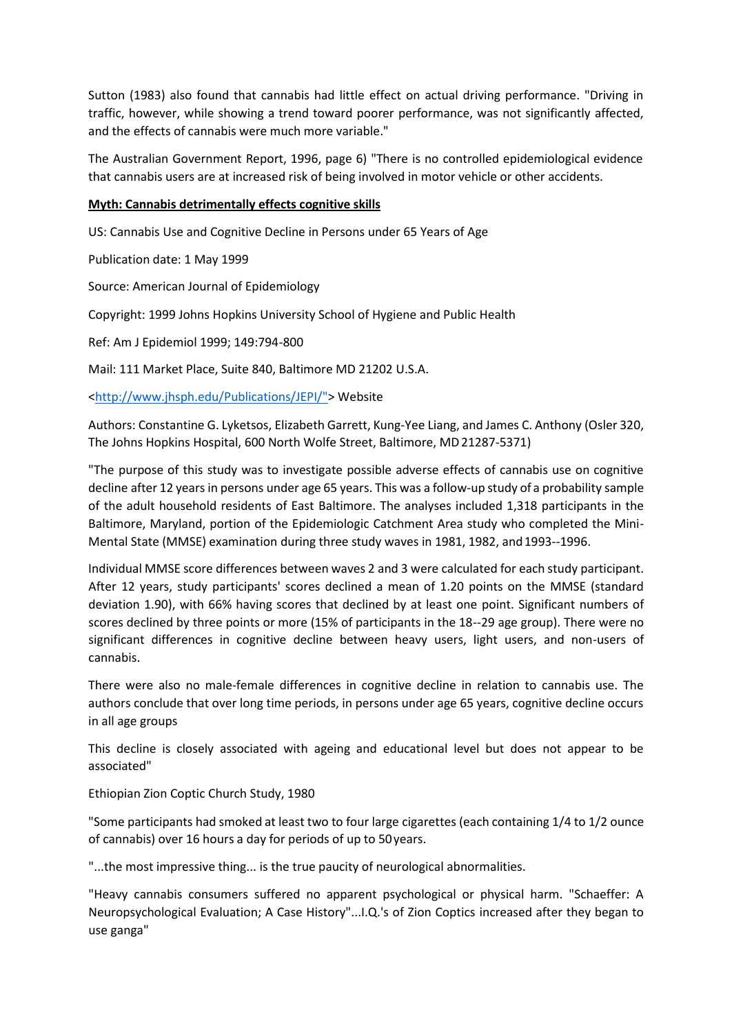Sutton (1983) also found that cannabis had little effect on actual driving performance. "Driving in traffic, however, while showing a trend toward poorer performance, was not significantly affected, and the effects of cannabis were much more variable."

The Australian Government Report, 1996, page 6) "There is no controlled epidemiological evidence that cannabis users are at increased risk of being involved in motor vehicle or other accidents.

**Myth: Cannabis detrimentally effects cognitive skills**

US: Cannabis Use and Cognitive Decline in Persons under 65 Years of Age

Publication date: 1 May 1999

Source: American Journal of Epidemiology

Copyright: 1999 Johns Hopkins University School of Hygiene and Public Health

Ref: Am J Epidemiol 1999; 149:794-800

Mail: 111 Market Place, Suite 840, Baltimore MD 21202 U.S.A.

<[http://www.jhsph.edu/Publications/JEPI/"](http://www.jhsph.edu/Publications/JEPI/)> Website

Authors: Constantine G. Lyketsos, Elizabeth Garrett, Kung-Yee Liang, and James C. Anthony (Osler 320, The Johns Hopkins Hospital, 600 North Wolfe Street, Baltimore, MD 21287-5371)

"The purpose of this study was to investigate possible adverse effects of cannabis use on cognitive decline after 12 years in persons under age 65 years. This was a follow-up study of a probability sample of the adult household residents of East Baltimore. The analyses included 1,318 participants in the Baltimore, Maryland, portion of the Epidemiologic Catchment Area study who completed the Mini-Mental State (MMSE) examination during three study waves in 1981, 1982, and 1993--1996.

Individual MMSE score differences between waves 2 and 3 were calculated for each study participant. After 12 years, study participants' scores declined a mean of 1.20 points on the MMSE (standard deviation 1.90), with 66% having scores that declined by at least one point. Significant numbers of scores declined by three points or more (15% of participants in the 18--29 age group). There were no significant differences in cognitive decline between heavy users, light users, and non-users of cannabis.

There were also no male-female differences in cognitive decline in relation to cannabis use. The authors conclude that over long time periods, in persons under age 65 years, cognitive decline occurs in all age groups

This decline is closely associated with ageing and educational level but does not appear to be associated"

Ethiopian Zion Coptic Church Study, 1980

"Some participants had smoked at least two to four large cigarettes (each containing 1/4 to 1/2 ounce of cannabis) over 16 hours a day for periods of up to 50 years.

"...the most impressive thing... is the true paucity of neurological abnormalities.

"Heavy cannabis consumers suffered no apparent psychological or physical harm. "Schaeffer: A Neuropsychological Evaluation; A Case History"...I.Q.'s of Zion Coptics increased after they began to use ganga"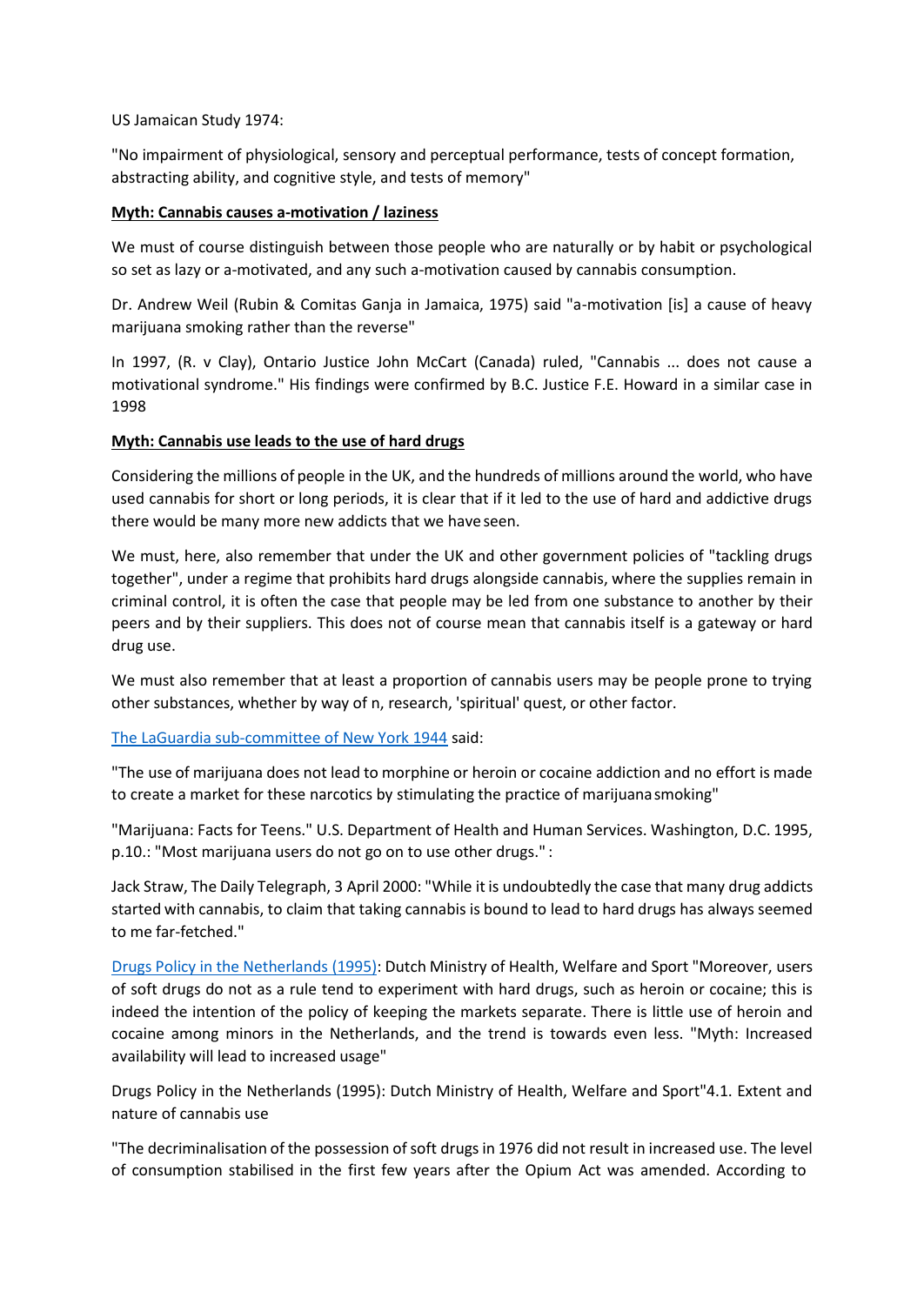US Jamaican Study 1974:

"No impairment of physiological, sensory and perceptual performance, tests of concept formation, abstracting ability, and cognitive style, and tests of memory"

**Myth: Cannabis causes a-motivation / laziness**

We must of course distinguish between those people who are naturally or by habit or psychological so set as lazy or a-motivated, and any such a-motivation caused by cannabis consumption.

Dr. Andrew Weil (Rubin & Comitas Ganja in Jamaica, 1975) said "a-motivation [is] a cause of heavy marijuana smoking rather than the reverse"

In 1997, (R. v Clay), Ontario Justice John McCart (Canada) ruled, "Cannabis ... does not cause a motivational syndrome." His findings were confirmed by B.C. Justice F.E. Howard in a similar case in 1998

**Myth: Cannabis use leads to the use of hard drugs**

Considering the millions of people in the UK, and the hundreds of millions around the world, who have used cannabis for short or long periods, it is clear that if it led to the use of hard and addictive drugs there would be many more new addicts that we have seen.

We must, here, also remember that under the UK and other government policies of "tackling drugs together", under a regime that prohibits hard drugs alongside cannabis, where the supplies remain in criminal control, it is often the case that people may be led from one substance to another by their peers and by their suppliers. This does not of course mean that cannabis itself is a gateway or hard drug use.

We must also remember that at least a proportion of cannabis users may be people prone to trying other substances, whether by way of n, research, 'spiritual' quest, or other factor.

The LaGuardia sub-committee of New York 1944 said:

"The use of marijuana does not lead to morphine or heroin or cocaine addiction and no effort is made to create a market for these narcotics by stimulating the practice of marijuana smoking"

"Marijuana: Facts for Teens." U.S. Department of Health and Human Services. Washington, D.C. 1995, p.10.: "Most marijuana users do not go on to use other drugs." :

Jack Straw, The Daily Telegraph, 3 April 2000: "While it is undoubtedly the case that many drug addicts started with cannabis, to claim that taking cannabis is bound to lead to hard drugs has always seemed to me far-fetched."

Drugs Policy in the Netherlands (1995): Dutch Ministry of Health, Welfare and Sport "Moreover, users of soft drugs do not as a rule tend to experiment with hard drugs, such as heroin or cocaine; this is indeed the intention of the policy of keeping the markets separate. There is little use of heroin and cocaine among minors in the Netherlands, and the trend is towards even less. "Myth: Increased availability will lead to increased usage"

Drugs Policy in the Netherlands (1995): Dutch Ministry of Health, Welfare and Sport"4.1. Extent and nature of cannabis use

"The decriminalisation of the possession of soft drugs in 1976 did not result in increased use. The level of consumption stabilised in the first few years after the Opium Act was amended. According to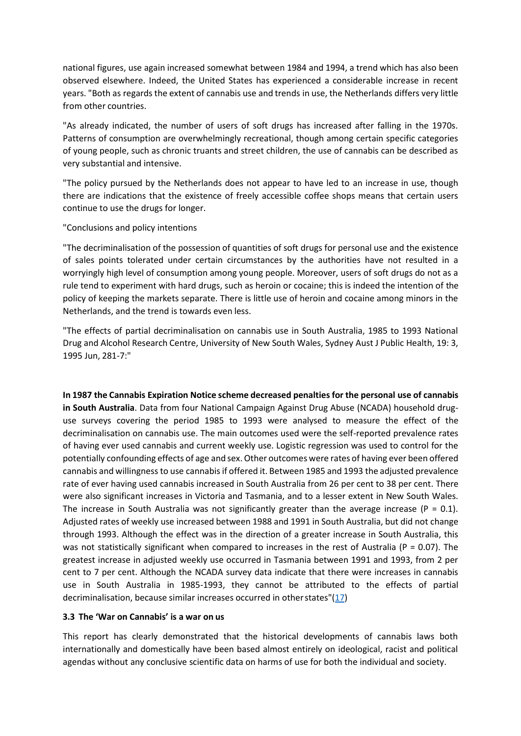national figures, use again increased somewhat between 1984 and 1994, a trend which has also been observed elsewhere. Indeed, the United States has experienced a considerable increase in recent years. "Both as regards the extent of cannabis use and trends in use, the Netherlands differs very little from other countries.

"As already indicated, the number of users of soft drugs has increased after falling in the 1970s. Patterns of consumption are overwhelmingly recreational, though among certain specific categories of young people, such as chronic truants and street children, the use of cannabis can be described as very substantial and intensive.

"The policy pursued by the Netherlands does not appear to have led to an increase in use, though there are indications that the existence of freely accessible coffee shops means that certain users continue to use the drugs for longer.

"Conclusions and policy intentions

"The decriminalisation of the possession of quantities of soft drugs for personal use and the existence of sales points tolerated under certain circumstances by the authorities have not resulted in a worryingly high level of consumption among young people. Moreover, users of soft drugs do not as a rule tend to experiment with hard drugs, such as heroin or cocaine; this is indeed the intention of the policy of keeping the markets separate. There is little use of heroin and cocaine among minors in the Netherlands, and the trend is towards even less.

"The effects of partial decriminalisation on cannabis use in South Australia, 1985 to 1993 National Drug and Alcohol Research Centre, University of New South Wales, Sydney Aust J Public Health, 19: 3, 1995 Jun, 281-7:"

**In 1987 the Cannabis Expiration Notice scheme decreased penalties for the personal use of cannabis in South Australia**. Data from four National Campaign Against Drug Abuse (NCADA) household drug-use surveys covering the period 1985 to 1993 were analysed to measure the effect of the decriminalisation on cannabis use. The main outcomes used were the self-reported prevalence rates of having ever used cannabis and current weekly use. Logistic regression was used to control for the potentially confounding effects of age and sex. Other outcomes were rates of having ever been offered cannabis and willingness to use cannabis if offered it. Between 1985 and 1993 the adjusted prevalence rate of ever having used cannabis increased in South Australia from 26 per cent to 38 per cent. There were also significant increases in Victoria and Tasmania, and to a lesser extent in New South Wales. The increase in South Australia was not significantly greater than the average increase ($P = 0.1$). Adjusted rates of weekly use increased between 1988 and 1991 in South Australia, but did not change through 1993. Although the effect was in the direction of a greater increase in South Australia, this was not statistically significant when compared to increases in the rest of Australia ($P = 0.07$). The greatest increase in adjusted weekly use occurred in Tasmania between 1991 and 1993, from 2 per cent to 7 per cent. Although the NCADA survey data indicate that there were increases in cannabis use in South Australia in 1985-1993, they cannot be attributed to the effects of partial decriminalisation, because similar increases occurred in other states"(17)

### 3.3 The 'War on Cannabis' is a war on us

This report has clearly demonstrated that the historical developments of cannabis laws both internationally and domestically have been based almost entirely on ideological, racist and political agendas without any conclusive scientific data on harms of use for both the individual and society.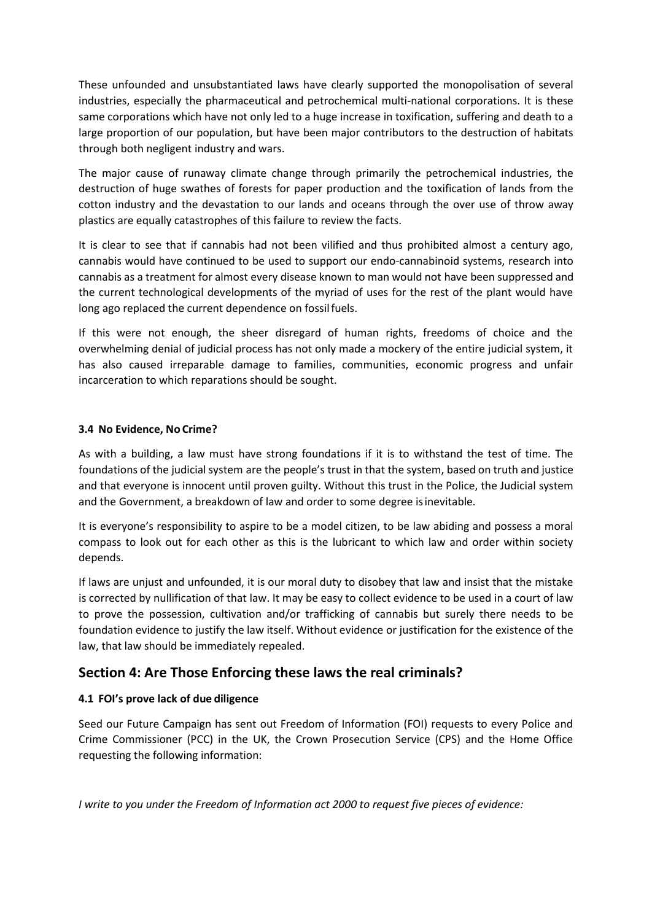These unfounded and unsubstantiated laws have clearly supported the monopolisation of several industries, especially the pharmaceutical and petrochemical multi-national corporations. It is these same corporations which have not only led to a huge increase in toxification, suffering and death to a large proportion of our population, but have been major contributors to the destruction of habitats through both negligent industry and wars.

The major cause of runaway climate change through primarily the petrochemical industries, the destruction of huge swathes of forests for paper production and the toxification of lands from the cotton industry and the devastation to our lands and oceans through the over use of throw away plastics are equally catastrophes of this failure to review the facts.

It is clear to see that if cannabis had not been vilified and thus prohibited almost a century ago, cannabis would have continued to be used to support our endo-cannabinoid systems, research into cannabis as a treatment for almost every disease known to man would not have been suppressed and the current technological developments of the myriad of uses for the rest of the plant would have long ago replaced the current dependence on fossil fuels.

If this were not enough, the sheer disregard of human rights, freedoms of choice and the overwhelming denial of judicial process has not only made a mockery of the entire judicial system, it has also caused irreparable damage to families, communities, economic progress and unfair incarceration to which reparations should be sought.

### 3.4 No Evidence, No Crime?

As with a building, a law must have strong foundations if it is to withstand the test of time. The foundations of the judicial system are the people's trust in that the system, based on truth and justice and that everyone is innocent until proven guilty. Without this trust in the Police, the Judicial system and the Government, a breakdown of law and order to some degree is inevitable.

It is everyone's responsibility to aspire to be a model citizen, to be law abiding and possess a moral compass to look out for each other as this is the lubricant to which law and order within society depends.

If laws are unjust and unfounded, it is our moral duty to disobey that law and insist that the mistake is corrected by nullification of that law. It may be easy to collect evidence to be used in a court of law to prove the possession, cultivation and/or trafficking of cannabis but surely there needs to be foundation evidence to justify the law itself. Without evidence or justification for the existence of the law, that law should be immediately repealed.

## Section 4: Are Those Enforcing these laws the real criminals?

### 4.1 FOI's prove lack of due diligence

Seed our Future Campaign has sent out Freedom of Information (FOI) requests to every Police and Crime Commissioner (PCC) in the UK, the Crown Prosecution Service (CPS) and the Home Office requesting the following information:

*I write to you under the Freedom of Information act 2000 to request five pieces of evidence:*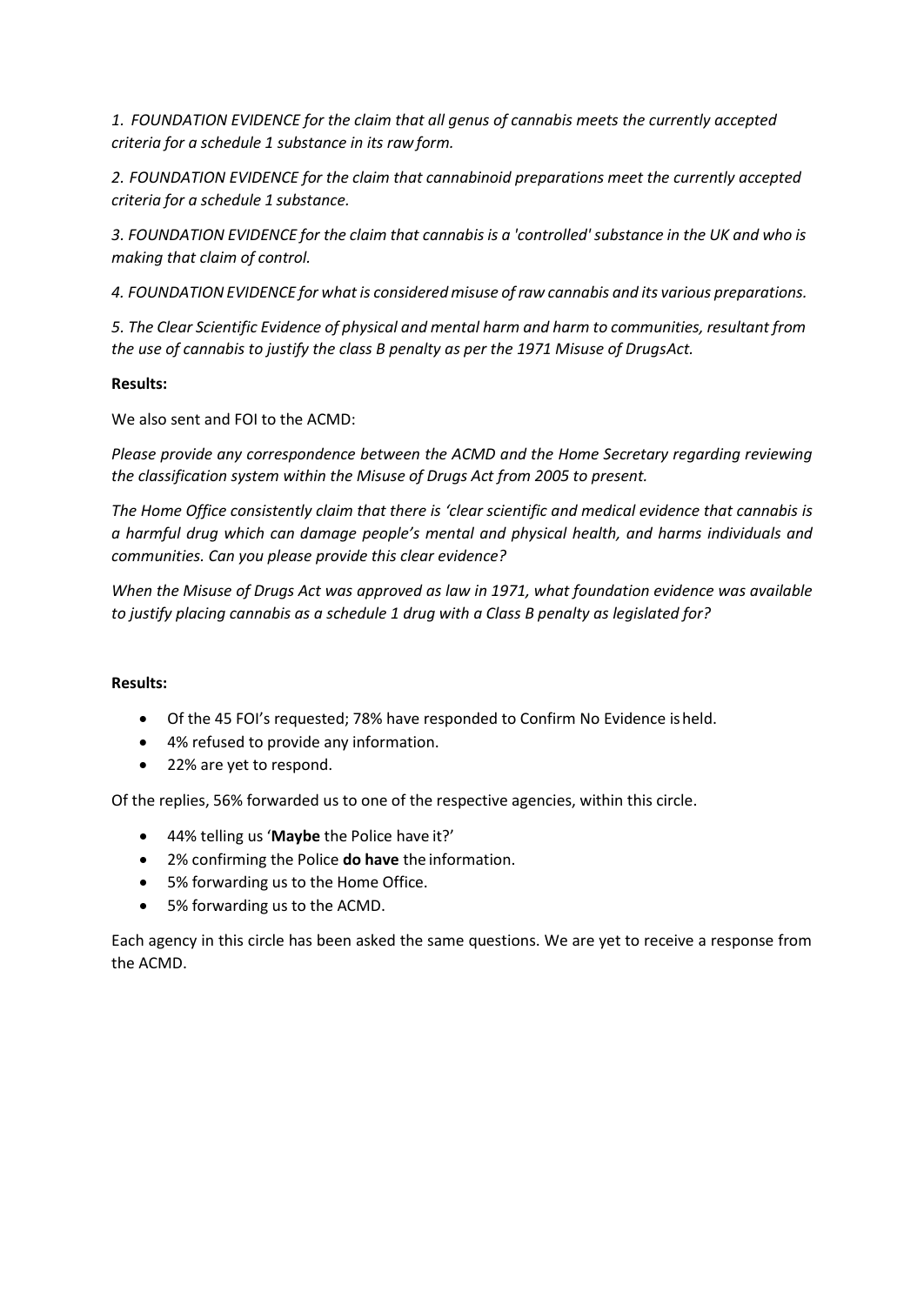*1. FOUNDATION EVIDENCE for the claim that all genus of cannabis meets the currently accepted criteria for a schedule 1 substance in its raw form.*

*2. FOUNDATION EVIDENCE for the claim that cannabinoid preparations meet the currently accepted criteria for a schedule 1 substance.*

*3. FOUNDATION EVIDENCE for the claim that cannabis is a 'controlled' substance in the UK and who is making that claim of control.*

*4. FOUNDATION EVIDENCE for what is considered misuse of raw cannabis and its various preparations.*

*5. The Clear Scientific Evidence of physical and mental harm and harm to communities, resultant from the use of cannabis to justify the class B penalty as per the 1971 Misuse of DrugsAct.*

**Results:**

We also sent and FOI to the ACMD:

*Please provide any correspondence between the ACMD and the Home Secretary regarding reviewing the classification system within the Misuse of Drugs Act from 2005 to present.*

*The Home Office consistently claim that there is 'clear scientific and medical evidence that cannabis is a harmful drug which can damage people's mental and physical health, and harms individuals and communities. Can you please provide this clear evidence?*

*When the Misuse of Drugs Act was approved as law in 1971, what foundation evidence was available to justify placing cannabis as a schedule 1 drug with a Class B penalty as legislated for?*

**Results:**

- Of the 45 FOI's requested; 78% have responded to Confirm No Evidence is held.
- 4% refused to provide any information.
- 22% are yet to respond.

Of the replies, 56% forwarded us to one of the respective agencies, within this circle.

- 44% telling us '**Maybe** the Police have it?'
- 2% confirming the Police **do have** the information.
- 5% forwarding us to the Home Office.
- 5% forwarding us to the ACMD.

Each agency in this circle has been asked the same questions. We are yet to receive a response from the ACMD.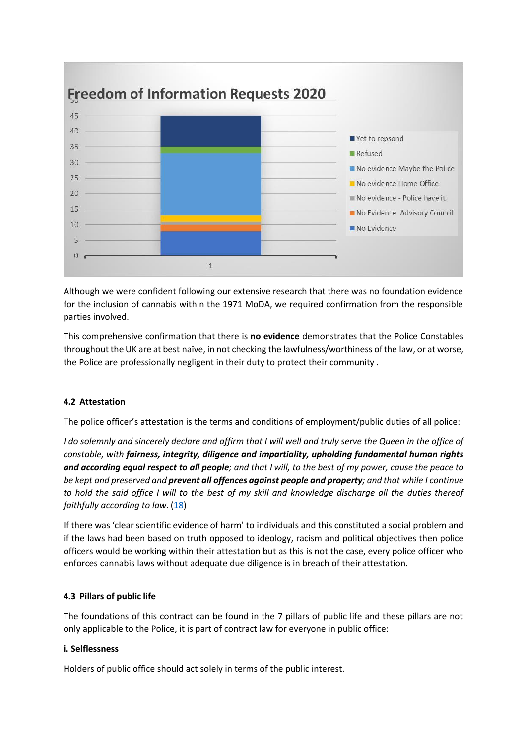Freedom of Information Requests 2020

| | No Evidence | No Evidence Advisory Council | No evidence - Police have it | No evidence Home Office | No evidence Maybe the Police | Refused | Yet to respond |
|---|---|---|---|---|---|---|---|
| 1 | 8 | 2 | 1 | 2 | 20 | 2 | 10 |

Although we were confident following our extensive research that there was no foundation evidence for the inclusion of cannabis within the 1971 MoDA, we required confirmation from the responsible parties involved.

This comprehensive confirmation that there is **no evidence** demonstrates that the Police Constables throughout the UK are at best naïve, in not checking the lawfulness/worthiness of the law, or at worse, the Police are professionally negligent in their duty to protect their community .

#### 4.2 Attestation

The police officer's attestation is the terms and conditions of employment/public duties of all police:

*I do solemnly and sincerely declare and affirm that I will well and truly serve the Queen in the office of constable, with* ***fairness, integrity, diligence and impartiality, upholding fundamental human rights and according equal respect to all people****; and that I will, to the best of my power, cause the peace to be kept and preserved and* ***prevent all offences against people and property****; and that while I continue to hold the said office I will to the best of my skill and knowledge discharge all the duties thereof faithfully according to law.* (18)

If there was 'clear scientific evidence of harm' to individuals and this constituted a social problem and if the laws had been based on truth opposed to ideology, racism and political objectives then police officers would be working within their attestation but as this is not the case, every police officer who enforces cannabis laws without adequate due diligence is in breach of their attestation.

#### 4.3 Pillars of public life

The foundations of this contract can be found in the 7 pillars of public life and these pillars are not only applicable to the Police, it is part of contract law for everyone in public office:

**i. Selflessness**

Holders of public office should act solely in terms of the public interest.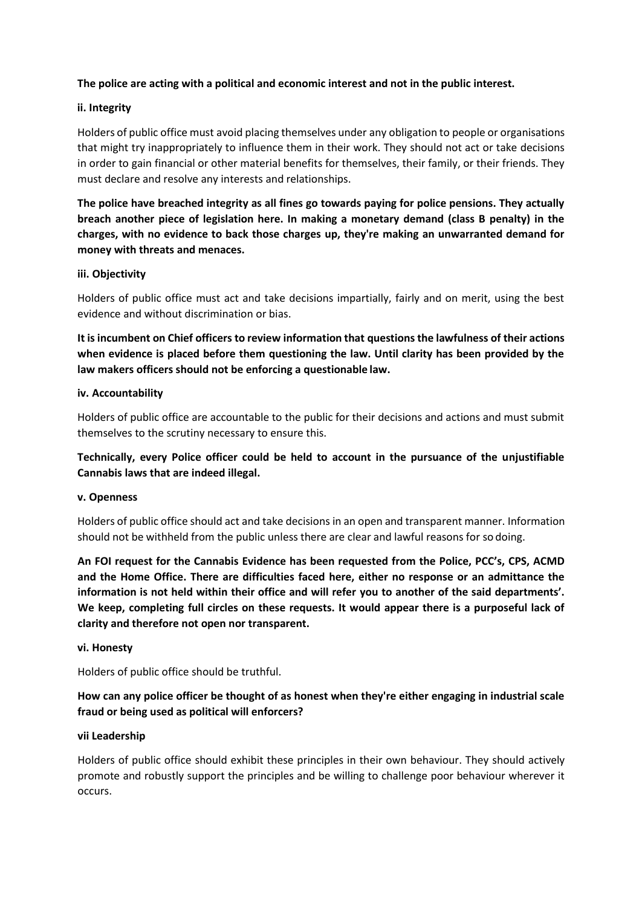**The police are acting with a political and economic interest and not in the public interest.**

**ii. Integrity**

Holders of public office must avoid placing themselves under any obligation to people or organisations that might try inappropriately to influence them in their work. They should not act or take decisions in order to gain financial or other material benefits for themselves, their family, or their friends. They must declare and resolve any interests and relationships.

**The police have breached integrity as all fines go towards paying for police pensions. They actually breach another piece of legislation here. In making a monetary demand (class B penalty) in the charges, with no evidence to back those charges up, they're making an unwarranted demand for money with threats and menaces.**

**iii. Objectivity**

Holders of public office must act and take decisions impartially, fairly and on merit, using the best evidence and without discrimination or bias.

**It is incumbent on Chief officers to review information that questions the lawfulness of their actions when evidence is placed before them questioning the law. Until clarity has been provided by the law makers officers should not be enforcing a questionable law.**

**iv. Accountability**

Holders of public office are accountable to the public for their decisions and actions and must submit themselves to the scrutiny necessary to ensure this.

**Technically, every Police officer could be held to account in the pursuance of the unjustifiable Cannabis laws that are indeed illegal.**

**v. Openness**

Holders of public office should act and take decisions in an open and transparent manner. Information should not be withheld from the public unless there are clear and lawful reasons for so doing.

**An FOI request for the Cannabis Evidence has been requested from the Police, PCC's, CPS, ACMD and the Home Office. There are difficulties faced here, either no response or an admittance the information is not held within their office and will refer you to another of the said departments'. We keep, completing full circles on these requests. It would appear there is a purposeful lack of clarity and therefore not open nor transparent.**

**vi. Honesty**

Holders of public office should be truthful.

**How can any police officer be thought of as honest when they're either engaging in industrial scale fraud or being used as political will enforcers?**

**vii Leadership**

Holders of public office should exhibit these principles in their own behaviour. They should actively promote and robustly support the principles and be willing to challenge poor behaviour wherever it occurs.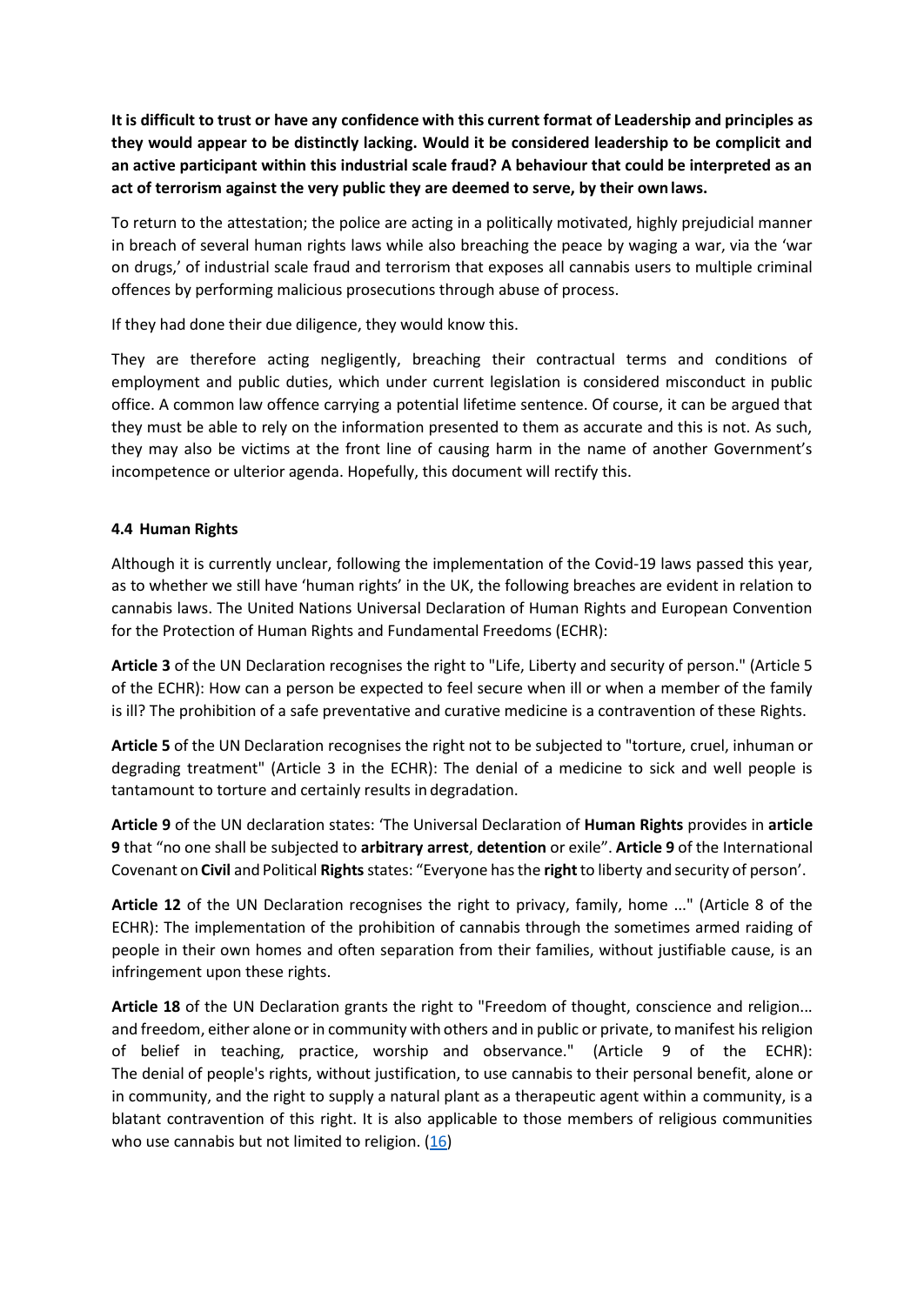**It is difficult to trust or have any confidence with this current format of Leadership and principles as they would appear to be distinctly lacking. Would it be considered leadership to be complicit and an active participant within this industrial scale fraud? A behaviour that could be interpreted as an act of terrorism against the very public they are deemed to serve, by their own laws.**

To return to the attestation; the police are acting in a politically motivated, highly prejudicial manner in breach of several human rights laws while also breaching the peace by waging a war, via the 'war on drugs,' of industrial scale fraud and terrorism that exposes all cannabis users to multiple criminal offences by performing malicious prosecutions through abuse of process.

If they had done their due diligence, they would know this.

They are therefore acting negligently, breaching their contractual terms and conditions of employment and public duties, which under current legislation is considered misconduct in public office. A common law offence carrying a potential lifetime sentence. Of course, it can be argued that they must be able to rely on the information presented to them as accurate and this is not. As such, they may also be victims at the front line of causing harm in the name of another Government's incompetence or ulterior agenda. Hopefully, this document will rectify this.

#### 4.4 Human Rights

Although it is currently unclear, following the implementation of the Covid-19 laws passed this year, as to whether we still have 'human rights' in the UK, the following breaches are evident in relation to cannabis laws. The United Nations Universal Declaration of Human Rights and European Convention for the Protection of Human Rights and Fundamental Freedoms (ECHR):

**Article 3** of the UN Declaration recognises the right to "Life, Liberty and security of person." (Article 5 of the ECHR): How can a person be expected to feel secure when ill or when a member of the family is ill? The prohibition of a safe preventative and curative medicine is a contravention of these Rights.

**Article 5** of the UN Declaration recognises the right not to be subjected to "torture, cruel, inhuman or degrading treatment" (Article 3 in the ECHR): The denial of a medicine to sick and well people is tantamount to torture and certainly results in degradation.

**Article 9** of the UN declaration states: 'The Universal Declaration of **Human Rights** provides in **article 9** that "no one shall be subjected to **arbitrary arrest**, **detention** or exile". **Article 9** of the International Covenant on **Civil** and Political **Rights** states: "Everyone has the **right** to liberty and security of person'.

**Article 12** of the UN Declaration recognises the right to privacy, family, home ..." (Article 8 of the ECHR): The implementation of the prohibition of cannabis through the sometimes armed raiding of people in their own homes and often separation from their families, without justifiable cause, is an infringement upon these rights.

**Article 18** of the UN Declaration grants the right to "Freedom of thought, conscience and religion... and freedom, either alone or in community with others and in public or private, to manifest his religion of belief in teaching, practice, worship and observance." (Article 9 of the ECHR): The denial of people's rights, without justification, to use cannabis to their personal benefit, alone or in community, and the right to supply a natural plant as a therapeutic agent within a community, is a blatant contravention of this right. It is also applicable to those members of religious communities who use cannabis but not limited to religion. (16)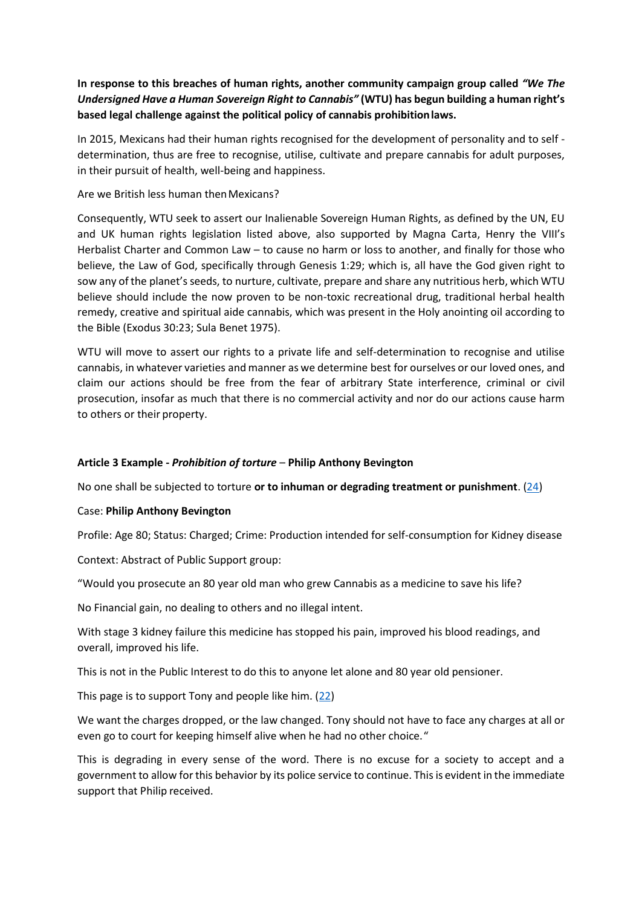**In response to this breaches of human rights, another community campaign group called *"We The Undersigned Have a Human Sovereign Right to Cannabis"* (WTU) has begun building a human right's based legal challenge against the political policy of cannabis prohibition laws.**

In 2015, Mexicans had their human rights recognised for the development of personality and to self - determination, thus are free to recognise, utilise, cultivate and prepare cannabis for adult purposes, in their pursuit of health, well-being and happiness.

Are we British less human then Mexicans?

Consequently, WTU seek to assert our Inalienable Sovereign Human Rights, as defined by the UN, EU and UK human rights legislation listed above, also supported by Magna Carta, Henry the VIII's Herbalist Charter and Common Law – to cause no harm or loss to another, and finally for those who believe, the Law of God, specifically through Genesis 1:29; which is, all have the God given right to sow any of the planet's seeds, to nurture, cultivate, prepare and share any nutritious herb, which WTU believe should include the now proven to be non-toxic recreational drug, traditional herbal health remedy, creative and spiritual aide cannabis, which was present in the Holy anointing oil according to the Bible (Exodus 30:23; Sula Benet 1975).

WTU will move to assert our rights to a private life and self-determination to recognise and utilise cannabis, in whatever varieties and manner as we determine best for ourselves or our loved ones, and claim our actions should be free from the fear of arbitrary State interference, criminal or civil prosecution, insofar as much that there is no commercial activity and nor do our actions cause harm to others or their property.

**Article 3 Example -** ***Prohibition of torture*** **– Philip Anthony Bevington**

No one shall be subjected to torture **or to inhuman or degrading treatment or punishment**. (24)

Case: **Philip Anthony Bevington**

Profile: Age 80; Status: Charged; Crime: Production intended for self-consumption for Kidney disease

Context: Abstract of Public Support group:

"Would you prosecute an 80 year old man who grew Cannabis as a medicine to save his life?

No Financial gain, no dealing to others and no illegal intent.

With stage 3 kidney failure this medicine has stopped his pain, improved his blood readings, and overall, improved his life.

This is not in the Public Interest to do this to anyone let alone and 80 year old pensioner.

This page is to support Tony and people like him. (22)

We want the charges dropped, or the law changed. Tony should not have to face any charges at all or even go to court for keeping himself alive when he had no other choice."

This is degrading in every sense of the word. There is no excuse for a society to accept and a government to allow for this behavior by its police service to continue. This is evident in the immediate support that Philip received.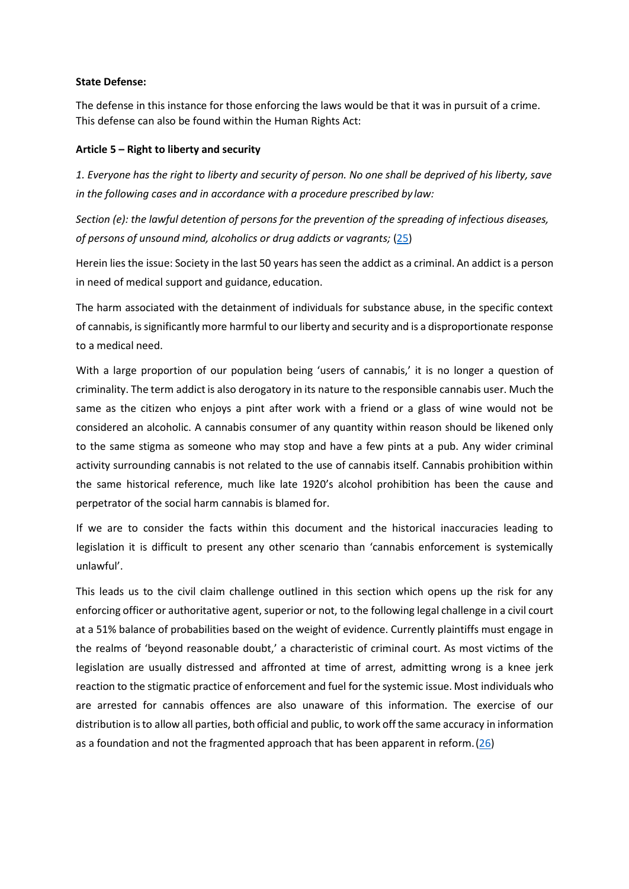**State Defense:**

The defense in this instance for those enforcing the laws would be that it was in pursuit of a crime. This defense can also be found within the Human Rights Act:

**Article 5 – Right to liberty and security**

*1. Everyone has the right to liberty and security of person. No one shall be deprived of his liberty, save in the following cases and in accordance with a procedure prescribed by law:*

*Section (e): the lawful detention of persons for the prevention of the spreading of infectious diseases, of persons of unsound mind, alcoholics or drug addicts or vagrants;* (25)

Herein lies the issue: Society in the last 50 years has seen the addict as a criminal. An addict is a person in need of medical support and guidance, education.

The harm associated with the detainment of individuals for substance abuse, in the specific context of cannabis, is significantly more harmful to our liberty and security and is a disproportionate response to a medical need.

With a large proportion of our population being 'users of cannabis,' it is no longer a question of criminality. The term addict is also derogatory in its nature to the responsible cannabis user. Much the same as the citizen who enjoys a pint after work with a friend or a glass of wine would not be considered an alcoholic. A cannabis consumer of any quantity within reason should be likened only to the same stigma as someone who may stop and have a few pints at a pub. Any wider criminal activity surrounding cannabis is not related to the use of cannabis itself. Cannabis prohibition within the same historical reference, much like late 1920's alcohol prohibition has been the cause and perpetrator of the social harm cannabis is blamed for.

If we are to consider the facts within this document and the historical inaccuracies leading to legislation it is difficult to present any other scenario than 'cannabis enforcement is systemically unlawful'.

This leads us to the civil claim challenge outlined in this section which opens up the risk for any enforcing officer or authoritative agent, superior or not, to the following legal challenge in a civil court at a 51% balance of probabilities based on the weight of evidence. Currently plaintiffs must engage in the realms of 'beyond reasonable doubt,' a characteristic of criminal court. As most victims of the legislation are usually distressed and affronted at time of arrest, admitting wrong is a knee jerk reaction to the stigmatic practice of enforcement and fuel for the systemic issue. Most individuals who are arrested for cannabis offences are also unaware of this information. The exercise of our distribution is to allow all parties, both official and public, to work off the same accuracy in information as a foundation and not the fragmented approach that has been apparent in reform. (26)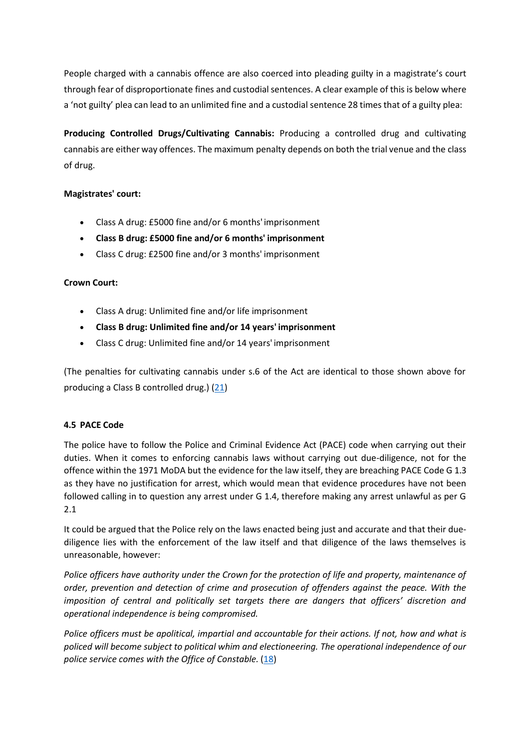People charged with a cannabis offence are also coerced into pleading guilty in a magistrate's court through fear of disproportionate fines and custodial sentences. A clear example of this is below where a 'not guilty' plea can lead to an unlimited fine and a custodial sentence 28 times that of a guilty plea:

**Producing Controlled Drugs/Cultivating Cannabis:** Producing a controlled drug and cultivating cannabis are either way offences. The maximum penalty depends on both the trial venue and the class of drug.

**Magistrates' court:**

- Class A drug: £5000 fine and/or 6 months' imprisonment
- **Class B drug: £5000 fine and/or 6 months' imprisonment**
- Class C drug: £2500 fine and/or 3 months' imprisonment

**Crown Court:**

- Class A drug: Unlimited fine and/or life imprisonment
- **Class B drug: Unlimited fine and/or 14 years' imprisonment**
- Class C drug: Unlimited fine and/or 14 years' imprisonment

(The penalties for cultivating cannabis under s.6 of the Act are identical to those shown above for producing a Class B controlled drug.) (21)

#### 4.5 PACE Code

The police have to follow the Police and Criminal Evidence Act (PACE) code when carrying out their duties. When it comes to enforcing cannabis laws without carrying out due-diligence, not for the offence within the 1971 MoDA but the evidence for the law itself, they are breaching PACE Code G 1.3 as they have no justification for arrest, which would mean that evidence procedures have not been followed calling in to question any arrest under G 1.4, therefore making any arrest unlawful as per G 2.1

It could be argued that the Police rely on the laws enacted being just and accurate and that their due-diligence lies with the enforcement of the law itself and that diligence of the laws themselves is unreasonable, however:

*Police officers have authority under the Crown for the protection of life and property, maintenance of order, prevention and detection of crime and prosecution of offenders against the peace. With the imposition of central and politically set targets there are dangers that officers' discretion and operational independence is being compromised.*

*Police officers must be apolitical, impartial and accountable for their actions. If not, how and what is policed will become subject to political whim and electioneering. The operational independence of our police service comes with the Office of Constable.* (18)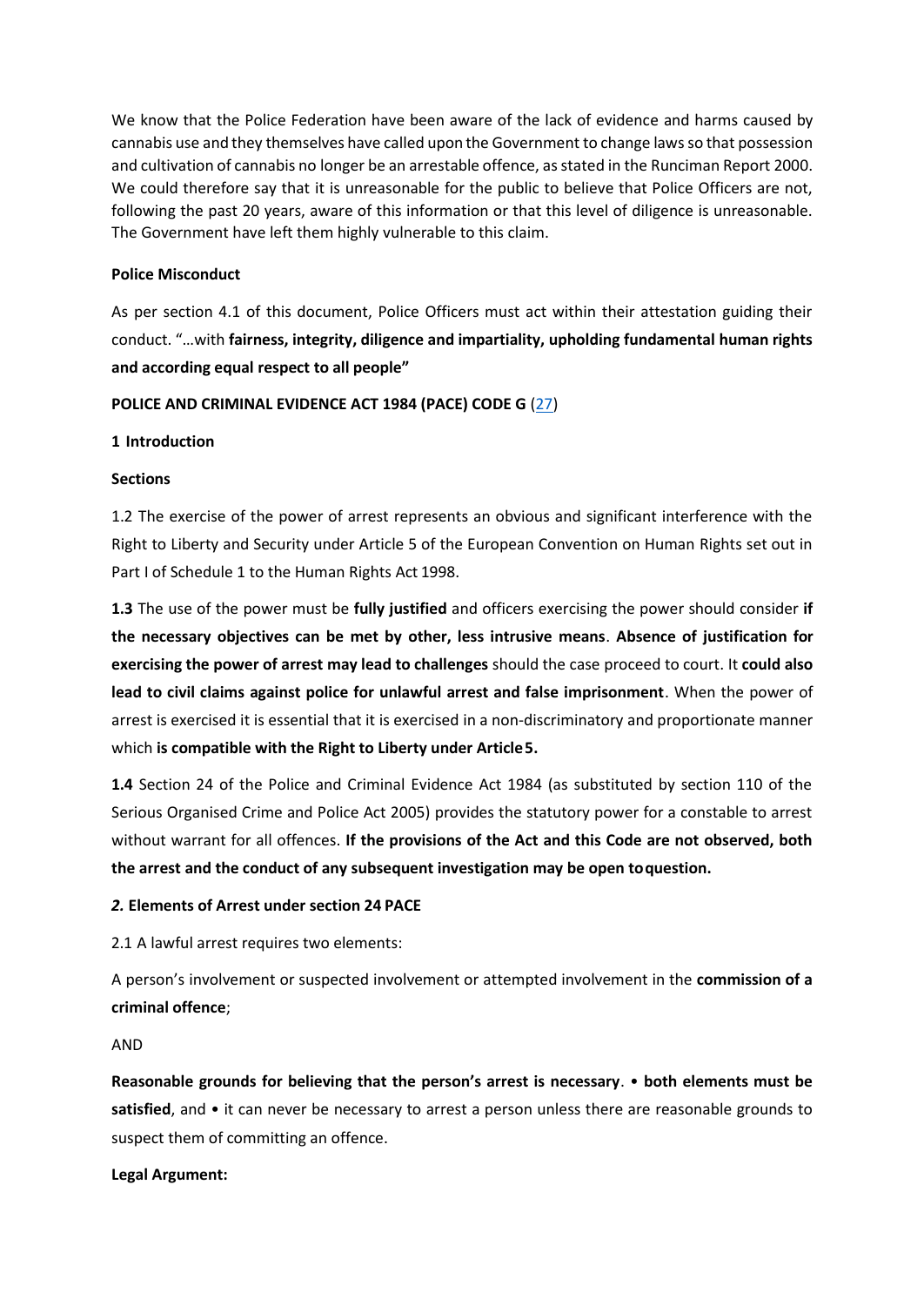We know that the Police Federation have been aware of the lack of evidence and harms caused by cannabis use and they themselves have called upon the Government to change laws so that possession and cultivation of cannabis no longer be an arrestable offence, as stated in the Runciman Report 2000. We could therefore say that it is unreasonable for the public to believe that Police Officers are not, following the past 20 years, aware of this information or that this level of diligence is unreasonable. The Government have left them highly vulnerable to this claim.

**Police Misconduct**

As per section 4.1 of this document, Police Officers must act within their attestation guiding their conduct. "…with **fairness, integrity, diligence and impartiality, upholding fundamental human rights and according equal respect to all people"**

**POLICE AND CRIMINAL EVIDENCE ACT 1984 (PACE) CODE G** (27)

**1 Introduction**

**Sections**

1.2 The exercise of the power of arrest represents an obvious and significant interference with the Right to Liberty and Security under Article 5 of the European Convention on Human Rights set out in Part I of Schedule 1 to the Human Rights Act 1998.

**1.3** The use of the power must be **fully justified** and officers exercising the power should consider **if the necessary objectives can be met by other, less intrusive means**. **Absence of justification for exercising the power of arrest may lead to challenges** should the case proceed to court. It **could also lead to civil claims against police for unlawful arrest and false imprisonment**. When the power of arrest is exercised it is essential that it is exercised in a non-discriminatory and proportionate manner which **is compatible with the Right to Liberty under Article 5.**

**1.4** Section 24 of the Police and Criminal Evidence Act 1984 (as substituted by section 110 of the Serious Organised Crime and Police Act 2005) provides the statutory power for a constable to arrest without warrant for all offences. **If the provisions of the Act and this Code are not observed, both the arrest and the conduct of any subsequent investigation may be open to question.**

***2.* Elements of Arrest under section 24 PACE**

2.1 A lawful arrest requires two elements:

A person's involvement or suspected involvement or attempted involvement in the **commission of a criminal offence**;

AND

**Reasonable grounds for believing that the person's arrest is necessary**. • **both elements must be satisfied**, and • it can never be necessary to arrest a person unless there are reasonable grounds to suspect them of committing an offence.

**Legal Argument:**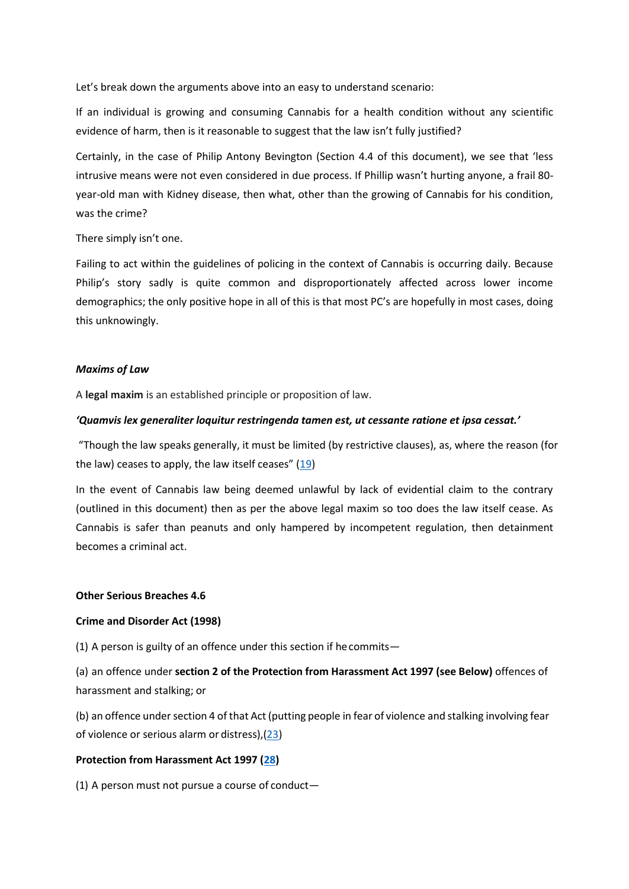Let's break down the arguments above into an easy to understand scenario:

If an individual is growing and consuming Cannabis for a health condition without any scientific evidence of harm, then is it reasonable to suggest that the law isn't fully justified?

Certainly, in the case of Philip Antony Bevington (Section 4.4 of this document), we see that 'less intrusive means were not even considered in due process. If Phillip wasn't hurting anyone, a frail 80-year-old man with Kidney disease, then what, other than the growing of Cannabis for his condition, was the crime?

There simply isn't one.

Failing to act within the guidelines of policing in the context of Cannabis is occurring daily. Because Philip's story sadly is quite common and disproportionately affected across lower income demographics; the only positive hope in all of this is that most PC's are hopefully in most cases, doing this unknowingly.

***Maxims of Law***

A **legal maxim** is an established principle or proposition of law.

***'Quamvis lex generaliter loquitur restringenda tamen est, ut cessante ratione et ipsa cessat.'***

"Though the law speaks generally, it must be limited (by restrictive clauses), as, where the reason (for the law) ceases to apply, the law itself ceases" ([19])

In the event of Cannabis law being deemed unlawful by lack of evidential claim to the contrary (outlined in this document) then as per the above legal maxim so too does the law itself cease. As Cannabis is safer than peanuts and only hampered by incompetent regulation, then detainment becomes a criminal act.

**Other Serious Breaches 4.6**

**Crime and Disorder Act (1998)**

(1) A person is guilty of an offence under this section if he commits—

(a) an offence under **section 2 of the Protection from Harassment Act 1997 (see Below)** offences of harassment and stalking; or

(b) an offence under section 4 of that Act (putting people in fear of violence and stalking involving fear of violence or serious alarm or distress),([23])

**Protection from Harassment Act 1997 ([28])**

(1) A person must not pursue a course of conduct—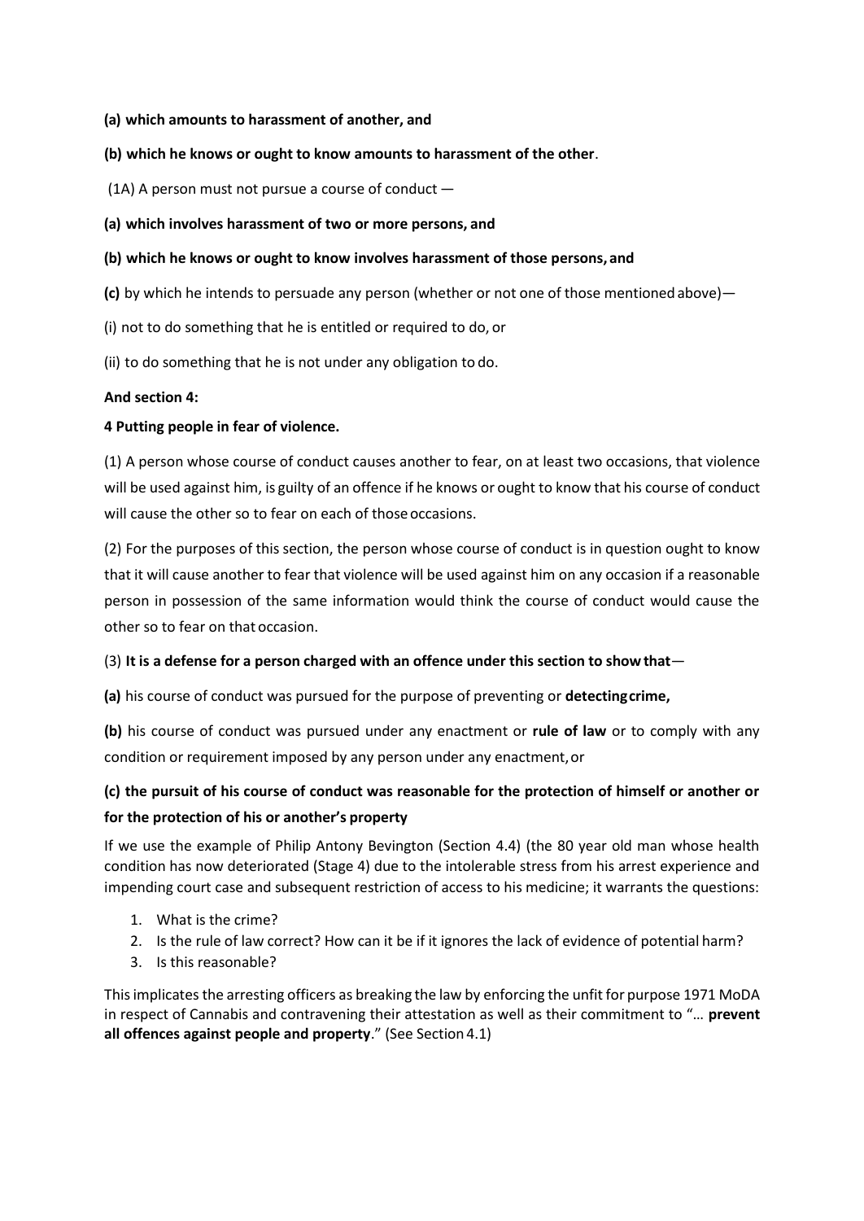**(a) which amounts to harassment of another, and**

**(b) which he knows or ought to know amounts to harassment of the other**.

(1A) A person must not pursue a course of conduct —

**(a) which involves harassment of two or more persons, and**

**(b) which he knows or ought to know involves harassment of those persons, and**

**(c)** by which he intends to persuade any person (whether or not one of those mentioned above)—

(i) not to do something that he is entitled or required to do, or

(ii) to do something that he is not under any obligation to do.

**And section 4:**

**4 Putting people in fear of violence.**

(1) A person whose course of conduct causes another to fear, on at least two occasions, that violence will be used against him, is guilty of an offence if he knows or ought to know that his course of conduct will cause the other so to fear on each of those occasions.

(2) For the purposes of this section, the person whose course of conduct is in question ought to know that it will cause another to fear that violence will be used against him on any occasion if a reasonable person in possession of the same information would think the course of conduct would cause the other so to fear on that occasion.

(3) **It is a defense for a person charged with an offence under this section to show that**—

**(a)** his course of conduct was pursued for the purpose of preventing or **detecting crime,**

**(b)** his course of conduct was pursued under any enactment or **rule of law** or to comply with any condition or requirement imposed by any person under any enactment, or

**(c) the pursuit of his course of conduct was reasonable for the protection of himself or another or for the protection of his or another's property**

If we use the example of Philip Antony Bevington (Section 4.4) (the 80 year old man whose health condition has now deteriorated (Stage 4) due to the intolerable stress from his arrest experience and impending court case and subsequent restriction of access to his medicine; it warrants the questions:

1. What is the crime?
2. Is the rule of law correct? How can it be if it ignores the lack of evidence of potential harm?
3. Is this reasonable?

This implicates the arresting officers as breaking the law by enforcing the unfit for purpose 1971 MoDA in respect of Cannabis and contravening their attestation as well as their commitment to "… **prevent all offences against people and property**." (See Section 4.1)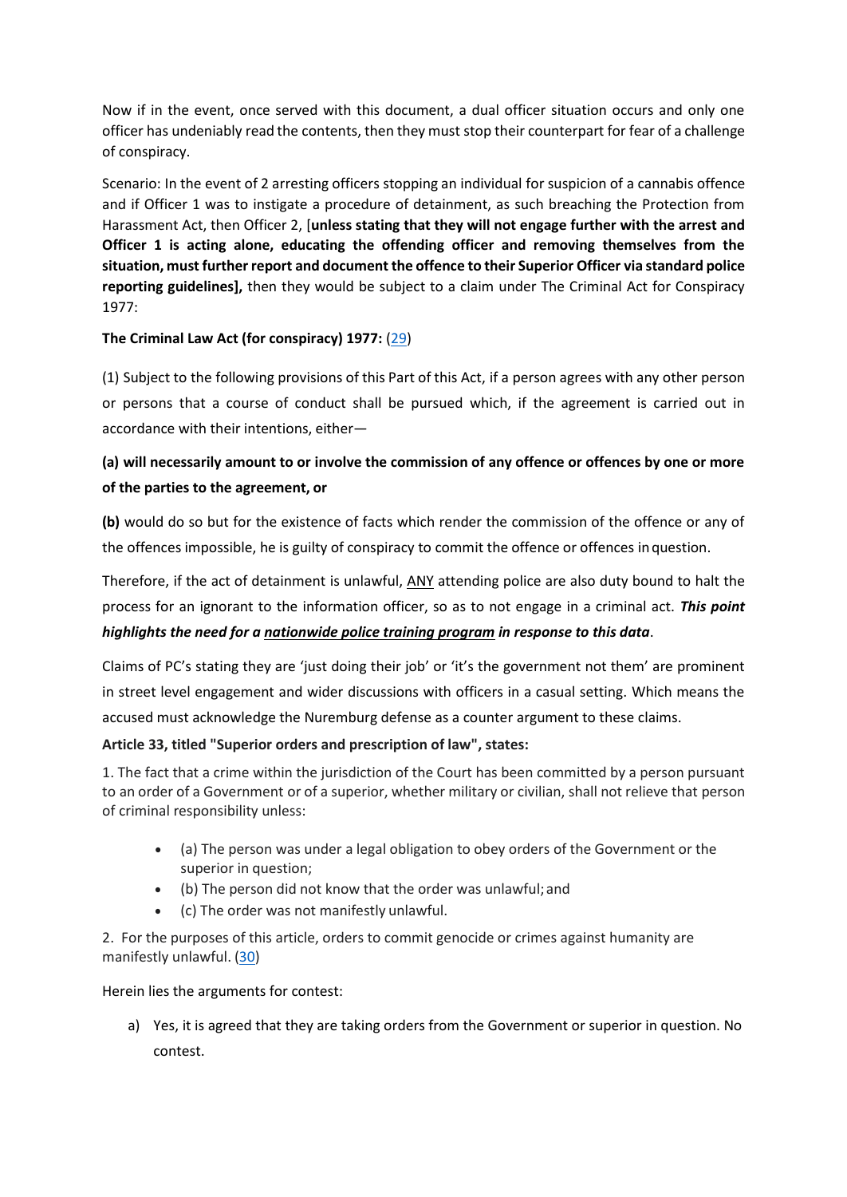Now if in the event, once served with this document, a dual officer situation occurs and only one officer has undeniably read the contents, then they must stop their counterpart for fear of a challenge of conspiracy.

Scenario: In the event of 2 arresting officers stopping an individual for suspicion of a cannabis offence and if Officer 1 was to instigate a procedure of detainment, as such breaching the Protection from Harassment Act, then Officer 2, [**unless stating that they will not engage further with the arrest and Officer 1 is acting alone, educating the offending officer and removing themselves from the situation, must further report and document the offence to their Superior Officer via standard police reporting guidelines],** then they would be subject to a claim under The Criminal Act for Conspiracy 1977:

**The Criminal Law Act (for conspiracy) 1977:** (29)

(1) Subject to the following provisions of this Part of this Act, if a person agrees with any other person or persons that a course of conduct shall be pursued which, if the agreement is carried out in accordance with their intentions, either—

**(a) will necessarily amount to or involve the commission of any offence or offences by one or more of the parties to the agreement, or**

**(b)** would do so but for the existence of facts which render the commission of the offence or any of the offences impossible, he is guilty of conspiracy to commit the offence or offences in question.

Therefore, if the act of detainment is unlawful, <u>ANY</u> attending police are also duty bound to halt the process for an ignorant to the information officer, so as to not engage in a criminal act. ***This point highlights the need for a <u>nationwide police training program</u> in response to this data***.

Claims of PC's stating they are 'just doing their job' or 'it's the government not them' are prominent in street level engagement and wider discussions with officers in a casual setting. Which means the accused must acknowledge the Nuremburg defense as a counter argument to these claims.

**Article 33, titled "Superior orders and prescription of law", states:**

1. The fact that a crime within the jurisdiction of the Court has been committed by a person pursuant to an order of a Government or of a superior, whether military or civilian, shall not relieve that person of criminal responsibility unless:

- (a) The person was under a legal obligation to obey orders of the Government or the superior in question;
- (b) The person did not know that the order was unlawful; and
- (c) The order was not manifestly unlawful.

2. For the purposes of this article, orders to commit genocide or crimes against humanity are manifestly unlawful. (30)

Herein lies the arguments for contest:

a) Yes, it is agreed that they are taking orders from the Government or superior in question. No contest.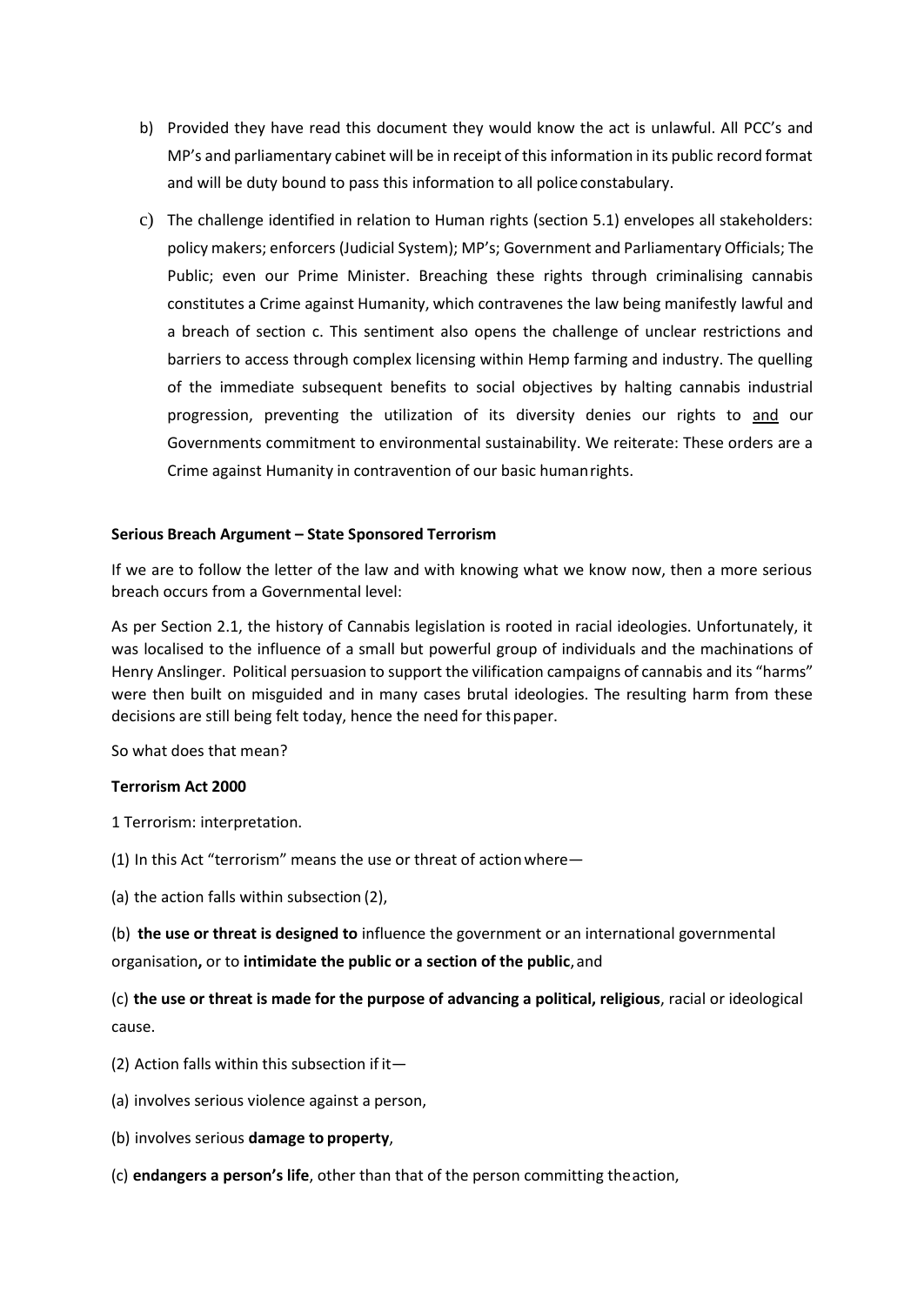b) Provided they have read this document they would know the act is unlawful. All PCC's and MP's and parliamentary cabinet will be in receipt of this information in its public record format and will be duty bound to pass this information to all police constabulary.

c) The challenge identified in relation to Human rights (section 5.1) envelopes all stakeholders: policy makers; enforcers (Judicial System); MP's; Government and Parliamentary Officials; The Public; even our Prime Minister. Breaching these rights through criminalising cannabis constitutes a Crime against Humanity, which contravenes the law being manifestly lawful and a breach of section c. This sentiment also opens the challenge of unclear restrictions and barriers to access through complex licensing within Hemp farming and industry. The quelling of the immediate subsequent benefits to social objectives by halting cannabis industrial progression, preventing the utilization of its diversity denies our rights to <u>and</u> our Governments commitment to environmental sustainability. We reiterate: These orders are a Crime against Humanity in contravention of our basic human rights.

**Serious Breach Argument – State Sponsored Terrorism**

If we are to follow the letter of the law and with knowing what we know now, then a more serious breach occurs from a Governmental level:

As per Section 2.1, the history of Cannabis legislation is rooted in racial ideologies. Unfortunately, it was localised to the influence of a small but powerful group of individuals and the machinations of Henry Anslinger. Political persuasion to support the vilification campaigns of cannabis and its "harms" were then built on misguided and in many cases brutal ideologies. The resulting harm from these decisions are still being felt today, hence the need for this paper.

So what does that mean?

**Terrorism Act 2000**

1 Terrorism: interpretation.

(1) In this Act "terrorism" means the use or threat of action where—

(a) the action falls within subsection (2),

(b) **the use or threat is designed to** influence the government or an international governmental organisation**,** or to **intimidate the public or a section of the public**, and

(c) **the use or threat is made for the purpose of advancing a political, religious**, racial or ideological cause.

(2) Action falls within this subsection if it—

(a) involves serious violence against a person,

(b) involves serious **damage to property**,

(c) **endangers a person's life**, other than that of the person committing the action,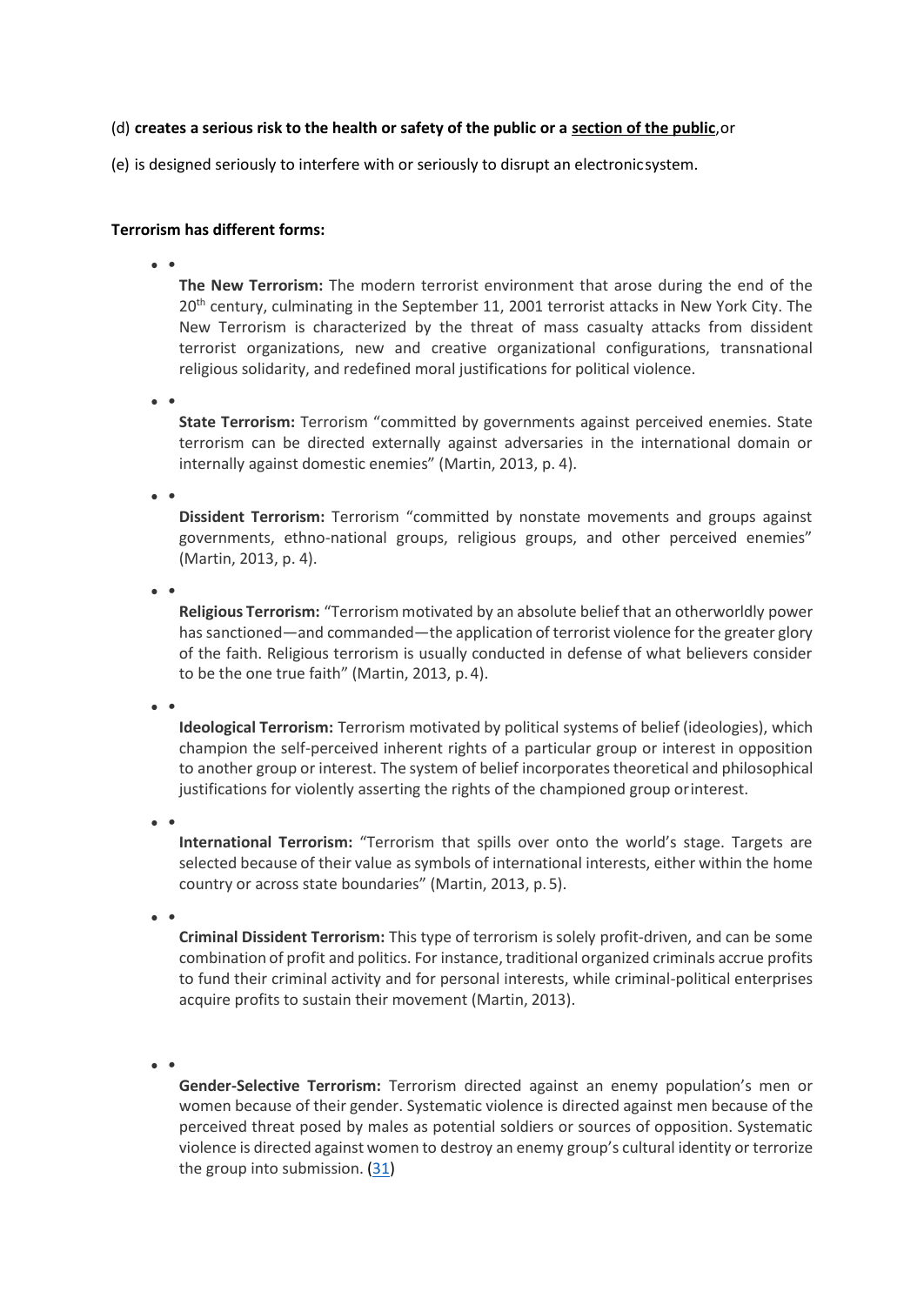(d) **creates a serious risk to the health or safety of the public or a section of the public**, or

(e) is designed seriously to interfere with or seriously to disrupt an electronic system.

**Terrorism has different forms:**

- **The New Terrorism:** The modern terrorist environment that arose during the end of the 20th century, culminating in the September 11, 2001 terrorist attacks in New York City. The New Terrorism is characterized by the threat of mass casualty attacks from dissident terrorist organizations, new and creative organizational configurations, transnational religious solidarity, and redefined moral justifications for political violence.

- **State Terrorism:** Terrorism "committed by governments against perceived enemies. State terrorism can be directed externally against adversaries in the international domain or internally against domestic enemies" (Martin, 2013, p. 4).

- **Dissident Terrorism:** Terrorism "committed by nonstate movements and groups against governments, ethno-national groups, religious groups, and other perceived enemies" (Martin, 2013, p. 4).

- **Religious Terrorism:** "Terrorism motivated by an absolute belief that an otherworldly power has sanctioned—and commanded—the application of terrorist violence for the greater glory of the faith. Religious terrorism is usually conducted in defense of what believers consider to be the one true faith" (Martin, 2013, p. 4).

- **Ideological Terrorism:** Terrorism motivated by political systems of belief (ideologies), which champion the self-perceived inherent rights of a particular group or interest in opposition to another group or interest. The system of belief incorporates theoretical and philosophical justifications for violently asserting the rights of the championed group or interest.

- **International Terrorism:** "Terrorism that spills over onto the world's stage. Targets are selected because of their value as symbols of international interests, either within the home country or across state boundaries" (Martin, 2013, p. 5).

- **Criminal Dissident Terrorism:** This type of terrorism is solely profit-driven, and can be some combination of profit and politics. For instance, traditional organized criminals accrue profits to fund their criminal activity and for personal interests, while criminal-political enterprises acquire profits to sustain their movement (Martin, 2013).

- **Gender-Selective Terrorism:** Terrorism directed against an enemy population's men or women because of their gender. Systematic violence is directed against men because of the perceived threat posed by males as potential soldiers or sources of opposition. Systematic violence is directed against women to destroy an enemy group's cultural identity or terrorize the group into submission. (31)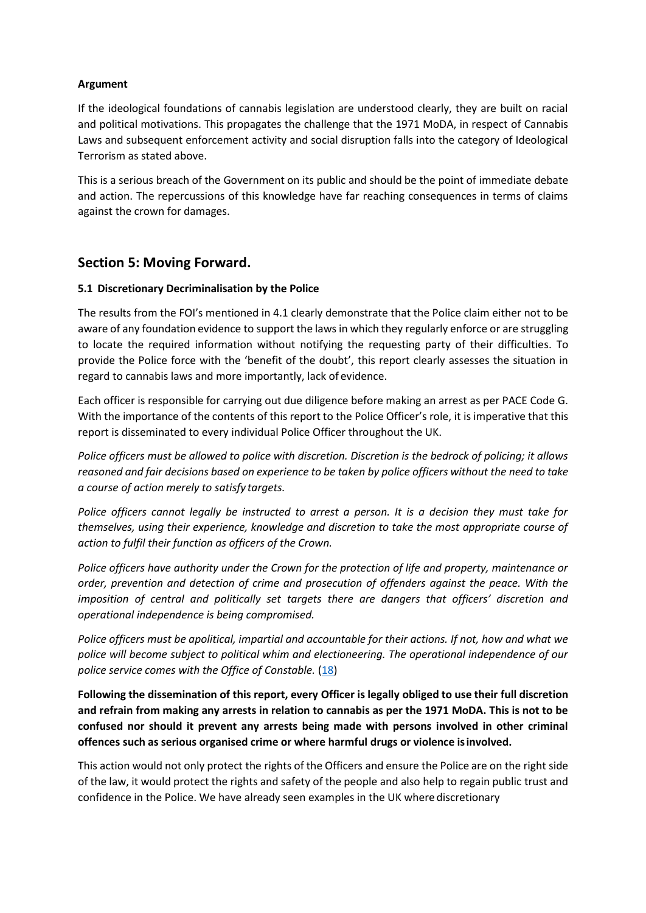**Argument**

If the ideological foundations of cannabis legislation are understood clearly, they are built on racial and political motivations. This propagates the challenge that the 1971 MoDA, in respect of Cannabis Laws and subsequent enforcement activity and social disruption falls into the category of Ideological Terrorism as stated above.

This is a serious breach of the Government on its public and should be the point of immediate debate and action. The repercussions of this knowledge have far reaching consequences in terms of claims against the crown for damages.

## Section 5: Moving Forward.

### 5.1 Discretionary Decriminalisation by the Police

The results from the FOI's mentioned in 4.1 clearly demonstrate that the Police claim either not to be aware of any foundation evidence to support the laws in which they regularly enforce or are struggling to locate the required information without notifying the requesting party of their difficulties. To provide the Police force with the 'benefit of the doubt', this report clearly assesses the situation in regard to cannabis laws and more importantly, lack of evidence.

Each officer is responsible for carrying out due diligence before making an arrest as per PACE Code G. With the importance of the contents of this report to the Police Officer's role, it is imperative that this report is disseminated to every individual Police Officer throughout the UK.

*Police officers must be allowed to police with discretion. Discretion is the bedrock of policing; it allows reasoned and fair decisions based on experience to be taken by police officers without the need to take a course of action merely to satisfy targets.*

*Police officers cannot legally be instructed to arrest a person. It is a decision they must take for themselves, using their experience, knowledge and discretion to take the most appropriate course of action to fulfil their function as officers of the Crown.*

*Police officers have authority under the Crown for the protection of life and property, maintenance or order, prevention and detection of crime and prosecution of offenders against the peace. With the imposition of central and politically set targets there are dangers that officers' discretion and operational independence is being compromised.*

*Police officers must be apolitical, impartial and accountable for their actions. If not, how and what we police will become subject to political whim and electioneering. The operational independence of our police service comes with the Office of Constable.* (18)

**Following the dissemination of this report, every Officer is legally obliged to use their full discretion and refrain from making any arrests in relation to cannabis as per the 1971 MoDA. This is not to be confused nor should it prevent any arrests being made with persons involved in other criminal offences such as serious organised crime or where harmful drugs or violence is involved.**

This action would not only protect the rights of the Officers and ensure the Police are on the right side of the law, it would protect the rights and safety of the people and also help to regain public trust and confidence in the Police. We have already seen examples in the UK where discretionary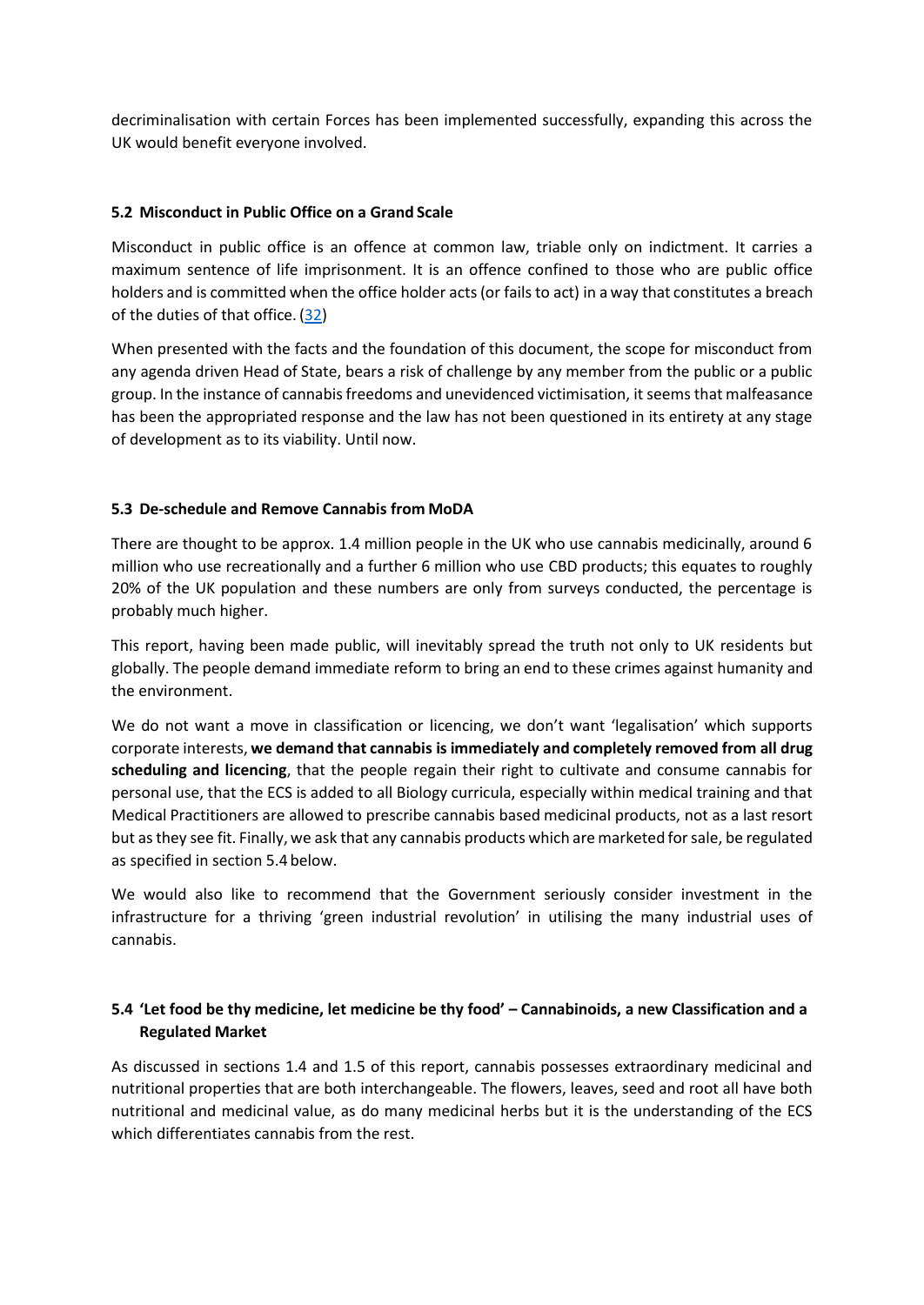decriminalisation with certain Forces has been implemented successfully, expanding this across the UK would benefit everyone involved.

### 5.2 Misconduct in Public Office on a Grand Scale

Misconduct in public office is an offence at common law, triable only on indictment. It carries a maximum sentence of life imprisonment. It is an offence confined to those who are public office holders and is committed when the office holder acts (or fails to act) in a way that constitutes a breach of the duties of that office. (32)

When presented with the facts and the foundation of this document, the scope for misconduct from any agenda driven Head of State, bears a risk of challenge by any member from the public or a public group. In the instance of cannabis freedoms and unevidenced victimisation, it seems that malfeasance has been the appropriated response and the law has not been questioned in its entirety at any stage of development as to its viability. Until now.

### 5.3 De-schedule and Remove Cannabis from MoDA

There are thought to be approx. 1.4 million people in the UK who use cannabis medicinally, around 6 million who use recreationally and a further 6 million who use CBD products; this equates to roughly 20% of the UK population and these numbers are only from surveys conducted, the percentage is probably much higher.

This report, having been made public, will inevitably spread the truth not only to UK residents but globally. The people demand immediate reform to bring an end to these crimes against humanity and the environment.

We do not want a move in classification or licencing, we don't want 'legalisation' which supports corporate interests, **we demand that cannabis is immediately and completely removed from all drug scheduling and licencing**, that the people regain their right to cultivate and consume cannabis for personal use, that the ECS is added to all Biology curricula, especially within medical training and that Medical Practitioners are allowed to prescribe cannabis based medicinal products, not as a last resort but as they see fit. Finally, we ask that any cannabis products which are marketed for sale, be regulated as specified in section 5.4 below.

We would also like to recommend that the Government seriously consider investment in the infrastructure for a thriving 'green industrial revolution' in utilising the many industrial uses of cannabis.

### 5.4 'Let food be thy medicine, let medicine be thy food' – Cannabinoids, a new Classification and a Regulated Market

As discussed in sections 1.4 and 1.5 of this report, cannabis possesses extraordinary medicinal and nutritional properties that are both interchangeable. The flowers, leaves, seed and root all have both nutritional and medicinal value, as do many medicinal herbs but it is the understanding of the ECS which differentiates cannabis from the rest.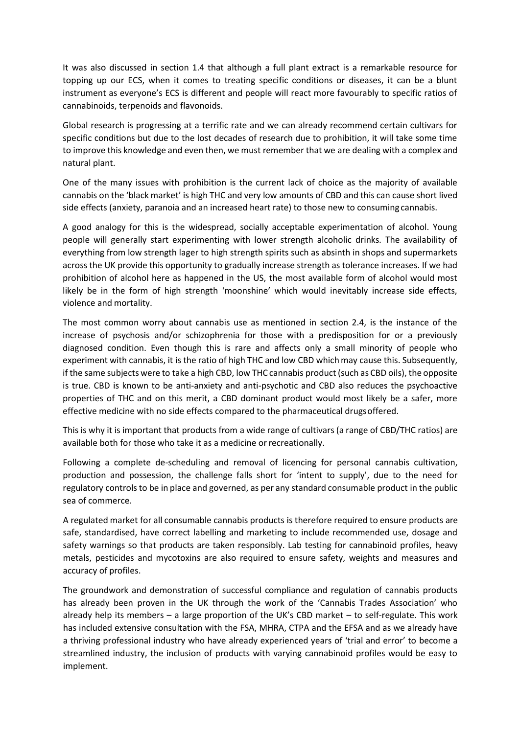It was also discussed in section 1.4 that although a full plant extract is a remarkable resource for topping up our ECS, when it comes to treating specific conditions or diseases, it can be a blunt instrument as everyone's ECS is different and people will react more favourably to specific ratios of cannabinoids, terpenoids and flavonoids.

Global research is progressing at a terrific rate and we can already recommend certain cultivars for specific conditions but due to the lost decades of research due to prohibition, it will take some time to improve this knowledge and even then, we must remember that we are dealing with a complex and natural plant.

One of the many issues with prohibition is the current lack of choice as the majority of available cannabis on the 'black market' is high THC and very low amounts of CBD and this can cause short lived side effects (anxiety, paranoia and an increased heart rate) to those new to consuming cannabis.

A good analogy for this is the widespread, socially acceptable experimentation of alcohol. Young people will generally start experimenting with lower strength alcoholic drinks. The availability of everything from low strength lager to high strength spirits such as absinth in shops and supermarkets across the UK provide this opportunity to gradually increase strength as tolerance increases. If we had prohibition of alcohol here as happened in the US, the most available form of alcohol would most likely be in the form of high strength 'moonshine' which would inevitably increase side effects, violence and mortality.

The most common worry about cannabis use as mentioned in section 2.4, is the instance of the increase of psychosis and/or schizophrenia for those with a predisposition for or a previously diagnosed condition. Even though this is rare and affects only a small minority of people who experiment with cannabis, it is the ratio of high THC and low CBD which may cause this. Subsequently, if the same subjects were to take a high CBD, low THC cannabis product (such as CBD oils), the opposite is true. CBD is known to be anti-anxiety and anti-psychotic and CBD also reduces the psychoactive properties of THC and on this merit, a CBD dominant product would most likely be a safer, more effective medicine with no side effects compared to the pharmaceutical drugs offered.

This is why it is important that products from a wide range of cultivars (a range of CBD/THC ratios) are available both for those who take it as a medicine or recreationally.

Following a complete de-scheduling and removal of licencing for personal cannabis cultivation, production and possession, the challenge falls short for 'intent to supply', due to the need for regulatory controls to be in place and governed, as per any standard consumable product in the public sea of commerce.

A regulated market for all consumable cannabis products is therefore required to ensure products are safe, standardised, have correct labelling and marketing to include recommended use, dosage and safety warnings so that products are taken responsibly. Lab testing for cannabinoid profiles, heavy metals, pesticides and mycotoxins are also required to ensure safety, weights and measures and accuracy of profiles.

The groundwork and demonstration of successful compliance and regulation of cannabis products has already been proven in the UK through the work of the 'Cannabis Trades Association' who already help its members – a large proportion of the UK's CBD market – to self-regulate. This work has included extensive consultation with the FSA, MHRA, CTPA and the EFSA and as we already have a thriving professional industry who have already experienced years of 'trial and error' to become a streamlined industry, the inclusion of products with varying cannabinoid profiles would be easy to implement.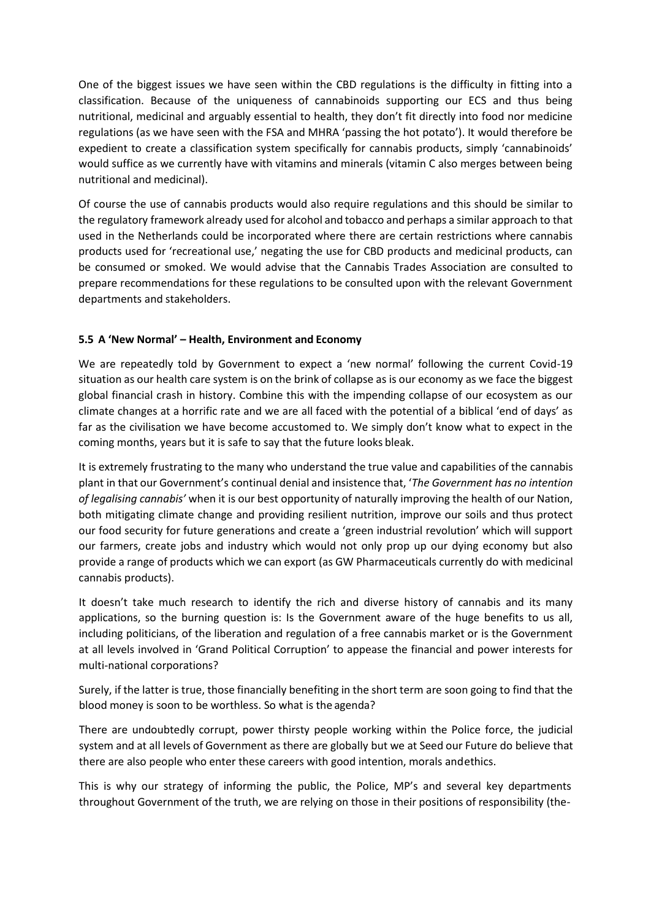One of the biggest issues we have seen within the CBD regulations is the difficulty in fitting into a classification. Because of the uniqueness of cannabinoids supporting our ECS and thus being nutritional, medicinal and arguably essential to health, they don't fit directly into food nor medicine regulations (as we have seen with the FSA and MHRA 'passing the hot potato'). It would therefore be expedient to create a classification system specifically for cannabis products, simply 'cannabinoids' would suffice as we currently have with vitamins and minerals (vitamin C also merges between being nutritional and medicinal).

Of course the use of cannabis products would also require regulations and this should be similar to the regulatory framework already used for alcohol and tobacco and perhaps a similar approach to that used in the Netherlands could be incorporated where there are certain restrictions where cannabis products used for 'recreational use,' negating the use for CBD products and medicinal products, can be consumed or smoked. We would advise that the Cannabis Trades Association are consulted to prepare recommendations for these regulations to be consulted upon with the relevant Government departments and stakeholders.

### 5.5 A 'New Normal' – Health, Environment and Economy

We are repeatedly told by Government to expect a 'new normal' following the current Covid-19 situation as our health care system is on the brink of collapse as is our economy as we face the biggest global financial crash in history. Combine this with the impending collapse of our ecosystem as our climate changes at a horrific rate and we are all faced with the potential of a biblical 'end of days' as far as the civilisation we have become accustomed to. We simply don't know what to expect in the coming months, years but it is safe to say that the future looks bleak.

It is extremely frustrating to the many who understand the true value and capabilities of the cannabis plant in that our Government's continual denial and insistence that, '*The Government has no intention of legalising cannabis'* when it is our best opportunity of naturally improving the health of our Nation, both mitigating climate change and providing resilient nutrition, improve our soils and thus protect our food security for future generations and create a 'green industrial revolution' which will support our farmers, create jobs and industry which would not only prop up our dying economy but also provide a range of products which we can export (as GW Pharmaceuticals currently do with medicinal cannabis products).

It doesn't take much research to identify the rich and diverse history of cannabis and its many applications, so the burning question is: Is the Government aware of the huge benefits to us all, including politicians, of the liberation and regulation of a free cannabis market or is the Government at all levels involved in 'Grand Political Corruption' to appease the financial and power interests for multi-national corporations?

Surely, if the latter is true, those financially benefiting in the short term are soon going to find that the blood money is soon to be worthless. So what is the agenda?

There are undoubtedly corrupt, power thirsty people working within the Police force, the judicial system and at all levels of Government as there are globally but we at Seed our Future do believe that there are also people who enter these careers with good intention, morals andethics.

This is why our strategy of informing the public, the Police, MP's and several key departments throughout Government of the truth, we are relying on those in their positions of responsibility (the-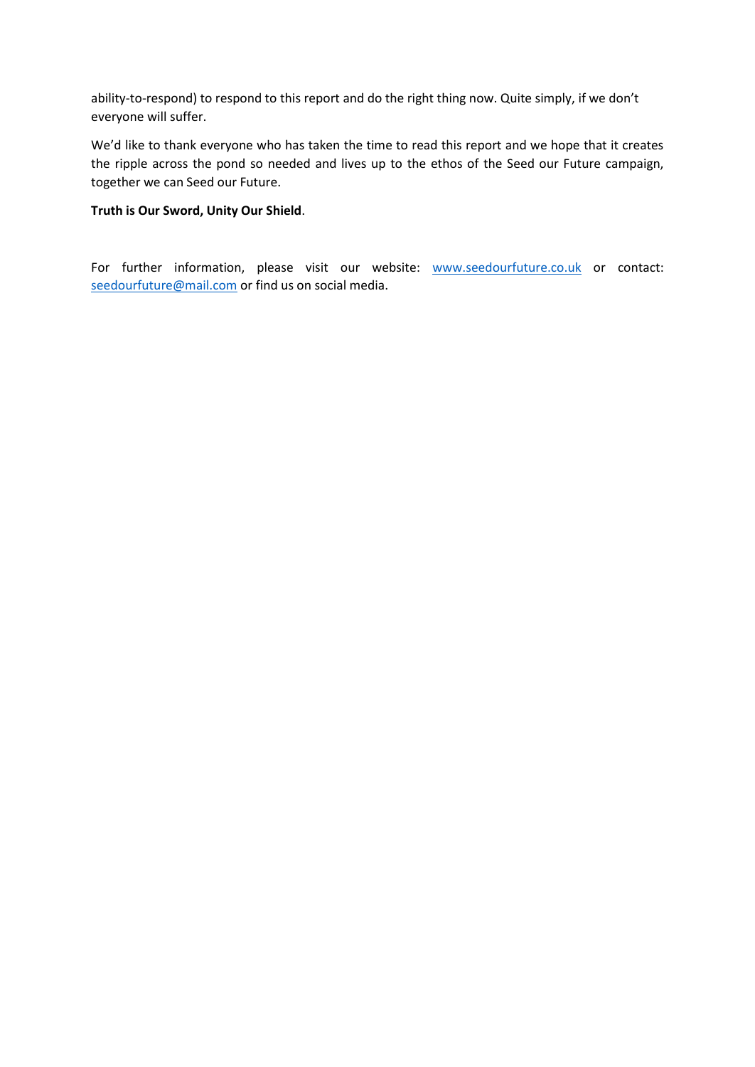ability-to-respond) to respond to this report and do the right thing now. Quite simply, if we don't everyone will suffer.

We'd like to thank everyone who has taken the time to read this report and we hope that it creates the ripple across the pond so needed and lives up to the ethos of the Seed our Future campaign, together we can Seed our Future.

**Truth is Our Sword, Unity Our Shield**.

For further information, please visit our website: [www.seedourfuture.co.uk](www.seedourfuture.co.uk) or contact: [seedourfuture@mail.com](mailto:seedourfuture@mail.com) or find us on social media.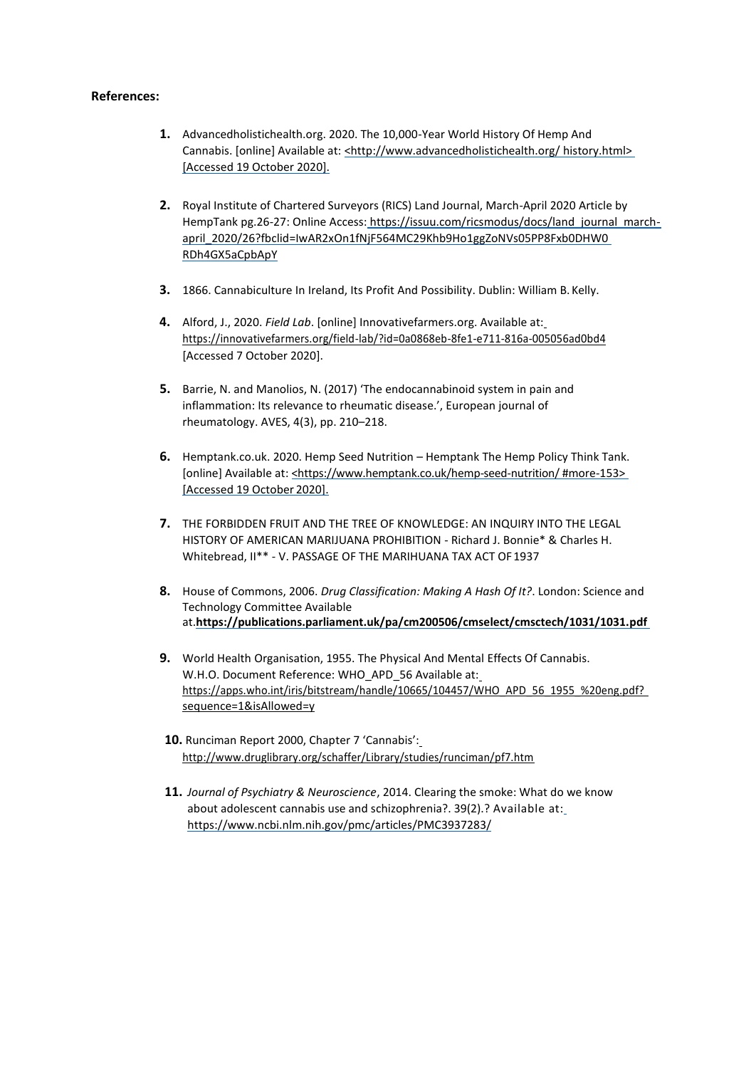**References:**

1. Advancedholistichealth.org. 2020. The 10,000-Year World History Of Hemp And Cannabis. [online] Available at: <http://www.advancedholistichealth.org/ history.html> [Accessed 19 October 2020].

2. Royal Institute of Chartered Surveyors (RICS) Land Journal, March-April 2020 Article by HempTank pg.26-27: Online Access: https://issuu.com/ricsmodus/docs/land_journal_march-april_2020/26?fbclid=IwAR2xOn1fNjF564MC29Khb9Ho1ggZoNVs05PP8Fxb0DHW0RDh4GX5aCpbApY

3. 1866. Cannabiculture In Ireland, Its Profit And Possibility. Dublin: William B. Kelly.

4. Alford, J., 2020. *Field Lab*. [online] Innovativefarmers.org. Available at: https://innovativefarmers.org/field-lab/?id=0a0868eb-8fe1-e711-816a-005056ad0bd4 [Accessed 7 October 2020].

5. Barrie, N. and Manolios, N. (2017) 'The endocannabinoid system in pain and inflammation: Its relevance to rheumatic disease.', European journal of rheumatology. AVES, 4(3), pp. 210–218.

6. Hemptank.co.uk. 2020. Hemp Seed Nutrition – Hemptank The Hemp Policy Think Tank. [online] Available at: <https://www.hemptank.co.uk/hemp-seed-nutrition/ #more-153> [Accessed 19 October 2020].

7. THE FORBIDDEN FRUIT AND THE TREE OF KNOWLEDGE: AN INQUIRY INTO THE LEGAL HISTORY OF AMERICAN MARIJUANA PROHIBITION - Richard J. Bonnie* & Charles H. Whitebread, II** - V. PASSAGE OF THE MARIHUANA TAX ACT OF 1937

8. House of Commons, 2006. *Drug Classification: Making A Hash Of It?*. London: Science and Technology Committee Available at.**https://publications.parliament.uk/pa/cm200506/cmselect/cmsctech/1031/1031.pdf**

9. World Health Organisation, 1955. The Physical And Mental Effects Of Cannabis. W.H.O. Document Reference: WHO_APD_56 Available at: https://apps.who.int/iris/bitstream/handle/10665/104457/WHO_APD_56_1955_%20eng.pdf?sequence=1&isAllowed=y

10. Runciman Report 2000, Chapter 7 'Cannabis': http://www.druglibrary.org/schaffer/Library/studies/runciman/pf7.htm

11. *Journal of Psychiatry & Neuroscience*, 2014. Clearing the smoke: What do we know about adolescent cannabis use and schizophrenia?. 39(2).? Available at: https://www.ncbi.nlm.nih.gov/pmc/articles/PMC3937283/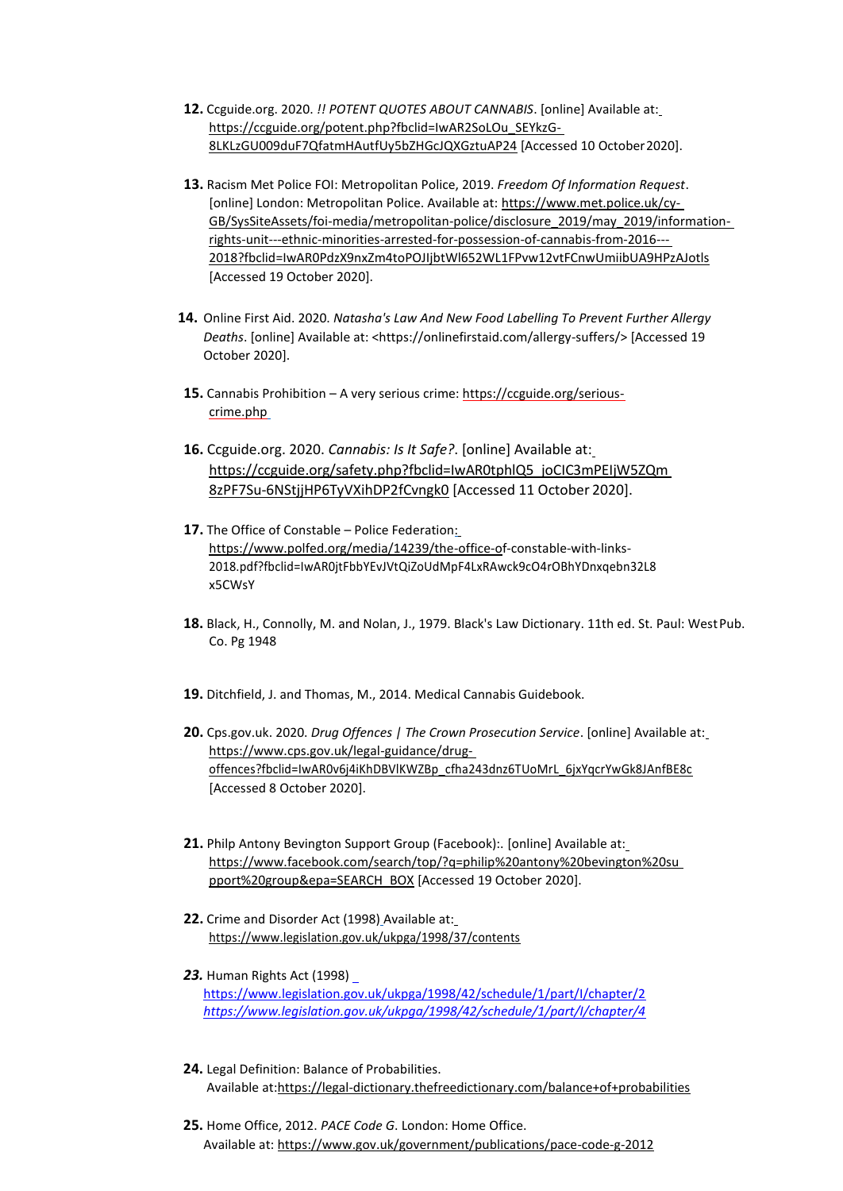12. Ccguide.org. 2020. *!! POTENT QUOTES ABOUT CANNABIS*. [online] Available at: https://ccguide.org/potent.php?fbclid=IwAR2SoLOu_SEYkzG-8LKLzGU009duF7QfatmHAutfUy5bZHGcJQXGztuAP24 [Accessed 10 October 2020].

13. Racism Met Police FOI: Metropolitan Police, 2019. *Freedom Of Information Request*. [online] London: Metropolitan Police. Available at: https://www.met.police.uk/cy-GB/SysSiteAssets/foi-media/metropolitan-police/disclosure_2019/may_2019/information-rights-unit---ethnic-minorities-arrested-for-possession-of-cannabis-from-2016---2018?fbclid=IwAR0PdzX9nxZm4toPOJIjbtWl652WL1FPvw12vtFCnwUmiibUA9HPzAJotls [Accessed 19 October 2020].

14. Online First Aid. 2020. *Natasha's Law And New Food Labelling To Prevent Further Allergy Deaths*. [online] Available at: <https://onlinefirstaid.com/allergy-suffers/> [Accessed 19 October 2020].

15. Cannabis Prohibition – A very serious crime: https://ccguide.org/serious-crime.php

16. Ccguide.org. 2020. *Cannabis: Is It Safe?*. [online] Available at: https://ccguide.org/safety.php?fbclid=IwAR0tphlQ5_joCIC3mPEIjW5ZQm8zPF7Su-6NStjjHP6TyVXihDP2fCvngk0 [Accessed 11 October 2020].

17. The Office of Constable – Police Federation: https://www.polfed.org/media/14239/the-office-of-constable-with-links-2018.pdf?fbclid=IwAR0jtFbbYEvJVtQiZoUdMpF4LxRAwck9cO4rOBhYDnxqebn32L8x5CWsY

18. Black, H., Connolly, M. and Nolan, J., 1979. Black's Law Dictionary. 11th ed. St. Paul: West Pub. Co. Pg 1948

19. Ditchfield, J. and Thomas, M., 2014. Medical Cannabis Guidebook.

20. Cps.gov.uk. 2020. *Drug Offences | The Crown Prosecution Service*. [online] Available at: https://www.cps.gov.uk/legal-guidance/drug-offences?fbclid=IwAR0v6j4iKhDBVlKWZBp_cfha243dnz6TUoMrL_6jxYqcrYwGk8JAnfBE8c [Accessed 8 October 2020].

21. Philp Antony Bevington Support Group (Facebook):. [online] Available at: https://www.facebook.com/search/top/?q=philip%20antony%20bevington%20support%20group&epa=SEARCH_BOX [Accessed 19 October 2020].

22. Crime and Disorder Act (1998) Available at: https://www.legislation.gov.uk/ukpga/1998/37/contents

23. Human Rights Act (1998) https://www.legislation.gov.uk/ukpga/1998/42/schedule/1/part/I/chapter/2 *https://www.legislation.gov.uk/ukpga/1998/42/schedule/1/part/I/chapter/4*

24. Legal Definition: Balance of Probabilities. Available at:https://legal-dictionary.thefreedictionary.com/balance+of+probabilities

25. Home Office, 2012. *PACE Code G*. London: Home Office. Available at: https://www.gov.uk/government/publications/pace-code-g-2012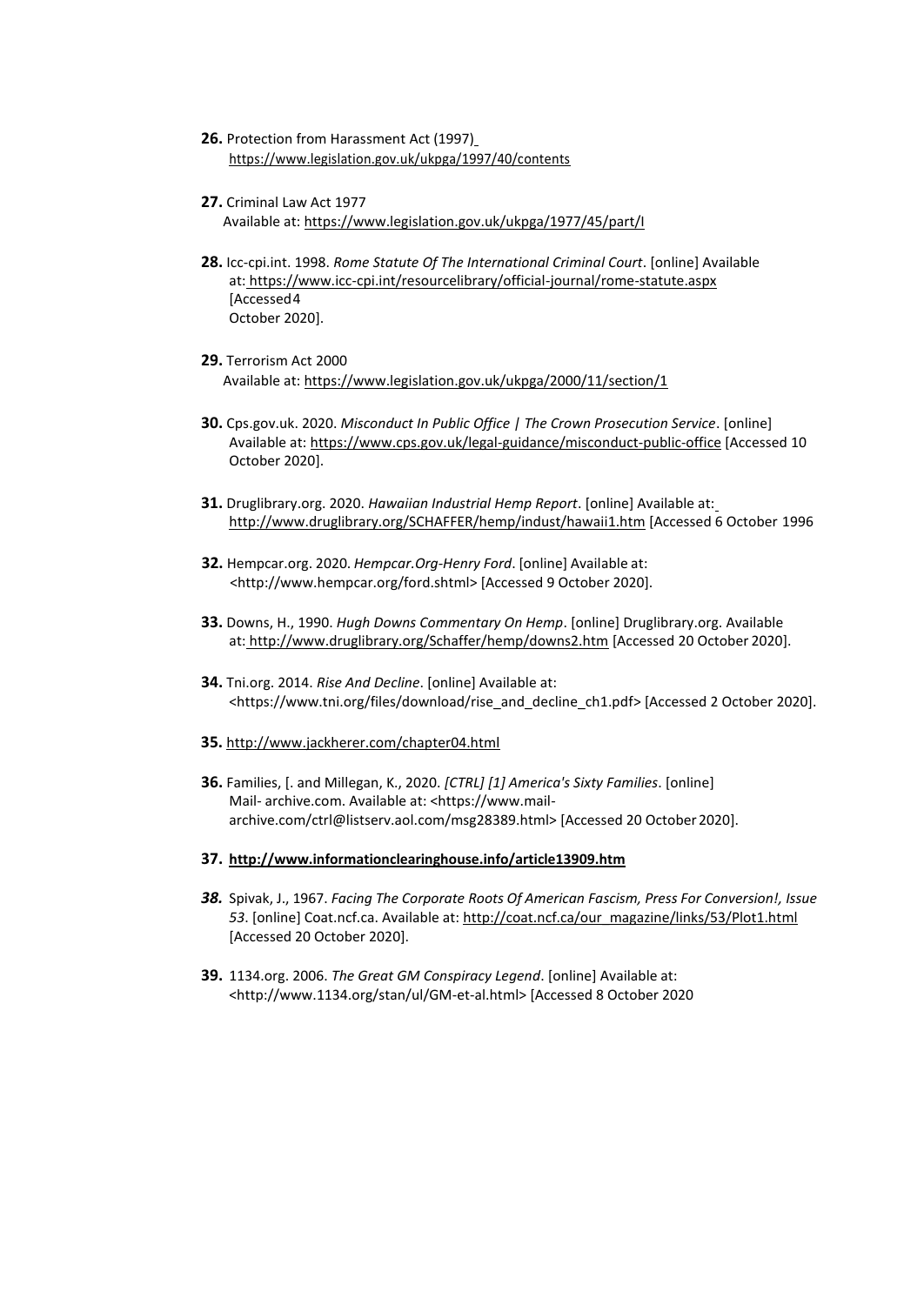**26.** Protection from Harassment Act (1997) https://www.legislation.gov.uk/ukpga/1997/40/contents

**27.** Criminal Law Act 1977
Available at: https://www.legislation.gov.uk/ukpga/1977/45/part/I

**28.** Icc-cpi.int. 1998. *Rome Statute Of The International Criminal Court*. [online] Available at: https://www.icc-cpi.int/resourcelibrary/official-journal/rome-statute.aspx [Accessed 4 October 2020].

**29.** Terrorism Act 2000
Available at: https://www.legislation.gov.uk/ukpga/2000/11/section/1

**30.** Cps.gov.uk. 2020. *Misconduct In Public Office | The Crown Prosecution Service*. [online] Available at: https://www.cps.gov.uk/legal-guidance/misconduct-public-office [Accessed 10 October 2020].

**31.** Druglibrary.org. 2020. *Hawaiian Industrial Hemp Report*. [online] Available at: http://www.druglibrary.org/SCHAFFER/hemp/indust/hawaii1.htm [Accessed 6 October 1996

**32.** Hempcar.org. 2020. *Hempcar.Org-Henry Ford*. [online] Available at: <http://www.hempcar.org/ford.shtml> [Accessed 9 October 2020].

**33.** Downs, H., 1990. *Hugh Downs Commentary On Hemp*. [online] Druglibrary.org. Available at: http://www.druglibrary.org/Schaffer/hemp/downs2.htm [Accessed 20 October 2020].

**34.** Tni.org. 2014. *Rise And Decline*. [online] Available at: <https://www.tni.org/files/download/rise_and_decline_ch1.pdf> [Accessed 2 October 2020].

**35.** http://www.jackherer.com/chapter04.html

**36.** Families, [. and Millegan, K., 2020. *[CTRL] [1] America's Sixty Families*. [online] Mail- archive.com. Available at: <https://www.mail-archive.com/ctrl@listserv.aol.com/msg28389.html> [Accessed 20 October 2020].

**37. http://www.informationclearinghouse.info/article13909.htm**

***38.*** Spivak, J., 1967. *Facing The Corporate Roots Of American Fascism, Press For Conversion!, Issue 53*. [online] Coat.ncf.ca. Available at: http://coat.ncf.ca/our_magazine/links/53/Plot1.html [Accessed 20 October 2020].

**39.** 1134.org. 2006. *The Great GM Conspiracy Legend*. [online] Available at: <http://www.1134.org/stan/ul/GM-et-al.html> [Accessed 8 October 2020